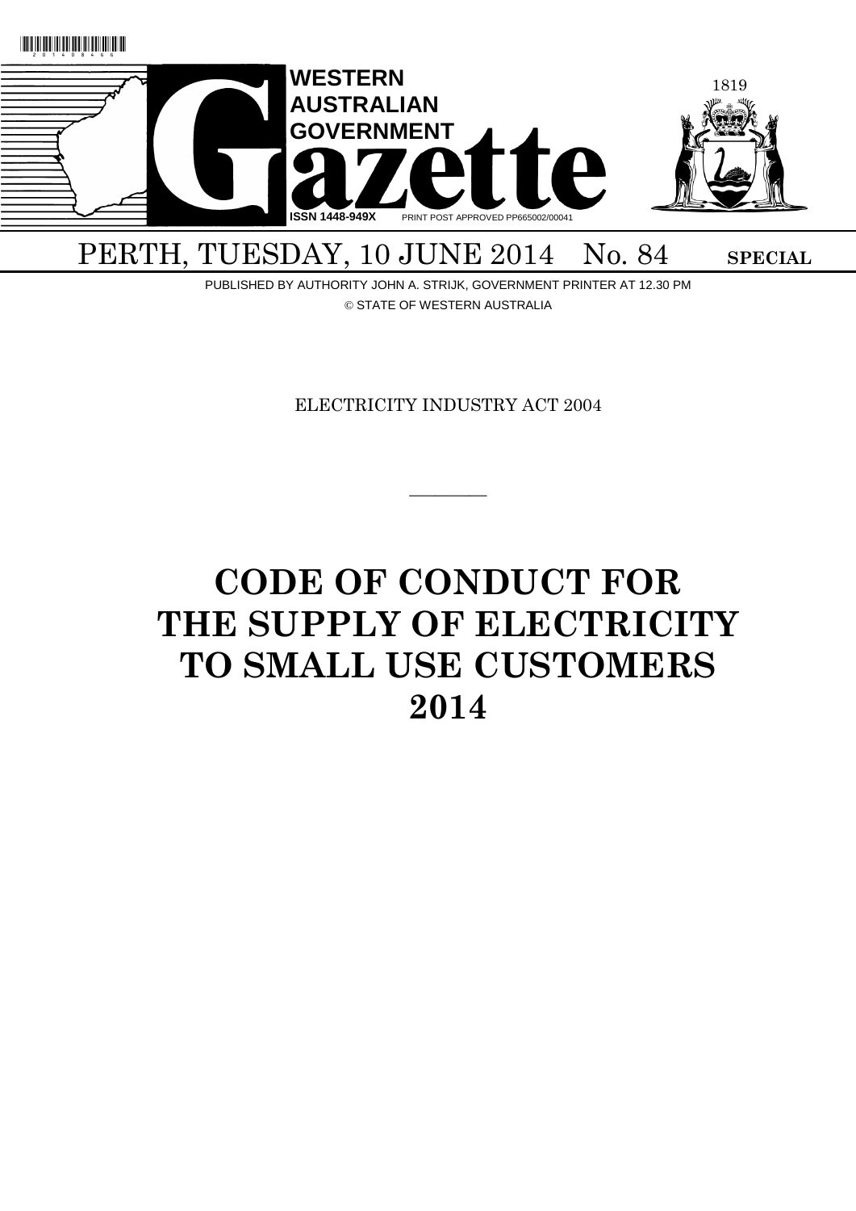# WESTERN AUSTRALIAN GOVERNMENT Gazette

ISSN 1448-949X PRINT POST APPROVED PP665002/00041

PERTH, TUESDAY, 10 JUNE 2014 No. 84 **SPECIAL**

PUBLISHED BY AUTHORITY JOHN A. STRIJK, GOVERNMENT PRINTER AT 12.30 PM

© STATE OF WESTERN AUSTRALIA

ELECTRICITY INDUSTRY ACT 2004

---

# CODE OF CONDUCT FOR THE SUPPLY OF ELECTRICITY TO SMALL USE CUSTOMERS 2014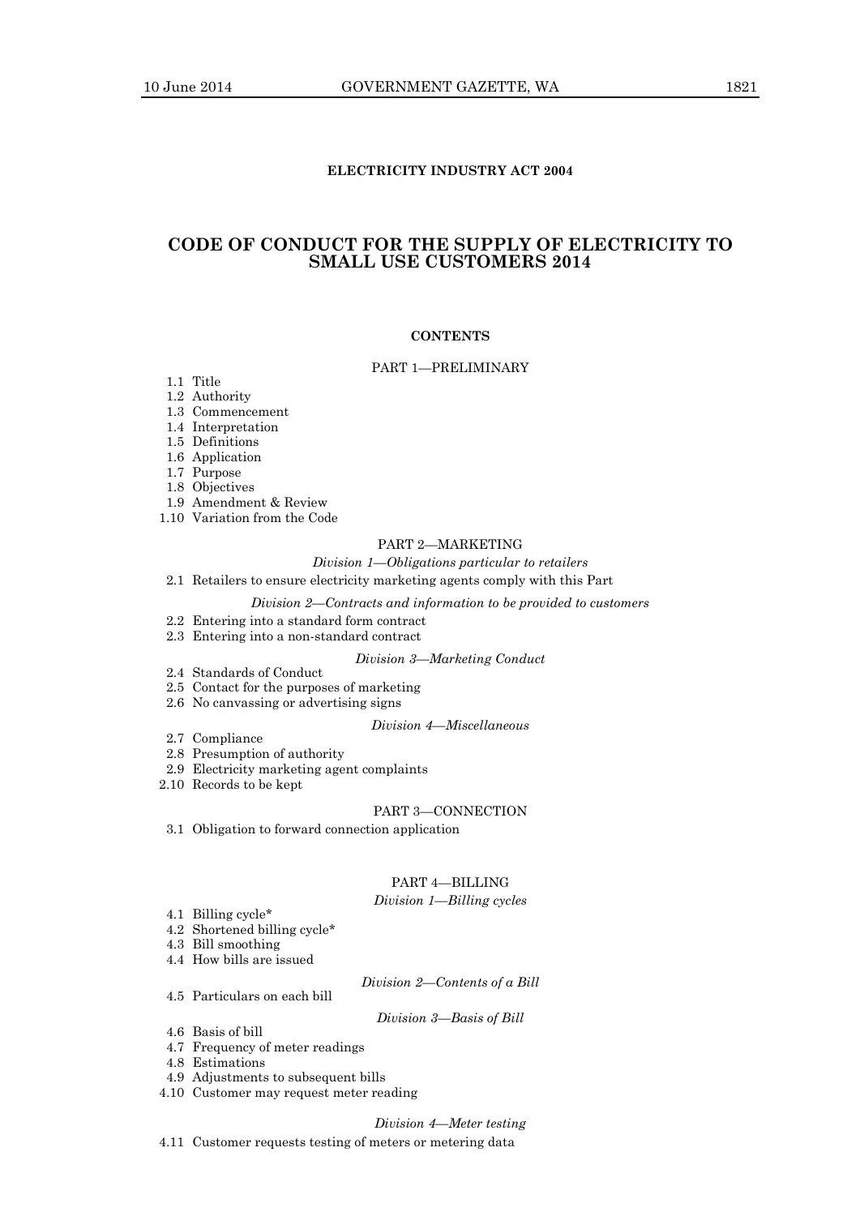**ELECTRICITY INDUSTRY ACT 2004**

# CODE OF CONDUCT FOR THE SUPPLY OF ELECTRICITY TO SMALL USE CUSTOMERS 2014

**CONTENTS**

PART 1—PRELIMINARY

1.1 Title
1.2 Authority
1.3 Commencement
1.4 Interpretation
1.5 Definitions
1.6 Application
1.7 Purpose
1.8 Objectives
1.9 Amendment & Review
1.10 Variation from the Code

PART 2—MARKETING

*Division 1—Obligations particular to retailers*

2.1 Retailers to ensure electricity marketing agents comply with this Part

*Division 2—Contracts and information to be provided to customers*

2.2 Entering into a standard form contract
2.3 Entering into a non-standard contract

*Division 3—Marketing Conduct*

2.4 Standards of Conduct
2.5 Contact for the purposes of marketing
2.6 No canvassing or advertising signs

*Division 4—Miscellaneous*

2.7 Compliance
2.8 Presumption of authority
2.9 Electricity marketing agent complaints
2.10 Records to be kept

PART 3—CONNECTION

3.1 Obligation to forward connection application

PART 4—BILLING

*Division 1—Billing cycles*

4.1 Billing cycle*
4.2 Shortened billing cycle*
4.3 Bill smoothing
4.4 How bills are issued

*Division 2—Contents of a Bill*

4.5 Particulars on each bill

*Division 3—Basis of Bill*

4.6 Basis of bill
4.7 Frequency of meter readings
4.8 Estimations
4.9 Adjustments to subsequent bills
4.10 Customer may request meter reading

*Division 4—Meter testing*

4.11 Customer requests testing of meters or metering data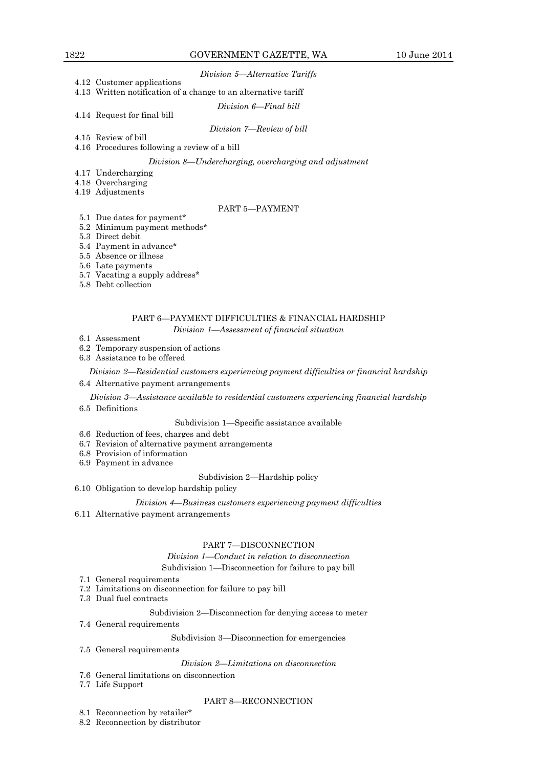*Division 5—Alternative Tariffs*

4.12 Customer applications

4.13 Written notification of a change to an alternative tariff

*Division 6—Final bill*

4.14 Request for final bill

*Division 7—Review of bill*

4.15 Review of bill

4.16 Procedures following a review of a bill

*Division 8—Undercharging, overcharging and adjustment*

4.17 Undercharging

4.18 Overcharging

4.19 Adjustments

PART 5—PAYMENT

5.1 Due dates for payment*

5.2 Minimum payment methods*

5.3 Direct debit

5.4 Payment in advance*

5.5 Absence or illness

5.6 Late payments

5.7 Vacating a supply address*

5.8 Debt collection

PART 6—PAYMENT DIFFICULTIES & FINANCIAL HARDSHIP

*Division 1—Assessment of financial situation*

6.1 Assessment

6.2 Temporary suspension of actions

6.3 Assistance to be offered

*Division 2—Residential customers experiencing payment difficulties or financial hardship*

6.4 Alternative payment arrangements

*Division 3—Assistance available to residential customers experiencing financial hardship*

6.5 Definitions

Subdivision 1—Specific assistance available

6.6 Reduction of fees, charges and debt

6.7 Revision of alternative payment arrangements

6.8 Provision of information

6.9 Payment in advance

Subdivision 2—Hardship policy

6.10 Obligation to develop hardship policy

*Division 4—Business customers experiencing payment difficulties*

6.11 Alternative payment arrangements

PART 7—DISCONNECTION

*Division 1—Conduct in relation to disconnection*

Subdivision 1—Disconnection for failure to pay bill

7.1 General requirements

7.2 Limitations on disconnection for failure to pay bill

7.3 Dual fuel contracts

Subdivision 2—Disconnection for denying access to meter

7.4 General requirements

Subdivision 3—Disconnection for emergencies

7.5 General requirements

*Division 2—Limitations on disconnection*

7.6 General limitations on disconnection

7.7 Life Support

PART 8—RECONNECTION

8.1 Reconnection by retailer*

8.2 Reconnection by distributor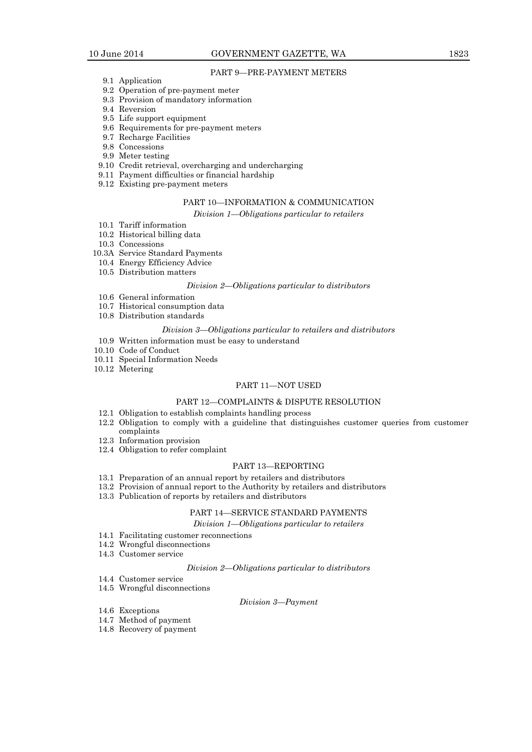PART 9—PRE-PAYMENT METERS

9.1 Application
9.2 Operation of pre-payment meter
9.3 Provision of mandatory information
9.4 Reversion
9.5 Life support equipment
9.6 Requirements for pre-payment meters
9.7 Recharge Facilities
9.8 Concessions
9.9 Meter testing
9.10 Credit retrieval, overcharging and undercharging
9.11 Payment difficulties or financial hardship
9.12 Existing pre-payment meters

PART 10—INFORMATION & COMMUNICATION

*Division 1—Obligations particular to retailers*

10.1 Tariff information
10.2 Historical billing data
10.3 Concessions
10.3A Service Standard Payments
10.4 Energy Efficiency Advice
10.5 Distribution matters

*Division 2—Obligations particular to distributors*

10.6 General information
10.7 Historical consumption data
10.8 Distribution standards

*Division 3—Obligations particular to retailers and distributors*

10.9 Written information must be easy to understand
10.10 Code of Conduct
10.11 Special Information Needs
10.12 Metering

PART 11—NOT USED

PART 12—COMPLAINTS & DISPUTE RESOLUTION

12.1 Obligation to establish complaints handling process
12.2 Obligation to comply with a guideline that distinguishes customer queries from customer complaints
12.3 Information provision
12.4 Obligation to refer complaint

PART 13—REPORTING

13.1 Preparation of an annual report by retailers and distributors
13.2 Provision of annual report to the Authority by retailers and distributors
13.3 Publication of reports by retailers and distributors

PART 14—SERVICE STANDARD PAYMENTS

*Division 1—Obligations particular to retailers*

14.1 Facilitating customer reconnections
14.2 Wrongful disconnections
14.3 Customer service

*Division 2—Obligations particular to distributors*

14.4 Customer service
14.5 Wrongful disconnections

*Division 3—Payment*

14.6 Exceptions
14.7 Method of payment
14.8 Recovery of payment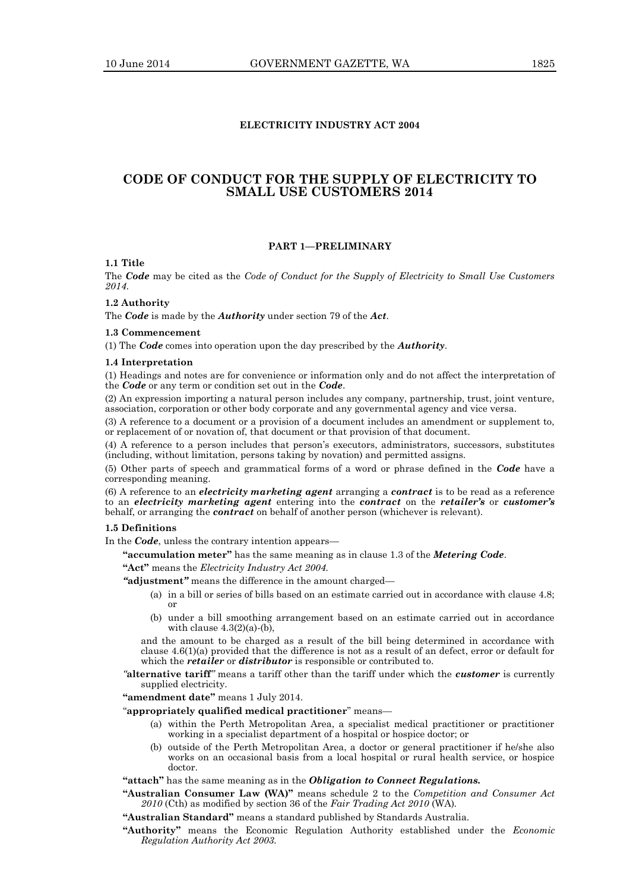**ELECTRICITY INDUSTRY ACT 2004**

# CODE OF CONDUCT FOR THE SUPPLY OF ELECTRICITY TO SMALL USE CUSTOMERS 2014

## PART 1—PRELIMINARY

### 1.1 Title

The ***Code*** may be cited as the *Code of Conduct for the Supply of Electricity to Small Use Customers 2014.*

### 1.2 Authority

The ***Code*** is made by the ***Authority*** under section 79 of the ***Act***.

### 1.3 Commencement

(1) The ***Code*** comes into operation upon the day prescribed by the ***Authority***.

### 1.4 Interpretation

(1) Headings and notes are for convenience or information only and do not affect the interpretation of the ***Code*** or any term or condition set out in the ***Code***.

(2) An expression importing a natural person includes any company, partnership, trust, joint venture, association, corporation or other body corporate and any governmental agency and vice versa.

(3) A reference to a document or a provision of a document includes an amendment or supplement to, or replacement of or novation of, that document or that provision of that document.

(4) A reference to a person includes that person's executors, administrators, successors, substitutes (including, without limitation, persons taking by novation) and permitted assigns.

(5) Other parts of speech and grammatical forms of a word or phrase defined in the ***Code*** have a corresponding meaning.

(6) A reference to an ***electricity marketing agent*** arranging a ***contract*** is to be read as a reference to an ***electricity marketing agent*** entering into the ***contract*** on the ***retailer's*** or ***customer's*** behalf, or arranging the ***contract*** on behalf of another person (whichever is relevant).

### 1.5 Definitions

In the ***Code***, unless the contrary intention appears—

**"accumulation meter"** has the same meaning as in clause 1.3 of the ***Metering Code***.

**"Act"** means the *Electricity Industry Act 2004.*

**"adjustment"** means the difference in the amount charged—

- (a) in a bill or series of bills based on an estimate carried out in accordance with clause 4.8; or
- (b) under a bill smoothing arrangement based on an estimate carried out in accordance with clause 4.3(2)(a)-(b),

and the amount to be charged as a result of the bill being determined in accordance with clause 4.6(1)(a) provided that the difference is not as a result of an defect, error or default for which the ***retailer*** or ***distributor*** is responsible or contributed to.

**"alternative tariff"** means a tariff other than the tariff under which the ***customer*** is currently supplied electricity.

**"amendment date"** means 1 July 2014.

**"appropriately qualified medical practitioner"** means—

- (a) within the Perth Metropolitan Area, a specialist medical practitioner or practitioner working in a specialist department of a hospital or hospice doctor; or
- (b) outside of the Perth Metropolitan Area, a doctor or general practitioner if he/she also works on an occasional basis from a local hospital or rural health service, or hospice doctor.

**"attach"** has the same meaning as in the ***Obligation to Connect Regulations.***

**"Australian Consumer Law (WA)"** means schedule 2 to the *Competition and Consumer Act 2010* (Cth) as modified by section 36 of the *Fair Trading Act 2010* (WA).

**"Australian Standard"** means a standard published by Standards Australia.

**"Authority"** means the Economic Regulation Authority established under the *Economic Regulation Authority Act 2003.*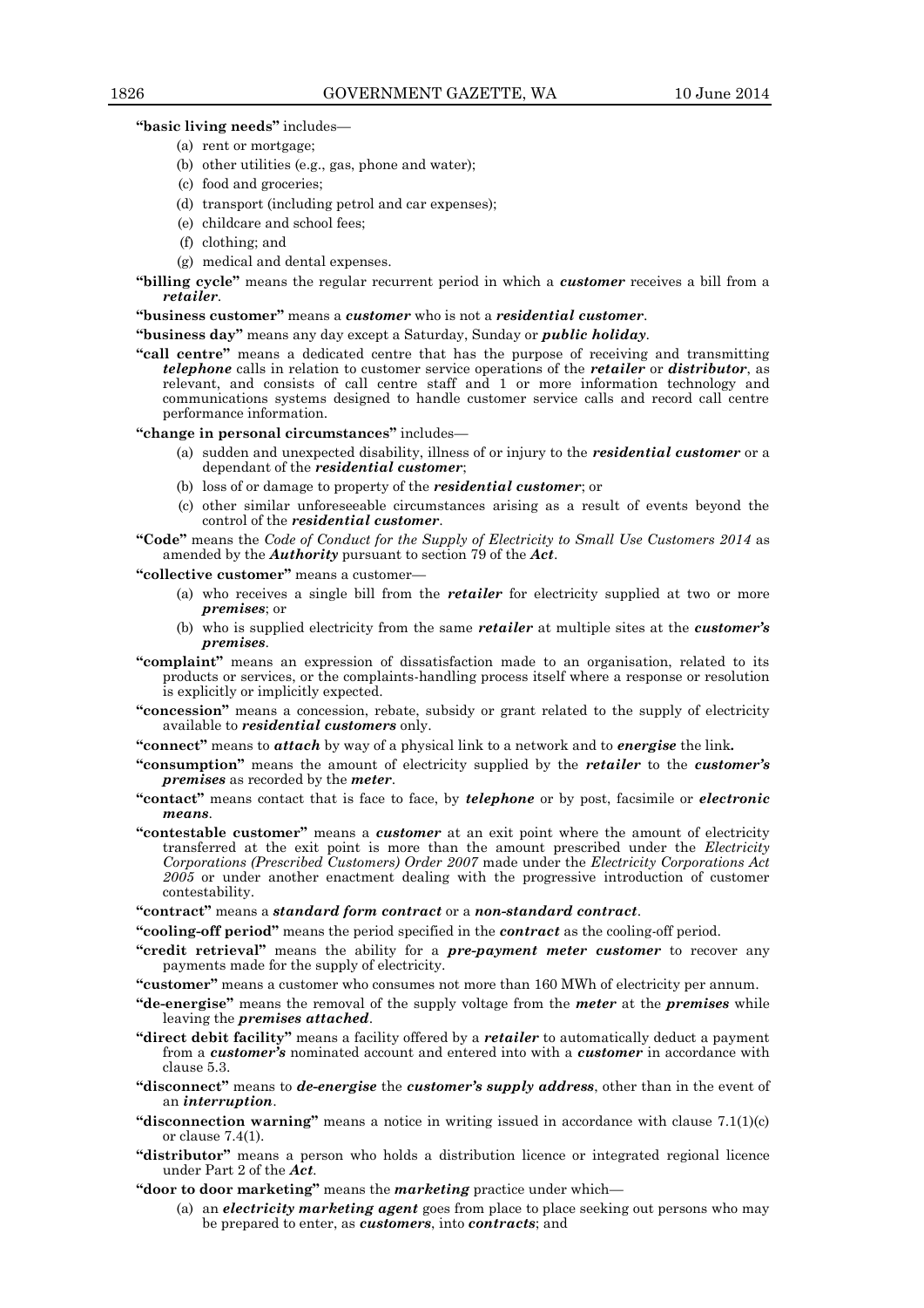**"basic living needs"** includes—

(a) rent or mortgage;

(b) other utilities (e.g., gas, phone and water);

(c) food and groceries;

(d) transport (including petrol and car expenses);

(e) childcare and school fees;

(f) clothing; and

(g) medical and dental expenses.

**"billing cycle"** means the regular recurrent period in which a ***customer*** receives a bill from a ***retailer***.

**"business customer"** means a ***customer*** who is not a ***residential customer***.

**"business day"** means any day except a Saturday, Sunday or ***public holiday***.

**"call centre"** means a dedicated centre that has the purpose of receiving and transmitting ***telephone*** calls in relation to customer service operations of the ***retailer*** or ***distributor***, as relevant, and consists of call centre staff and 1 or more information technology and communications systems designed to handle customer service calls and record call centre performance information.

**"change in personal circumstances"** includes—

(a) sudden and unexpected disability, illness of or injury to the ***residential customer*** or a dependant of the ***residential customer***;

(b) loss of or damage to property of the ***residential customer***; or

(c) other similar unforeseeable circumstances arising as a result of events beyond the control of the ***residential customer***.

**"Code"** means the *Code of Conduct for the Supply of Electricity to Small Use Customers 2014* as amended by the ***Authority*** pursuant to section 79 of the ***Act***.

**"collective customer"** means a customer—

(a) who receives a single bill from the ***retailer*** for electricity supplied at two or more ***premises***; or

(b) who is supplied electricity from the same ***retailer*** at multiple sites at the ***customer's premises***.

**"complaint"** means an expression of dissatisfaction made to an organisation, related to its products or services, or the complaints-handling process itself where a response or resolution is explicitly or implicitly expected.

**"concession"** means a concession, rebate, subsidy or grant related to the supply of electricity available to ***residential customers*** only.

**"connect"** means to ***attach*** by way of a physical link to a network and to ***energise*** the link**.**

**"consumption"** means the amount of electricity supplied by the ***retailer*** to the ***customer's premises*** as recorded by the ***meter***.

**"contact"** means contact that is face to face, by ***telephone*** or by post, facsimile or ***electronic means***.

**"contestable customer"** means a ***customer*** at an exit point where the amount of electricity transferred at the exit point is more than the amount prescribed under the *Electricity Corporations (Prescribed Customers) Order 2007* made under the *Electricity Corporations Act 2005* or under another enactment dealing with the progressive introduction of customer contestability.

**"contract"** means a ***standard form contract*** or a ***non-standard contract***.

**"cooling-off period"** means the period specified in the ***contract*** as the cooling-off period.

**"credit retrieval"** means the ability for a ***pre-payment meter customer*** to recover any payments made for the supply of electricity.

**"customer"** means a customer who consumes not more than 160 MWh of electricity per annum.

**"de-energise"** means the removal of the supply voltage from the ***meter*** at the ***premises*** while leaving the ***premises attached***.

**"direct debit facility"** means a facility offered by a ***retailer*** to automatically deduct a payment from a ***customer's*** nominated account and entered into with a ***customer*** in accordance with clause 5.3.

**"disconnect"** means to ***de-energise*** the ***customer's supply address***, other than in the event of an ***interruption***.

**"disconnection warning"** means a notice in writing issued in accordance with clause 7.1(1)(c) or clause 7.4(1).

**"distributor"** means a person who holds a distribution licence or integrated regional licence under Part 2 of the ***Act***.

**"door to door marketing"** means the ***marketing*** practice under which—

(a) an ***electricity marketing agent*** goes from place to place seeking out persons who may be prepared to enter, as ***customers***, into ***contracts***; and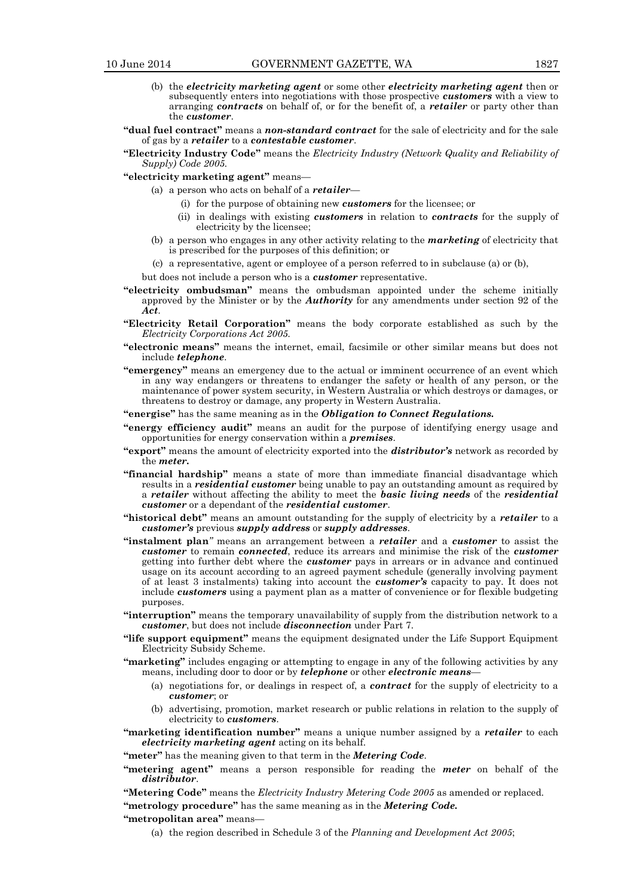(b) the ***electricity marketing agent*** or some other ***electricity marketing agent*** then or subsequently enters into negotiations with those prospective ***customers*** with a view to arranging ***contracts*** on behalf of, or for the benefit of, a ***retailer*** or party other than the ***customer***.

**"dual fuel contract"** means a ***non-standard contract*** for the sale of electricity and for the sale of gas by a ***retailer*** to a ***contestable customer***.

**"Electricity Industry Code"** means the *Electricity Industry (Network Quality and Reliability of Supply) Code 2005.*

**"electricity marketing agent"** means—

(a) a person who acts on behalf of a ***retailer***—

(i) for the purpose of obtaining new ***customers*** for the licensee; or

(ii) in dealings with existing ***customers*** in relation to ***contracts*** for the supply of electricity by the licensee;

(b) a person who engages in any other activity relating to the ***marketing*** of electricity that is prescribed for the purposes of this definition; or

(c) a representative, agent or employee of a person referred to in subclause (a) or (b),

but does not include a person who is a ***customer*** representative.

**"electricity ombudsman"** means the ombudsman appointed under the scheme initially approved by the Minister or by the ***Authority*** for any amendments under section 92 of the ***Act***.

**"Electricity Retail Corporation"** means the body corporate established as such by the *Electricity Corporations Act 2005.*

**"electronic means"** means the internet, email, facsimile or other similar means but does not include ***telephone***.

**"emergency"** means an emergency due to the actual or imminent occurrence of an event which in any way endangers or threatens to endanger the safety or health of any person, or the maintenance of power system security, in Western Australia or which destroys or damages, or threatens to destroy or damage, any property in Western Australia.

**"energise"** has the same meaning as in the ***Obligation to Connect Regulations.***

**"energy efficiency audit"** means an audit for the purpose of identifying energy usage and opportunities for energy conservation within a ***premises***.

**"export"** means the amount of electricity exported into the ***distributor's*** network as recorded by the ***meter.***

**"financial hardship"** means a state of more than immediate financial disadvantage which results in a ***residential customer*** being unable to pay an outstanding amount as required by a ***retailer*** without affecting the ability to meet the ***basic living needs*** of the ***residential customer*** or a dependant of the ***residential customer***.

**"historical debt"** means an amount outstanding for the supply of electricity by a ***retailer*** to a ***customer's*** previous ***supply address*** or ***supply addresses***.

**"instalment plan"** means an arrangement between a ***retailer*** and a ***customer*** to assist the ***customer*** to remain ***connected***, reduce its arrears and minimise the risk of the ***customer*** getting into further debt where the ***customer*** pays in arrears or in advance and continued usage on its account according to an agreed payment schedule (generally involving payment of at least 3 instalments) taking into account the ***customer's*** capacity to pay. It does not include ***customers*** using a payment plan as a matter of convenience or for flexible budgeting purposes.

**"interruption"** means the temporary unavailability of supply from the distribution network to a ***customer***, but does not include ***disconnection*** under Part 7.

**"life support equipment"** means the equipment designated under the Life Support Equipment Electricity Subsidy Scheme.

**"marketing"** includes engaging or attempting to engage in any of the following activities by any means, including door to door or by ***telephone*** or other ***electronic means***—

(a) negotiations for, or dealings in respect of, a ***contract*** for the supply of electricity to a ***customer***; or

(b) advertising, promotion, market research or public relations in relation to the supply of electricity to ***customers***.

**"marketing identification number"** means a unique number assigned by a ***retailer*** to each ***electricity marketing agent*** acting on its behalf.

**"meter"** has the meaning given to that term in the ***Metering Code***.

**"metering agent"** means a person responsible for reading the ***meter*** on behalf of the ***distributor***.

**"Metering Code"** means the *Electricity Industry Metering Code 2005* as amended or replaced.

**"metrology procedure"** has the same meaning as in the ***Metering Code.***

**"metropolitan area"** means—

(a) the region described in Schedule 3 of the *Planning and Development Act 2005*;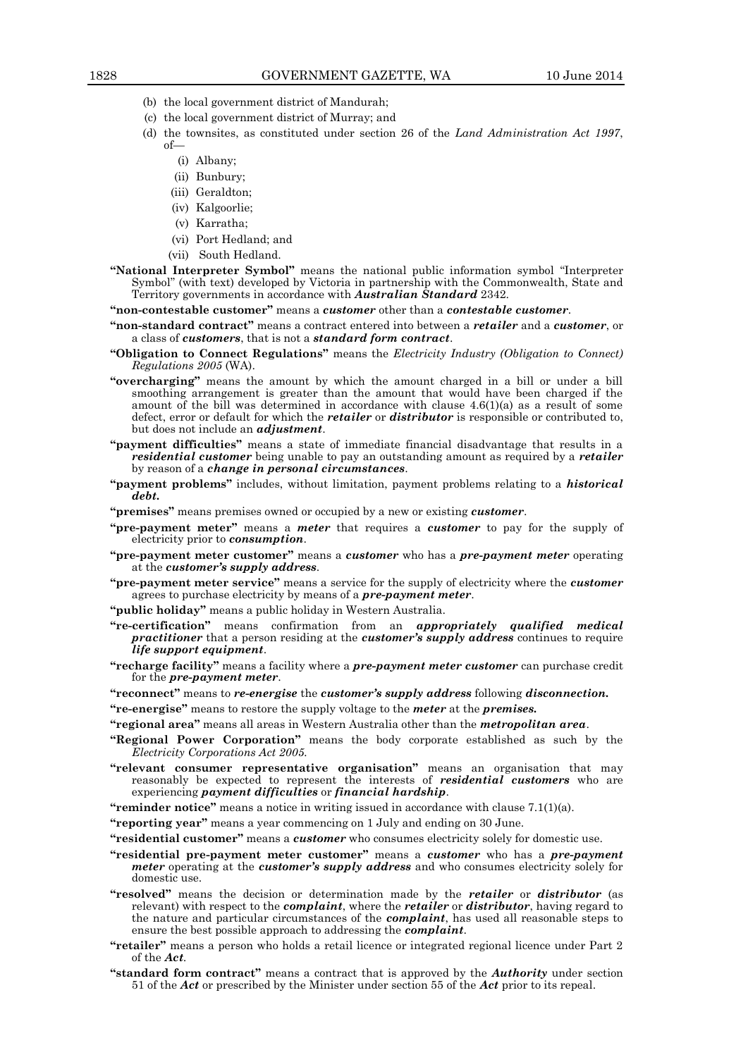(b) the local government district of Mandurah;

(c) the local government district of Murray; and

(d) the townsites, as constituted under section 26 of the *Land Administration Act 1997*, of—

  (i) Albany;

  (ii) Bunbury;

  (iii) Geraldton;

  (iv) Kalgoorlie;

  (v) Karratha;

  (vi) Port Hedland; and

  (vii) South Hedland.

**"National Interpreter Symbol"** means the national public information symbol "Interpreter Symbol" (with text) developed by Victoria in partnership with the Commonwealth, State and Territory governments in accordance with ***Australian Standard*** 2342.

**"non-contestable customer"** means a ***customer*** other than a ***contestable customer***.

**"non-standard contract"** means a contract entered into between a ***retailer*** and a ***customer***, or a class of ***customers***, that is not a ***standard form contract***.

**"Obligation to Connect Regulations"** means the *Electricity Industry (Obligation to Connect) Regulations 2005* (WA).

**"overcharging"** means the amount by which the amount charged in a bill or under a bill smoothing arrangement is greater than the amount that would have been charged if the amount of the bill was determined in accordance with clause 4.6(1)(a) as a result of some defect, error or default for which the ***retailer*** or ***distributor*** is responsible or contributed to, but does not include an ***adjustment***.

**"payment difficulties"** means a state of immediate financial disadvantage that results in a ***residential customer*** being unable to pay an outstanding amount as required by a ***retailer*** by reason of a ***change in personal circumstances***.

**"payment problems"** includes, without limitation, payment problems relating to a ***historical debt.***

**"premises"** means premises owned or occupied by a new or existing ***customer***.

**"pre-payment meter"** means a ***meter*** that requires a ***customer*** to pay for the supply of electricity prior to ***consumption***.

**"pre-payment meter customer"** means a ***customer*** who has a ***pre-payment meter*** operating at the ***customer's supply address***.

**"pre-payment meter service"** means a service for the supply of electricity where the ***customer*** agrees to purchase electricity by means of a ***pre-payment meter***.

**"public holiday"** means a public holiday in Western Australia.

**"re-certification"** means confirmation from an ***appropriately qualified medical practitioner*** that a person residing at the ***customer's supply address*** continues to require ***life support equipment***.

**"recharge facility"** means a facility where a ***pre-payment meter customer*** can purchase credit for the ***pre-payment meter***.

**"reconnect"** means to ***re-energise*** the ***customer's supply address*** following ***disconnection.***

**"re-energise"** means to restore the supply voltage to the ***meter*** at the ***premises.***

**"regional area"** means all areas in Western Australia other than the ***metropolitan area***.

**"Regional Power Corporation"** means the body corporate established as such by the *Electricity Corporations Act 2005.*

**"relevant consumer representative organisation"** means an organisation that may reasonably be expected to represent the interests of ***residential customers*** who are experiencing ***payment difficulties*** or ***financial hardship***.

**"reminder notice"** means a notice in writing issued in accordance with clause 7.1(1)(a).

**"reporting year"** means a year commencing on 1 July and ending on 30 June.

**"residential customer"** means a ***customer*** who consumes electricity solely for domestic use.

**"residential pre-payment meter customer"** means a ***customer*** who has a ***pre-payment meter*** operating at the ***customer's supply address*** and who consumes electricity solely for domestic use.

**"resolved"** means the decision or determination made by the ***retailer*** or ***distributor*** (as relevant) with respect to the ***complaint***, where the ***retailer*** or ***distributor***, having regard to the nature and particular circumstances of the ***complaint***, has used all reasonable steps to ensure the best possible approach to addressing the ***complaint***.

**"retailer"** means a person who holds a retail licence or integrated regional licence under Part 2 of the ***Act***.

**"standard form contract"** means a contract that is approved by the ***Authority*** under section 51 of the ***Act*** or prescribed by the Minister under section 55 of the ***Act*** prior to its repeal.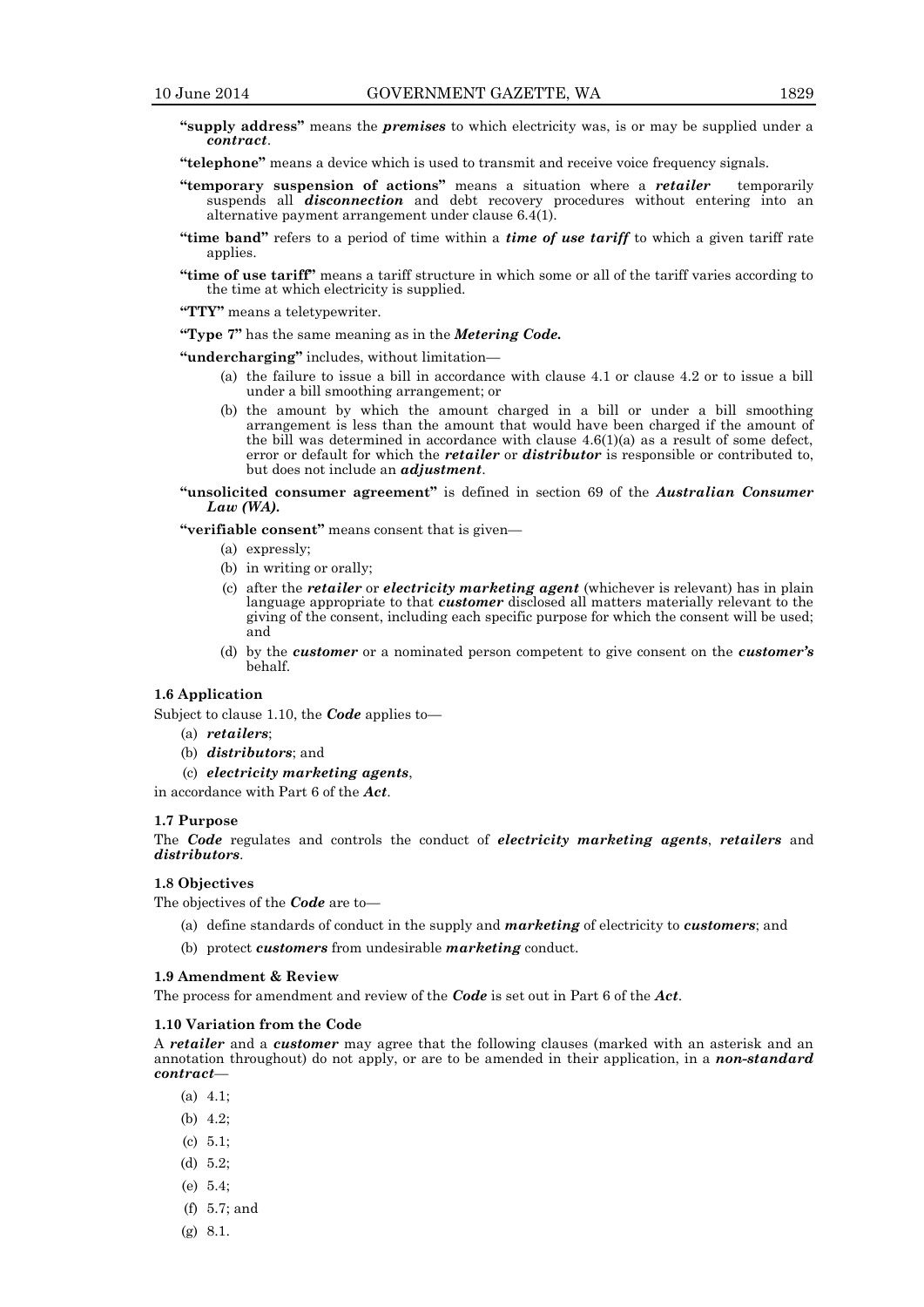**"supply address"** means the ***premises*** to which electricity was, is or may be supplied under a ***contract***.

**"telephone"** means a device which is used to transmit and receive voice frequency signals.

**"temporary suspension of actions"** means a situation where a ***retailer*** temporarily suspends all ***disconnection*** and debt recovery procedures without entering into an alternative payment arrangement under clause 6.4(1).

**"time band"** refers to a period of time within a ***time of use tariff*** to which a given tariff rate applies.

**"time of use tariff"** means a tariff structure in which some or all of the tariff varies according to the time at which electricity is supplied.

**"TTY"** means a teletypewriter.

**"Type 7"** has the same meaning as in the ***Metering Code.***

**"undercharging"** includes, without limitation—

(a) the failure to issue a bill in accordance with clause 4.1 or clause 4.2 or to issue a bill under a bill smoothing arrangement; or

(b) the amount by which the amount charged in a bill or under a bill smoothing arrangement is less than the amount that would have been charged if the amount of the bill was determined in accordance with clause 4.6(1)(a) as a result of some defect, error or default for which the ***retailer*** or ***distributor*** is responsible or contributed to, but does not include an ***adjustment***.

**"unsolicited consumer agreement"** is defined in section 69 of the ***Australian Consumer Law (WA).***

**"verifiable consent"** means consent that is given—

(a) expressly;

(b) in writing or orally;

(c) after the ***retailer*** or ***electricity marketing agent*** (whichever is relevant) has in plain language appropriate to that ***customer*** disclosed all matters materially relevant to the giving of the consent, including each specific purpose for which the consent will be used; and

(d) by the ***customer*** or a nominated person competent to give consent on the ***customer's*** behalf.

### 1.6 Application

Subject to clause 1.10, the ***Code*** applies to—

(a) ***retailers***;

(b) ***distributors***; and

(c) ***electricity marketing agents***,

in accordance with Part 6 of the ***Act***.

### 1.7 Purpose

The ***Code*** regulates and controls the conduct of ***electricity marketing agents***, ***retailers*** and ***distributors***.

### 1.8 Objectives

The objectives of the ***Code*** are to—

(a) define standards of conduct in the supply and ***marketing*** of electricity to ***customers***; and

(b) protect ***customers*** from undesirable ***marketing*** conduct.

### 1.9 Amendment & Review

The process for amendment and review of the ***Code*** is set out in Part 6 of the ***Act***.

### 1.10 Variation from the Code

A ***retailer*** and a ***customer*** may agree that the following clauses (marked with an asterisk and an annotation throughout) do not apply, or are to be amended in their application, in a ***non-standard contract***—

(a) 4.1;

(b) 4.2;

(c) 5.1;

(d) 5.2;

(e) 5.4;

(f) 5.7; and

(g) 8.1.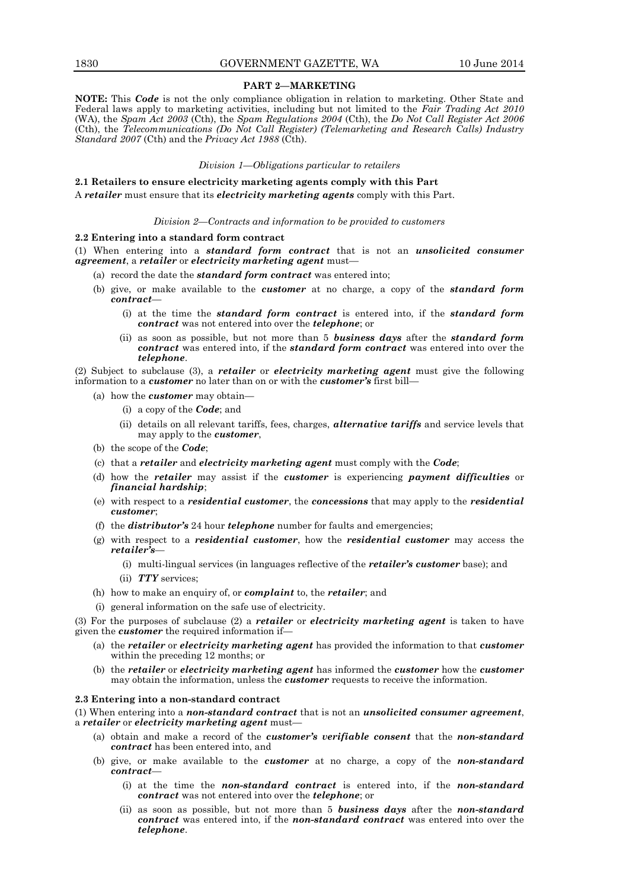## PART 2—MARKETING

**NOTE:** This ***Code*** is not the only compliance obligation in relation to marketing. Other State and Federal laws apply to marketing activities, including but not limited to the *Fair Trading Act 2010* (WA), the *Spam Act 2003* (Cth), the *Spam Regulations 2004* (Cth), the *Do Not Call Register Act 2006* (Cth), the *Telecommunications (Do Not Call Register) (Telemarketing and Research Calls) Industry Standard 2007* (Cth) and the *Privacy Act 1988* (Cth).

*Division 1—Obligations particular to retailers*

**2.1 Retailers to ensure electricity marketing agents comply with this Part**

A ***retailer*** must ensure that its ***electricity marketing agents*** comply with this Part.

*Division 2—Contracts and information to be provided to customers*

**2.2 Entering into a standard form contract**

(1) When entering into a ***standard form contract*** that is not an ***unsolicited consumer agreement***, a ***retailer*** or ***electricity marketing agent*** must—

- (a) record the date the ***standard form contract*** was entered into;
- (b) give, or make available to the ***customer*** at no charge, a copy of the ***standard form contract***—
  - (i) at the time the ***standard form contract*** is entered into, if the ***standard form contract*** was not entered into over the ***telephone***; or
  - (ii) as soon as possible, but not more than 5 ***business days*** after the ***standard form contract*** was entered into, if the ***standard form contract*** was entered into over the ***telephone***.

(2) Subject to subclause (3), a ***retailer*** or ***electricity marketing agent*** must give the following information to a ***customer*** no later than on or with the ***customer's*** first bill—

- (a) how the ***customer*** may obtain—
  - (i) a copy of the ***Code***; and
  - (ii) details on all relevant tariffs, fees, charges, ***alternative tariffs*** and service levels that may apply to the ***customer***,
- (b) the scope of the ***Code***;
- (c) that a ***retailer*** and ***electricity marketing agent*** must comply with the ***Code***;
- (d) how the ***retailer*** may assist if the ***customer*** is experiencing ***payment difficulties*** or ***financial hardship***;
- (e) with respect to a ***residential customer***, the ***concessions*** that may apply to the ***residential customer***;
- (f) the ***distributor's*** 24 hour ***telephone*** number for faults and emergencies;
- (g) with respect to a ***residential customer***, how the ***residential customer*** may access the ***retailer's***—
  - (i) multi-lingual services (in languages reflective of the ***retailer's customer*** base); and
  - (ii) ***TTY*** services;
- (h) how to make an enquiry of, or ***complaint*** to, the ***retailer***; and
- (i) general information on the safe use of electricity.

(3) For the purposes of subclause (2) a ***retailer*** or ***electricity marketing agent*** is taken to have given the ***customer*** the required information if—

- (a) the ***retailer*** or ***electricity marketing agent*** has provided the information to that ***customer*** within the preceding 12 months; or
- (b) the ***retailer*** or ***electricity marketing agent*** has informed the ***customer*** how the ***customer*** may obtain the information, unless the ***customer*** requests to receive the information.

**2.3 Entering into a non-standard contract**

(1) When entering into a ***non-standard contract*** that is not an ***unsolicited consumer agreement***, a ***retailer*** or ***electricity marketing agent*** must—

- (a) obtain and make a record of the ***customer's verifiable consent*** that the ***non-standard contract*** has been entered into, and
- (b) give, or make available to the ***customer*** at no charge, a copy of the ***non-standard contract***—
  - (i) at the time the ***non-standard contract*** is entered into, if the ***non-standard contract*** was not entered into over the ***telephone***; or
  - (ii) as soon as possible, but not more than 5 ***business days*** after the ***non-standard contract*** was entered into, if the ***non-standard contract*** was entered into over the ***telephone***.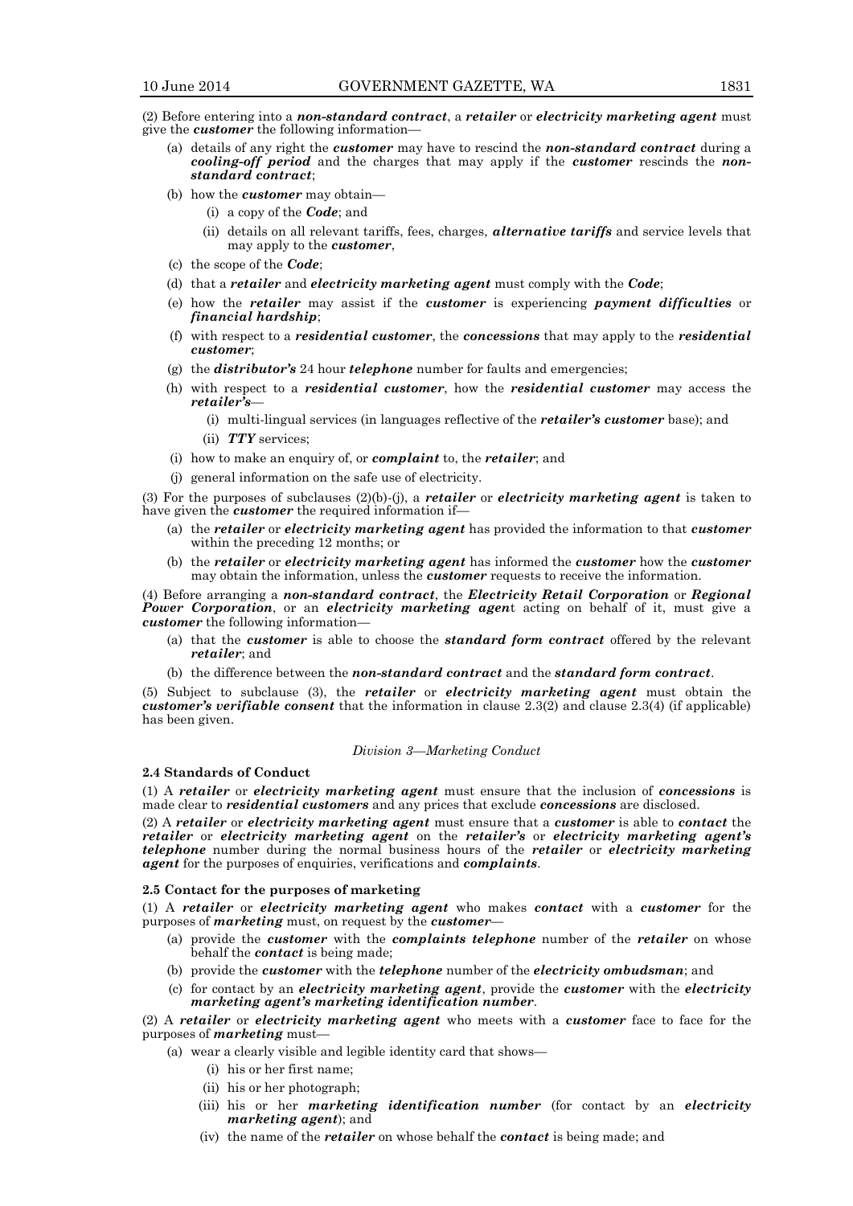(2) Before entering into a ***non-standard contract***, a ***retailer*** or ***electricity marketing agent*** must give the ***customer*** the following information—

- (a) details of any right the ***customer*** may have to rescind the ***non-standard contract*** during a ***cooling-off period*** and the charges that may apply if the ***customer*** rescinds the ***non-standard contract***;
- (b) how the ***customer*** may obtain—
  - (i) a copy of the ***Code***; and
  - (ii) details on all relevant tariffs, fees, charges, ***alternative tariffs*** and service levels that may apply to the ***customer***,
- (c) the scope of the ***Code***;
- (d) that a ***retailer*** and ***electricity marketing agent*** must comply with the ***Code***;
- (e) how the ***retailer*** may assist if the ***customer*** is experiencing ***payment difficulties*** or ***financial hardship***;
- (f) with respect to a ***residential customer***, the ***concessions*** that may apply to the ***residential customer***;
- (g) the ***distributor's*** 24 hour ***telephone*** number for faults and emergencies;
- (h) with respect to a ***residential customer***, how the ***residential customer*** may access the ***retailer's***—
  - (i) multi-lingual services (in languages reflective of the ***retailer's customer*** base); and
  - (ii) ***TTY*** services;
- (i) how to make an enquiry of, or ***complaint*** to, the ***retailer***; and
- (j) general information on the safe use of electricity.

(3) For the purposes of subclauses (2)(b)-(j), a ***retailer*** or ***electricity marketing agent*** is taken to have given the ***customer*** the required information if—

- (a) the ***retailer*** or ***electricity marketing agent*** has provided the information to that ***customer*** within the preceding 12 months; or
- (b) the ***retailer*** or ***electricity marketing agent*** has informed the ***customer*** how the ***customer*** may obtain the information, unless the ***customer*** requests to receive the information.

(4) Before arranging a ***non-standard contract***, the ***Electricity Retail Corporation*** or ***Regional Power Corporation***, or an ***electricity marketing agen***t acting on behalf of it, must give a ***customer*** the following information—

- (a) that the ***customer*** is able to choose the ***standard form contract*** offered by the relevant ***retailer***; and
- (b) the difference between the ***non-standard contract*** and the ***standard form contract***.

(5) Subject to subclause (3), the ***retailer*** or ***electricity marketing agent*** must obtain the ***customer's verifiable consent*** that the information in clause 2.3(2) and clause 2.3(4) (if applicable) has been given.

*Division 3—Marketing Conduct*

**2.4 Standards of Conduct**

(1) A ***retailer*** or ***electricity marketing agent*** must ensure that the inclusion of ***concessions*** is made clear to ***residential customers*** and any prices that exclude ***concessions*** are disclosed.

(2) A ***retailer*** or ***electricity marketing agent*** must ensure that a ***customer*** is able to ***contact*** the ***retailer*** or ***electricity marketing agent*** on the ***retailer's*** or ***electricity marketing agent's telephone*** number during the normal business hours of the ***retailer*** or ***electricity marketing agent*** for the purposes of enquiries, verifications and ***complaints***.

**2.5 Contact for the purposes of marketing**

(1) A ***retailer*** or ***electricity marketing agent*** who makes ***contact*** with a ***customer*** for the purposes of ***marketing*** must, on request by the ***customer***—

- (a) provide the ***customer*** with the ***complaints telephone*** number of the ***retailer*** on whose behalf the ***contact*** is being made;
- (b) provide the ***customer*** with the ***telephone*** number of the ***electricity ombudsman***; and
- (c) for contact by an ***electricity marketing agent***, provide the ***customer*** with the ***electricity marketing agent's marketing identification number***.

(2) A ***retailer*** or ***electricity marketing agent*** who meets with a ***customer*** face to face for the purposes of ***marketing*** must—

- (a) wear a clearly visible and legible identity card that shows—
  - (i) his or her first name;
  - (ii) his or her photograph;
  - (iii) his or her ***marketing identification number*** (for contact by an ***electricity marketing agent***); and
  - (iv) the name of the ***retailer*** on whose behalf the ***contact*** is being made; and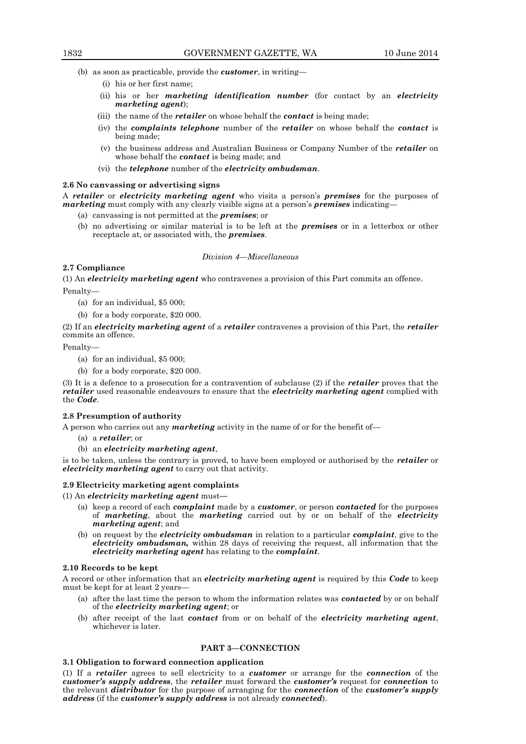(b) as soon as practicable, provide the ***customer***, in writing—

(i) his or her first name;

(ii) his or her ***marketing identification number*** (for contact by an ***electricity marketing agent***);

(iii) the name of the ***retailer*** on whose behalf the ***contact*** is being made;

(iv) the ***complaints telephone*** number of the ***retailer*** on whose behalf the ***contact*** is being made;

(v) the business address and Australian Business or Company Number of the ***retailer*** on whose behalf the ***contact*** is being made; and

(vi) the ***telephone*** number of the ***electricity ombudsman***.

**2.6 No canvassing or advertising signs**

A ***retailer*** or ***electricity marketing agent*** who visits a person's ***premises*** for the purposes of ***marketing*** must comply with any clearly visible signs at a person's ***premises*** indicating—

(a) canvassing is not permitted at the ***premises***; or

(b) no advertising or similar material is to be left at the ***premises*** or in a letterbox or other receptacle at, or associated with, the ***premises***.

*Division 4—Miscellaneous*

**2.7 Compliance**

(1) An ***electricity marketing agent*** who contravenes a provision of this Part commits an offence.

Penalty—

(a) for an individual, $5 000;

(b) for a body corporate, $20 000.

(2) If an ***electricity marketing agent*** of a ***retailer*** contravenes a provision of this Part, the ***retailer*** commits an offence.

Penalty—

(a) for an individual, $5 000;

(b) for a body corporate, $20 000.

(3) It is a defence to a prosecution for a contravention of subclause (2) if the ***retailer*** proves that the ***retailer*** used reasonable endeavours to ensure that the ***electricity marketing agent*** complied with the ***Code***.

**2.8 Presumption of authority**

A person who carries out any ***marketing*** activity in the name of or for the benefit of—

(a) a ***retailer***; or

(b) an ***electricity marketing agent***,

is to be taken, unless the contrary is proved, to have been employed or authorised by the ***retailer*** or ***electricity marketing agent*** to carry out that activity.

**2.9 Electricity marketing agent complaints**

(1) An ***electricity marketing agent*** must—

(a) keep a record of each ***complaint*** made by a ***customer***, or person ***contacted*** for the purposes of ***marketing***, about the ***marketing*** carried out by or on behalf of the ***electricity marketing agent***; and

(b) on request by the ***electricity ombudsman*** in relation to a particular ***complaint***, give to the ***electricity ombudsman,*** within 28 days of receiving the request, all information that the ***electricity marketing agent*** has relating to the ***complaint***.

**2.10 Records to be kept**

A record or other information that an ***electricity marketing agent*** is required by this ***Code*** to keep must be kept for at least 2 years—

(a) after the last time the person to whom the information relates was ***contacted*** by or on behalf of the ***electricity marketing agent***; or

(b) after receipt of the last ***contact*** from or on behalf of the ***electricity marketing agent***, whichever is later.

## PART 3—CONNECTION

**3.1 Obligation to forward connection application**

(1) If a ***retailer*** agrees to sell electricity to a ***customer*** or arrange for the ***connection*** of the ***customer's supply address***, the ***retailer*** must forward the ***customer's*** request for ***connection*** to the relevant ***distributor*** for the purpose of arranging for the ***connection*** of the ***customer's supply address*** (if the ***customer's supply address*** is not already ***connected***).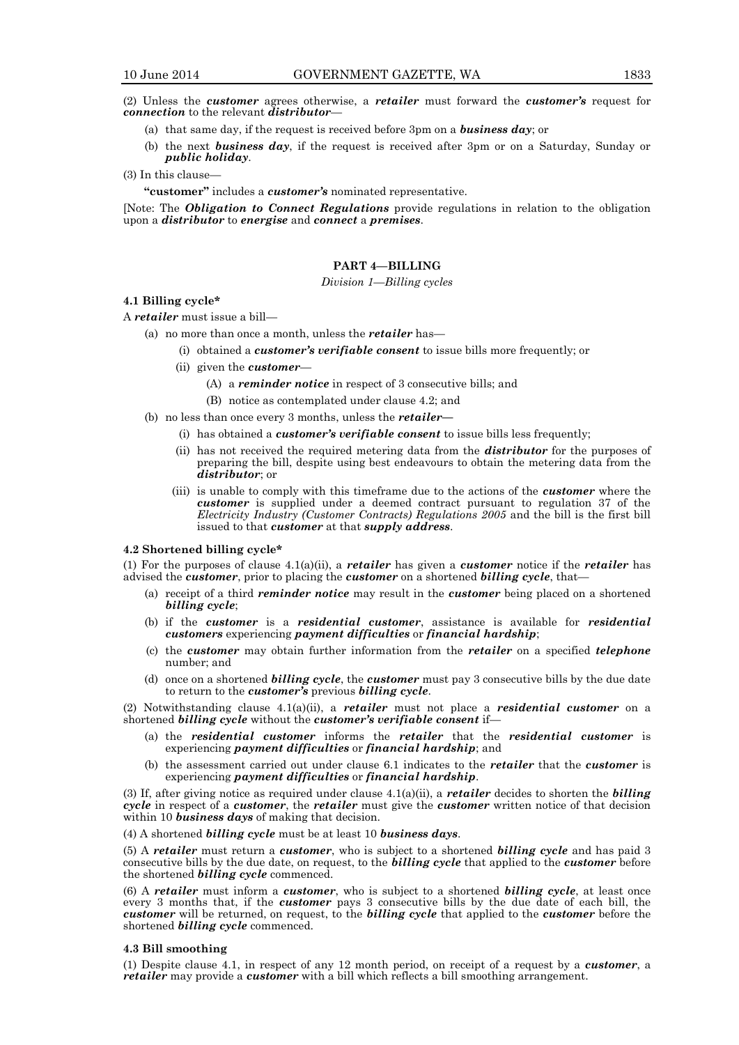(2) Unless the ***customer*** agrees otherwise, a ***retailer*** must forward the ***customer's*** request for ***connection*** to the relevant ***distributor***—

- (a) that same day, if the request is received before 3pm on a ***business day***; or
- (b) the next ***business day***, if the request is received after 3pm or on a Saturday, Sunday or ***public holiday***.

(3) In this clause—

**"customer"** includes a ***customer's*** nominated representative.

[Note: The ***Obligation to Connect Regulations*** provide regulations in relation to the obligation upon a ***distributor*** to ***energise*** and ***connect*** a ***premises***.

## PART 4—BILLING

*Division 1—Billing cycles*

### 4.1 Billing cycle*

A ***retailer*** must issue a bill—

- (a) no more than once a month, unless the ***retailer*** has—
  - (i) obtained a ***customer's verifiable consent*** to issue bills more frequently; or
  - (ii) given the ***customer***—
    - (A) a ***reminder notice*** in respect of 3 consecutive bills; and
    - (B) notice as contemplated under clause 4.2; and
- (b) no less than once every 3 months, unless the ***retailer***—
  - (i) has obtained a ***customer's verifiable consent*** to issue bills less frequently;
  - (ii) has not received the required metering data from the ***distributor*** for the purposes of preparing the bill, despite using best endeavours to obtain the metering data from the ***distributor***; or
  - (iii) is unable to comply with this timeframe due to the actions of the ***customer*** where the ***customer*** is supplied under a deemed contract pursuant to regulation 37 of the *Electricity Industry (Customer Contracts) Regulations 2005* and the bill is the first bill issued to that ***customer*** at that ***supply address***.

### 4.2 Shortened billing cycle*

(1) For the purposes of clause 4.1(a)(ii), a ***retailer*** has given a ***customer*** notice if the ***retailer*** has advised the ***customer***, prior to placing the ***customer*** on a shortened ***billing cycle***, that—

- (a) receipt of a third ***reminder notice*** may result in the ***customer*** being placed on a shortened ***billing cycle***;
- (b) if the ***customer*** is a ***residential customer***, assistance is available for ***residential customers*** experiencing ***payment difficulties*** or ***financial hardship***;
- (c) the ***customer*** may obtain further information from the ***retailer*** on a specified ***telephone*** number; and
- (d) once on a shortened ***billing cycle***, the ***customer*** must pay 3 consecutive bills by the due date to return to the ***customer's*** previous ***billing cycle***.

(2) Notwithstanding clause 4.1(a)(ii), a ***retailer*** must not place a ***residential customer*** on a shortened ***billing cycle*** without the ***customer's verifiable consent*** if—

- (a) the ***residential customer*** informs the ***retailer*** that the ***residential customer*** is experiencing ***payment difficulties*** or ***financial hardship***; and
- (b) the assessment carried out under clause 6.1 indicates to the ***retailer*** that the ***customer*** is experiencing ***payment difficulties*** or ***financial hardship***.

(3) If, after giving notice as required under clause 4.1(a)(ii), a ***retailer*** decides to shorten the ***billing cycle*** in respect of a ***customer***, the ***retailer*** must give the ***customer*** written notice of that decision within 10 ***business days*** of making that decision.

(4) A shortened ***billing cycle*** must be at least 10 ***business days***.

(5) A ***retailer*** must return a ***customer***, who is subject to a shortened ***billing cycle*** and has paid 3 consecutive bills by the due date, on request, to the ***billing cycle*** that applied to the ***customer*** before the shortened ***billing cycle*** commenced.

(6) A ***retailer*** must inform a ***customer***, who is subject to a shortened ***billing cycle***, at least once every 3 months that, if the ***customer*** pays 3 consecutive bills by the due date of each bill, the ***customer*** will be returned, on request, to the ***billing cycle*** that applied to the ***customer*** before the shortened ***billing cycle*** commenced.

### 4.3 Bill smoothing

(1) Despite clause 4.1, in respect of any 12 month period, on receipt of a request by a ***customer***, a ***retailer*** may provide a ***customer*** with a bill which reflects a bill smoothing arrangement.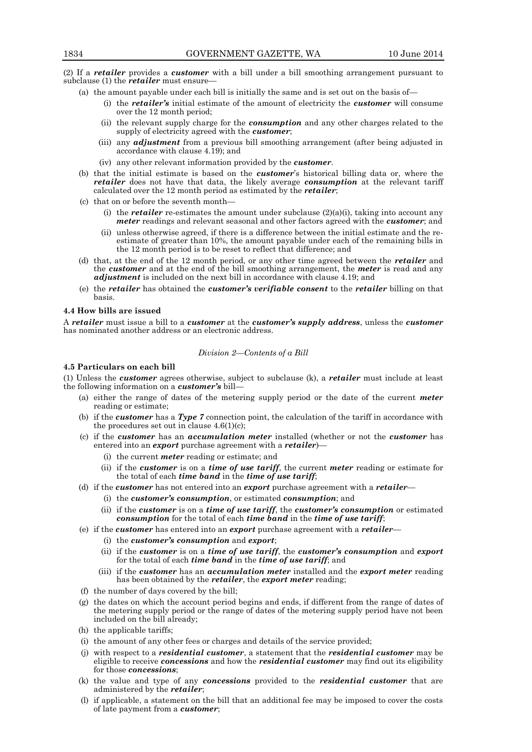(2) If a ***retailer*** provides a ***customer*** with a bill under a bill smoothing arrangement pursuant to subclause (1) the ***retailer*** must ensure—

- (a) the amount payable under each bill is initially the same and is set out on the basis of—
  - (i) the ***retailer's*** initial estimate of the amount of electricity the ***customer*** will consume over the 12 month period;
  - (ii) the relevant supply charge for the ***consumption*** and any other charges related to the supply of electricity agreed with the ***customer***;
  - (iii) any ***adjustment*** from a previous bill smoothing arrangement (after being adjusted in accordance with clause 4.19); and
  - (iv) any other relevant information provided by the ***customer***.
- (b) that the initial estimate is based on the ***customer***'s historical billing data or, where the ***retailer*** does not have that data, the likely average ***consumption*** at the relevant tariff calculated over the 12 month period as estimated by the ***retailer***;
- (c) that on or before the seventh month—
  - (i) the ***retailer*** re-estimates the amount under subclause (2)(a)(i), taking into account any ***meter*** readings and relevant seasonal and other factors agreed with the ***customer***; and
  - (ii) unless otherwise agreed, if there is a difference between the initial estimate and the re-estimate of greater than 10%, the amount payable under each of the remaining bills in the 12 month period is to be reset to reflect that difference; and
- (d) that, at the end of the 12 month period, or any other time agreed between the ***retailer*** and the ***customer*** and at the end of the bill smoothing arrangement, the ***meter*** is read and any ***adjustment*** is included on the next bill in accordance with clause 4.19; and
- (e) the ***retailer*** has obtained the ***customer's verifiable consent*** to the ***retailer*** billing on that basis.

**4.4 How bills are issued**

A ***retailer*** must issue a bill to a ***customer*** at the ***customer's supply address***, unless the ***customer*** has nominated another address or an electronic address.

*Division 2—Contents of a Bill*

**4.5 Particulars on each bill**

(1) Unless the ***customer*** agrees otherwise, subject to subclause (k), a ***retailer*** must include at least the following information on a ***customer's*** bill—

- (a) either the range of dates of the metering supply period or the date of the current ***meter*** reading or estimate;
- (b) if the ***customer*** has a ***Type 7*** connection point, the calculation of the tariff in accordance with the procedures set out in clause 4.6(1)(c);
- (c) if the ***customer*** has an ***accumulation meter*** installed (whether or not the ***customer*** has entered into an ***export*** purchase agreement with a ***retailer***)—
  - (i) the current ***meter*** reading or estimate; and
  - (ii) if the ***customer*** is on a ***time of use tariff***, the current ***meter*** reading or estimate for the total of each ***time band*** in the ***time of use tariff***;
- (d) if the ***customer*** has not entered into an ***export*** purchase agreement with a ***retailer***—
  - (i) the ***customer's consumption***, or estimated ***consumption***; and
  - (ii) if the ***customer*** is on a ***time of use tariff***, the ***customer's consumption*** or estimated ***consumption*** for the total of each ***time band*** in the ***time of use tariff***;
- (e) if the ***customer*** has entered into an ***export*** purchase agreement with a ***retailer***—
  - (i) the ***customer's consumption*** and ***export***;
  - (ii) if the ***customer*** is on a ***time of use tariff***, the ***customer's consumption*** and ***export*** for the total of each ***time band*** in the ***time of use tariff***; and
  - (iii) if the ***customer*** has an ***accumulation meter*** installed and the ***export meter*** reading has been obtained by the ***retailer***, the ***export meter*** reading;
- (f) the number of days covered by the bill;
- (g) the dates on which the account period begins and ends, if different from the range of dates of the metering supply period or the range of dates of the metering supply period have not been included on the bill already;
- (h) the applicable tariffs;
- (i) the amount of any other fees or charges and details of the service provided;
- (j) with respect to a ***residential customer***, a statement that the ***residential customer*** may be eligible to receive ***concessions*** and how the ***residential customer*** may find out its eligibility for those ***concessions***;
- (k) the value and type of any ***concessions*** provided to the ***residential customer*** that are administered by the ***retailer***;
- (l) if applicable, a statement on the bill that an additional fee may be imposed to cover the costs of late payment from a ***customer***;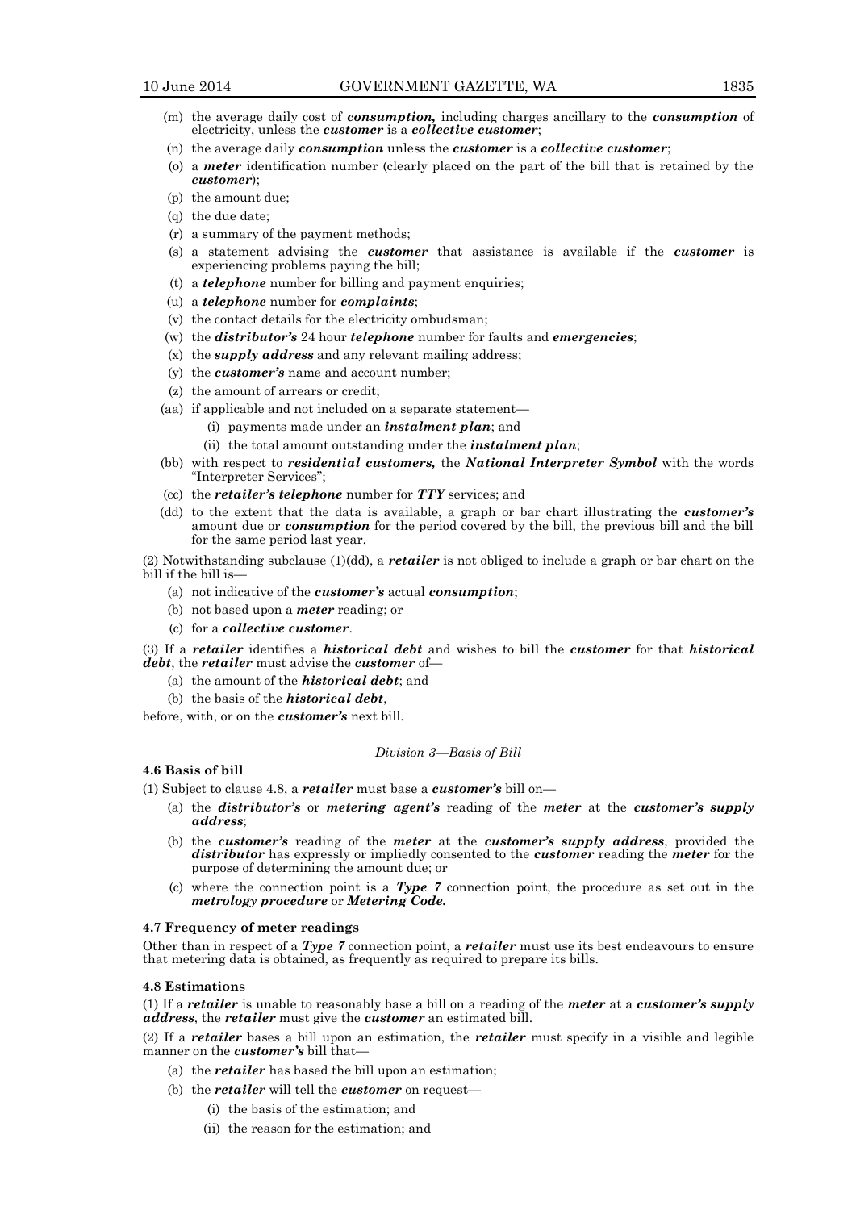- (m) the average daily cost of ***consumption,*** including charges ancillary to the ***consumption*** of electricity, unless the ***customer*** is a ***collective customer***;
- (n) the average daily ***consumption*** unless the ***customer*** is a ***collective customer***;
- (o) a ***meter*** identification number (clearly placed on the part of the bill that is retained by the ***customer***);
- (p) the amount due;
- (q) the due date;
- (r) a summary of the payment methods;
- (s) a statement advising the ***customer*** that assistance is available if the ***customer*** is experiencing problems paying the bill;
- (t) a ***telephone*** number for billing and payment enquiries;
- (u) a ***telephone*** number for ***complaints***;
- (v) the contact details for the electricity ombudsman;
- (w) the ***distributor's*** 24 hour ***telephone*** number for faults and ***emergencies***;
- (x) the ***supply address*** and any relevant mailing address;
- (y) the ***customer's*** name and account number;
- (z) the amount of arrears or credit;
- (aa) if applicable and not included on a separate statement—
  - (i) payments made under an ***instalment plan***; and
  - (ii) the total amount outstanding under the ***instalment plan***;
- (bb) with respect to ***residential customers,*** the ***National Interpreter Symbol*** with the words "Interpreter Services";
- (cc) the ***retailer's telephone*** number for ***TTY*** services; and
- (dd) to the extent that the data is available, a graph or bar chart illustrating the ***customer's*** amount due or ***consumption*** for the period covered by the bill, the previous bill and the bill for the same period last year.

(2) Notwithstanding subclause (1)(dd), a ***retailer*** is not obliged to include a graph or bar chart on the bill if the bill is—

- (a) not indicative of the ***customer's*** actual ***consumption***;
- (b) not based upon a ***meter*** reading; or
- (c) for a ***collective customer***.

(3) If a ***retailer*** identifies a ***historical debt*** and wishes to bill the ***customer*** for that ***historical debt***, the ***retailer*** must advise the ***customer*** of—

- (a) the amount of the ***historical debt***; and
- (b) the basis of the ***historical debt***,

before, with, or on the ***customer's*** next bill.

*Division 3—Basis of Bill*

**4.6 Basis of bill**

(1) Subject to clause 4.8, a ***retailer*** must base a ***customer's*** bill on—

- (a) the ***distributor's*** or ***metering agent's*** reading of the ***meter*** at the ***customer's supply address***;
- (b) the ***customer's*** reading of the ***meter*** at the ***customer's supply address***, provided the ***distributor*** has expressly or impliedly consented to the ***customer*** reading the ***meter*** for the purpose of determining the amount due; or
- (c) where the connection point is a ***Type 7*** connection point, the procedure as set out in the ***metrology procedure*** or ***Metering Code.***

**4.7 Frequency of meter readings**

Other than in respect of a ***Type 7*** connection point, a ***retailer*** must use its best endeavours to ensure that metering data is obtained, as frequently as required to prepare its bills.

**4.8 Estimations**

(1) If a ***retailer*** is unable to reasonably base a bill on a reading of the ***meter*** at a ***customer's supply address***, the ***retailer*** must give the ***customer*** an estimated bill.

(2) If a ***retailer*** bases a bill upon an estimation, the ***retailer*** must specify in a visible and legible manner on the ***customer's*** bill that—

- (a) the ***retailer*** has based the bill upon an estimation;
- (b) the ***retailer*** will tell the ***customer*** on request—
  - (i) the basis of the estimation; and
  - (ii) the reason for the estimation; and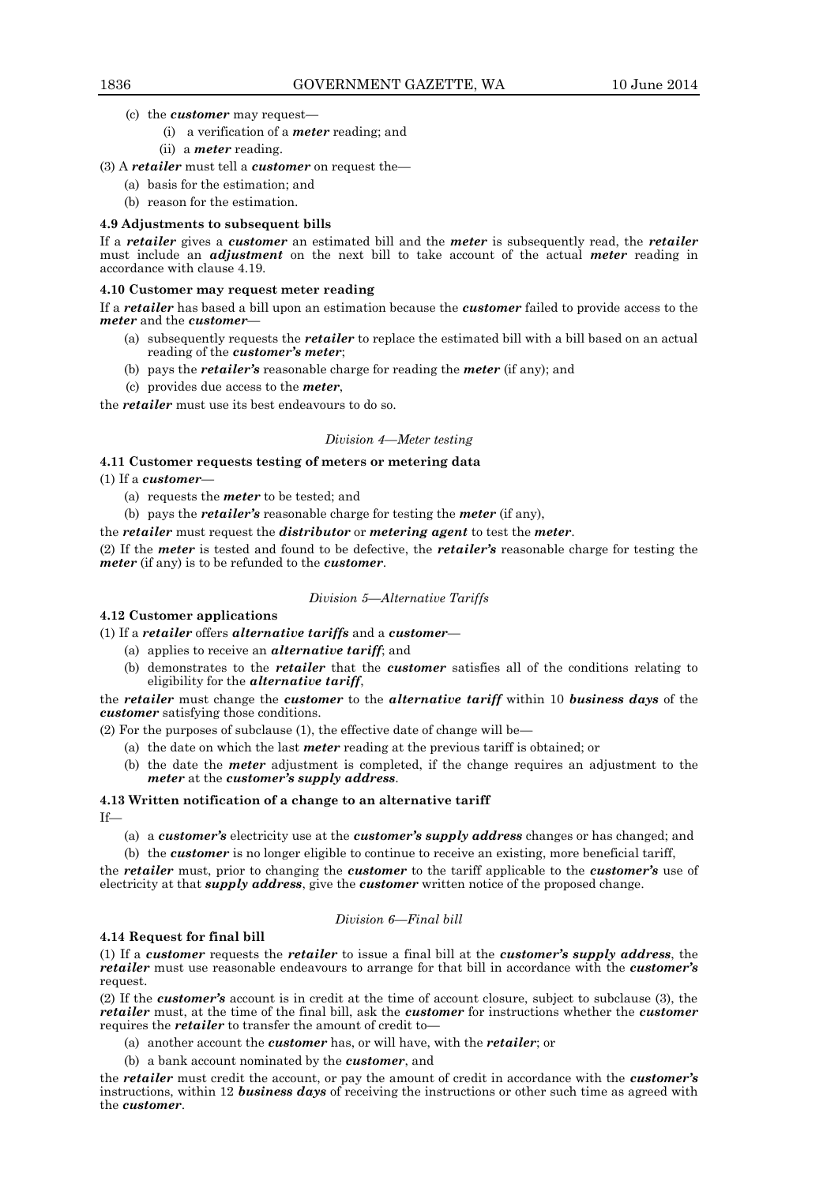(c) the ***customer*** may request—

(i) a verification of a ***meter*** reading; and

(ii) a ***meter*** reading.

(3) A ***retailer*** must tell a ***customer*** on request the—

(a) basis for the estimation; and

(b) reason for the estimation.

**4.9 Adjustments to subsequent bills**

If a ***retailer*** gives a ***customer*** an estimated bill and the ***meter*** is subsequently read, the ***retailer*** must include an ***adjustment*** on the next bill to take account of the actual ***meter*** reading in accordance with clause 4.19.

**4.10 Customer may request meter reading**

If a ***retailer*** has based a bill upon an estimation because the ***customer*** failed to provide access to the ***meter*** and the ***customer***—

(a) subsequently requests the ***retailer*** to replace the estimated bill with a bill based on an actual reading of the ***customer's meter***;

(b) pays the ***retailer's*** reasonable charge for reading the ***meter*** (if any); and

(c) provides due access to the ***meter***,

the ***retailer*** must use its best endeavours to do so.

*Division 4—Meter testing*

**4.11 Customer requests testing of meters or metering data**

(1) If a ***customer***—

(a) requests the ***meter*** to be tested; and

(b) pays the ***retailer's*** reasonable charge for testing the ***meter*** (if any),

the ***retailer*** must request the ***distributor*** or ***metering agent*** to test the ***meter***.

(2) If the ***meter*** is tested and found to be defective, the ***retailer's*** reasonable charge for testing the ***meter*** (if any) is to be refunded to the ***customer***.

*Division 5—Alternative Tariffs*

**4.12 Customer applications**

(1) If a ***retailer*** offers ***alternative tariffs*** and a ***customer***—

(a) applies to receive an ***alternative tariff***; and

(b) demonstrates to the ***retailer*** that the ***customer*** satisfies all of the conditions relating to eligibility for the ***alternative tariff***,

the ***retailer*** must change the ***customer*** to the ***alternative tariff*** within 10 ***business days*** of the ***customer*** satisfying those conditions.

(2) For the purposes of subclause (1), the effective date of change will be—

(a) the date on which the last ***meter*** reading at the previous tariff is obtained; or

(b) the date the ***meter*** adjustment is completed, if the change requires an adjustment to the ***meter*** at the ***customer's supply address***.

**4.13 Written notification of a change to an alternative tariff**

If—

(a) a ***customer's*** electricity use at the ***customer's supply address*** changes or has changed; and

(b) the ***customer*** is no longer eligible to continue to receive an existing, more beneficial tariff,

the ***retailer*** must, prior to changing the ***customer*** to the tariff applicable to the ***customer's*** use of electricity at that ***supply address***, give the ***customer*** written notice of the proposed change.

*Division 6—Final bill*

**4.14 Request for final bill**

(1) If a ***customer*** requests the ***retailer*** to issue a final bill at the ***customer's supply address***, the ***retailer*** must use reasonable endeavours to arrange for that bill in accordance with the ***customer's*** request.

(2) If the ***customer's*** account is in credit at the time of account closure, subject to subclause (3), the ***retailer*** must, at the time of the final bill, ask the ***customer*** for instructions whether the ***customer*** requires the ***retailer*** to transfer the amount of credit to—

(a) another account the ***customer*** has, or will have, with the ***retailer***; or

(b) a bank account nominated by the ***customer***, and

the ***retailer*** must credit the account, or pay the amount of credit in accordance with the ***customer's*** instructions, within 12 ***business days*** of receiving the instructions or other such time as agreed with the ***customer***.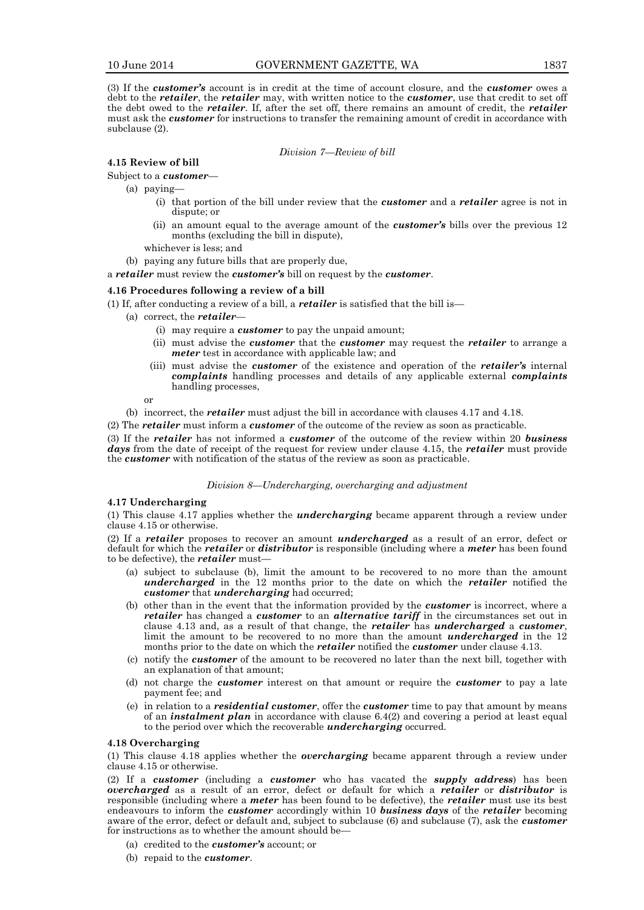(3) If the ***customer's*** account is in credit at the time of account closure, and the ***customer*** owes a debt to the ***retailer***, the ***retailer*** may, with written notice to the ***customer***, use that credit to set off the debt owed to the ***retailer***. If, after the set off, there remains an amount of credit, the ***retailer*** must ask the ***customer*** for instructions to transfer the remaining amount of credit in accordance with subclause (2).

*Division 7—Review of bill*

**4.15 Review of bill**

Subject to a ***customer***—

- (a) paying—
  - (i) that portion of the bill under review that the ***customer*** and a ***retailer*** agree is not in dispute; or
  - (ii) an amount equal to the average amount of the ***customer's*** bills over the previous 12 months (excluding the bill in dispute),

  whichever is less; and
- (b) paying any future bills that are properly due,

a ***retailer*** must review the ***customer's*** bill on request by the ***customer***.

**4.16 Procedures following a review of a bill**

(1) If, after conducting a review of a bill, a ***retailer*** is satisfied that the bill is—

- (a) correct, the ***retailer***—
  - (i) may require a ***customer*** to pay the unpaid amount;
  - (ii) must advise the ***customer*** that the ***customer*** may request the ***retailer*** to arrange a ***meter*** test in accordance with applicable law; and
  - (iii) must advise the ***customer*** of the existence and operation of the ***retailer's*** internal ***complaints*** handling processes and details of any applicable external ***complaints*** handling processes,

  or
- (b) incorrect, the ***retailer*** must adjust the bill in accordance with clauses 4.17 and 4.18.

(2) The ***retailer*** must inform a ***customer*** of the outcome of the review as soon as practicable.

(3) If the ***retailer*** has not informed a ***customer*** of the outcome of the review within 20 ***business days*** from the date of receipt of the request for review under clause 4.15, the ***retailer*** must provide the ***customer*** with notification of the status of the review as soon as practicable.

*Division 8—Undercharging, overcharging and adjustment*

**4.17 Undercharging**

(1) This clause 4.17 applies whether the ***undercharging*** became apparent through a review under clause 4.15 or otherwise.

(2) If a ***retailer*** proposes to recover an amount ***undercharged*** as a result of an error, defect or default for which the ***retailer*** or ***distributor*** is responsible (including where a ***meter*** has been found to be defective), the ***retailer*** must—

- (a) subject to subclause (b), limit the amount to be recovered to no more than the amount ***undercharged*** in the 12 months prior to the date on which the ***retailer*** notified the ***customer*** that ***undercharging*** had occurred;
- (b) other than in the event that the information provided by the ***customer*** is incorrect, where a ***retailer*** has changed a ***customer*** to an ***alternative tariff*** in the circumstances set out in clause 4.13 and, as a result of that change, the ***retailer*** has ***undercharged*** a ***customer***, limit the amount to be recovered to no more than the amount ***undercharged*** in the 12 months prior to the date on which the ***retailer*** notified the ***customer*** under clause 4.13.
- (c) notify the ***customer*** of the amount to be recovered no later than the next bill, together with an explanation of that amount;
- (d) not charge the ***customer*** interest on that amount or require the ***customer*** to pay a late payment fee; and
- (e) in relation to a ***residential customer***, offer the ***customer*** time to pay that amount by means of an ***instalment plan*** in accordance with clause 6.4(2) and covering a period at least equal to the period over which the recoverable ***undercharging*** occurred.

**4.18 Overcharging**

(1) This clause 4.18 applies whether the ***overcharging*** became apparent through a review under clause 4.15 or otherwise.

(2) If a ***customer*** (including a ***customer*** who has vacated the ***supply address***) has been ***overcharged*** as a result of an error, defect or default for which a ***retailer*** or ***distributor*** is responsible (including where a ***meter*** has been found to be defective), the ***retailer*** must use its best endeavours to inform the ***customer*** accordingly within 10 ***business days*** of the ***retailer*** becoming aware of the error, defect or default and, subject to subclause (6) and subclause (7), ask the ***customer*** for instructions as to whether the amount should be—

- (a) credited to the ***customer's*** account; or
- (b) repaid to the ***customer***.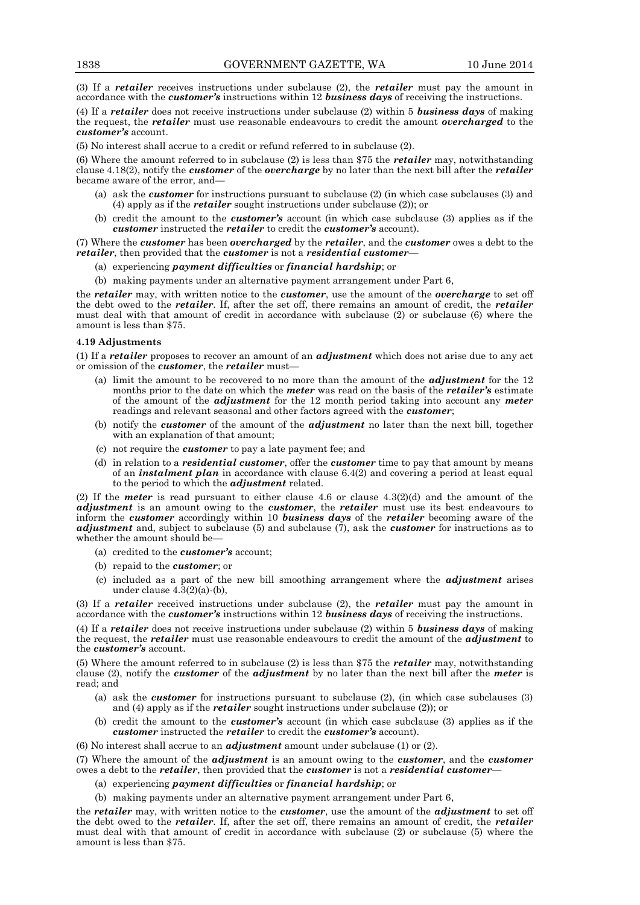(3) If a ***retailer*** receives instructions under subclause (2), the ***retailer*** must pay the amount in accordance with the ***customer's*** instructions within 12 ***business days*** of receiving the instructions.

(4) If a ***retailer*** does not receive instructions under subclause (2) within 5 ***business days*** of making the request, the ***retailer*** must use reasonable endeavours to credit the amount ***overcharged*** to the ***customer's*** account.

(5) No interest shall accrue to a credit or refund referred to in subclause (2).

(6) Where the amount referred to in subclause (2) is less than $75 the ***retailer*** may, notwithstanding clause 4.18(2), notify the ***customer*** of the ***overcharge*** by no later than the next bill after the ***retailer*** became aware of the error, and—

- (a) ask the ***customer*** for instructions pursuant to subclause (2) (in which case subclauses (3) and (4) apply as if the ***retailer*** sought instructions under subclause (2)); or
- (b) credit the amount to the ***customer's*** account (in which case subclause (3) applies as if the ***customer*** instructed the ***retailer*** to credit the ***customer's*** account).

(7) Where the ***customer*** has been ***overcharged*** by the ***retailer***, and the ***customer*** owes a debt to the ***retailer***, then provided that the ***customer*** is not a ***residential customer***—

- (a) experiencing ***payment difficulties*** or ***financial hardship***; or
- (b) making payments under an alternative payment arrangement under Part 6,

the ***retailer*** may, with written notice to the ***customer***, use the amount of the ***overcharge*** to set off the debt owed to the ***retailer***. If, after the set off, there remains an amount of credit, the ***retailer*** must deal with that amount of credit in accordance with subclause (2) or subclause (6) where the amount is less than $75.

**4.19 Adjustments**

(1) If a ***retailer*** proposes to recover an amount of an ***adjustment*** which does not arise due to any act or omission of the ***customer***, the ***retailer*** must—

- (a) limit the amount to be recovered to no more than the amount of the ***adjustment*** for the 12 months prior to the date on which the ***meter*** was read on the basis of the ***retailer's*** estimate of the amount of the ***adjustment*** for the 12 month period taking into account any ***meter*** readings and relevant seasonal and other factors agreed with the ***customer***;
- (b) notify the ***customer*** of the amount of the ***adjustment*** no later than the next bill, together with an explanation of that amount;
- (c) not require the ***customer*** to pay a late payment fee; and
- (d) in relation to a ***residential customer***, offer the ***customer*** time to pay that amount by means of an ***instalment plan*** in accordance with clause 6.4(2) and covering a period at least equal to the period to which the ***adjustment*** related.

(2) If the ***meter*** is read pursuant to either clause 4.6 or clause 4.3(2)(d) and the amount of the ***adjustment*** is an amount owing to the ***customer***, the ***retailer*** must use its best endeavours to inform the ***customer*** accordingly within 10 ***business days*** of the ***retailer*** becoming aware of the ***adjustment*** and, subject to subclause (5) and subclause (7), ask the ***customer*** for instructions as to whether the amount should be—

- (a) credited to the ***customer's*** account;
- (b) repaid to the ***customer***; or
- (c) included as a part of the new bill smoothing arrangement where the ***adjustment*** arises under clause 4.3(2)(a)-(b),

(3) If a ***retailer*** received instructions under subclause (2), the ***retailer*** must pay the amount in accordance with the ***customer's*** instructions within 12 ***business days*** of receiving the instructions.

(4) If a ***retailer*** does not receive instructions under subclause (2) within 5 ***business days*** of making the request, the ***retailer*** must use reasonable endeavours to credit the amount of the ***adjustment*** to the ***customer's*** account.

(5) Where the amount referred to in subclause (2) is less than $75 the ***retailer*** may, notwithstanding clause (2), notify the ***customer*** of the ***adjustment*** by no later than the next bill after the ***meter*** is read; and

- (a) ask the ***customer*** for instructions pursuant to subclause (2), (in which case subclauses (3) and (4) apply as if the ***retailer*** sought instructions under subclause (2)); or
- (b) credit the amount to the ***customer's*** account (in which case subclause (3) applies as if the ***customer*** instructed the ***retailer*** to credit the ***customer's*** account).

(6) No interest shall accrue to an ***adjustment*** amount under subclause (1) or (2).

(7) Where the amount of the ***adjustment*** is an amount owing to the ***customer***, and the ***customer*** owes a debt to the ***retailer***, then provided that the ***customer*** is not a ***residential customer***—

- (a) experiencing ***payment difficulties*** or ***financial hardship***; or
- (b) making payments under an alternative payment arrangement under Part 6,

the ***retailer*** may, with written notice to the ***customer***, use the amount of the ***adjustment*** to set off the debt owed to the ***retailer***. If, after the set off, there remains an amount of credit, the ***retailer*** must deal with that amount of credit in accordance with subclause (2) or subclause (5) where the amount is less than $75.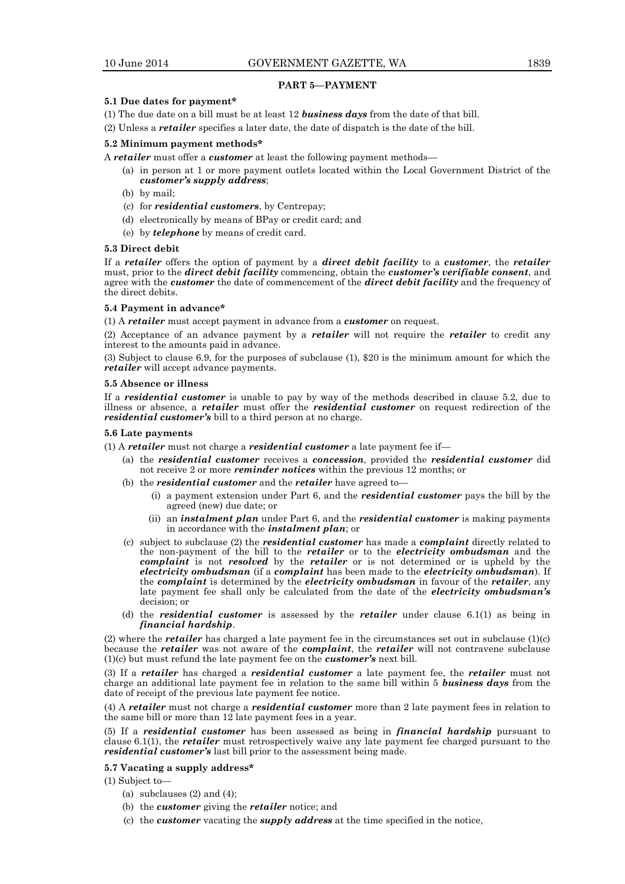## PART 5—PAYMENT

### 5.1 Due dates for payment*

(1) The due date on a bill must be at least 12 ***business days*** from the date of that bill.

(2) Unless a ***retailer*** specifies a later date, the date of dispatch is the date of the bill.

### 5.2 Minimum payment methods*

A ***retailer*** must offer a ***customer*** at least the following payment methods—

- (a) in person at 1 or more payment outlets located within the Local Government District of the ***customer's supply address***;
- (b) by mail;
- (c) for ***residential customers***, by Centrepay;
- (d) electronically by means of BPay or credit card; and
- (e) by ***telephone*** by means of credit card.

### 5.3 Direct debit

If a ***retailer*** offers the option of payment by a ***direct debit facility*** to a ***customer***, the ***retailer*** must, prior to the ***direct debit facility*** commencing, obtain the ***customer's verifiable consent***, and agree with the ***customer*** the date of commencement of the ***direct debit facility*** and the frequency of the direct debits.

### 5.4 Payment in advance*

(1) A ***retailer*** must accept payment in advance from a ***customer*** on request.

(2) Acceptance of an advance payment by a ***retailer*** will not require the ***retailer*** to credit any interest to the amounts paid in advance.

(3) Subject to clause 6.9, for the purposes of subclause (1), $20 is the minimum amount for which the ***retailer*** will accept advance payments.

### 5.5 Absence or illness

If a ***residential customer*** is unable to pay by way of the methods described in clause 5.2, due to illness or absence, a ***retailer*** must offer the ***residential customer*** on request redirection of the ***residential customer's*** bill to a third person at no charge.

### 5.6 Late payments

(1) A ***retailer*** must not charge a ***residential customer*** a late payment fee if—

- (a) the ***residential customer*** receives a ***concession***, provided the ***residential customer*** did not receive 2 or more ***reminder notices*** within the previous 12 months; or
- (b) the ***residential customer*** and the ***retailer*** have agreed to—
  - (i) a payment extension under Part 6, and the ***residential customer*** pays the bill by the agreed (new) due date; or
  - (ii) an ***instalment plan*** under Part 6, and the ***residential customer*** is making payments in accordance with the ***instalment plan***; or
- (c) subject to subclause (2) the ***residential customer*** has made a ***complaint*** directly related to the non-payment of the bill to the ***retailer*** or to the ***electricity ombudsman*** and the ***complaint*** is not ***resolved*** by the ***retailer*** or is not determined or is upheld by the ***electricity ombudsman*** (if a ***complaint*** has been made to the ***electricity ombudsman***). If the ***complaint*** is determined by the ***electricity ombudsman*** in favour of the ***retailer***, any late payment fee shall only be calculated from the date of the ***electricity ombudsman's*** decision; or
- (d) the ***residential customer*** is assessed by the ***retailer*** under clause 6.1(1) as being in ***financial hardship***.

(2) where the ***retailer*** has charged a late payment fee in the circumstances set out in subclause (1)(c) because the ***retailer*** was not aware of the ***complaint***, the ***retailer*** will not contravene subclause (1)(c) but must refund the late payment fee on the ***customer's*** next bill.

(3) If a ***retailer*** has charged a ***residential customer*** a late payment fee, the ***retailer*** must not charge an additional late payment fee in relation to the same bill within 5 ***business days*** from the date of receipt of the previous late payment fee notice.

(4) A ***retailer*** must not charge a ***residential customer*** more than 2 late payment fees in relation to the same bill or more than 12 late payment fees in a year.

(5) If a ***residential customer*** has been assessed as being in ***financial hardship*** pursuant to clause 6.1(1), the ***retailer*** must retrospectively waive any late payment fee charged pursuant to the ***residential customer's*** last bill prior to the assessment being made.

### 5.7 Vacating a supply address*

(1) Subject to—

- (a) subclauses (2) and (4);
- (b) the ***customer*** giving the ***retailer*** notice; and
- (c) the ***customer*** vacating the ***supply address*** at the time specified in the notice,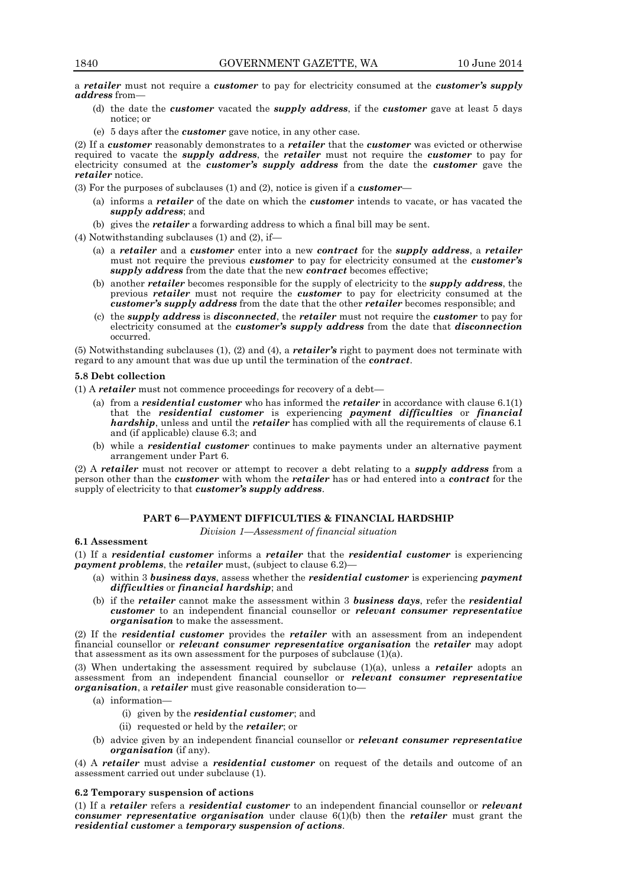a ***retailer*** must not require a ***customer*** to pay for electricity consumed at the ***customer's supply address*** from—

(d) the date the ***customer*** vacated the ***supply address***, if the ***customer*** gave at least 5 days notice; or

(e) 5 days after the ***customer*** gave notice, in any other case.

(2) If a ***customer*** reasonably demonstrates to a ***retailer*** that the ***customer*** was evicted or otherwise required to vacate the ***supply address***, the ***retailer*** must not require the ***customer*** to pay for electricity consumed at the ***customer's supply address*** from the date the ***customer*** gave the ***retailer*** notice.

(3) For the purposes of subclauses (1) and (2), notice is given if a ***customer***—

(a) informs a ***retailer*** of the date on which the ***customer*** intends to vacate, or has vacated the ***supply address***; and

(b) gives the ***retailer*** a forwarding address to which a final bill may be sent.

(4) Notwithstanding subclauses (1) and (2), if—

(a) a ***retailer*** and a ***customer*** enter into a new ***contract*** for the ***supply address***, a ***retailer*** must not require the previous ***customer*** to pay for electricity consumed at the ***customer's supply address*** from the date that the new ***contract*** becomes effective;

(b) another ***retailer*** becomes responsible for the supply of electricity to the ***supply address***, the previous ***retailer*** must not require the ***customer*** to pay for electricity consumed at the ***customer's supply address*** from the date that the other ***retailer*** becomes responsible; and

(c) the ***supply address*** is ***disconnected***, the ***retailer*** must not require the ***customer*** to pay for electricity consumed at the ***customer's supply address*** from the date that ***disconnection*** occurred.

(5) Notwithstanding subclauses (1), (2) and (4), a ***retailer's*** right to payment does not terminate with regard to any amount that was due up until the termination of the ***contract***.

**5.8 Debt collection**

(1) A ***retailer*** must not commence proceedings for recovery of a debt—

(a) from a ***residential customer*** who has informed the ***retailer*** in accordance with clause 6.1(1) that the ***residential customer*** is experiencing ***payment difficulties*** or ***financial hardship***, unless and until the ***retailer*** has complied with all the requirements of clause 6.1 and (if applicable) clause 6.3; and

(b) while a ***residential customer*** continues to make payments under an alternative payment arrangement under Part 6.

(2) A ***retailer*** must not recover or attempt to recover a debt relating to a ***supply address*** from a person other than the ***customer*** with whom the ***retailer*** has or had entered into a ***contract*** for the supply of electricity to that ***customer's supply address***.

## PART 6—PAYMENT DIFFICULTIES & FINANCIAL HARDSHIP

*Division 1—Assessment of financial situation*

**6.1 Assessment**

(1) If a ***residential customer*** informs a ***retailer*** that the ***residential customer*** is experiencing ***payment problems***, the ***retailer*** must, (subject to clause 6.2)—

(a) within 3 ***business days***, assess whether the ***residential customer*** is experiencing ***payment difficulties*** or ***financial hardship***; and

(b) if the ***retailer*** cannot make the assessment within 3 ***business days***, refer the ***residential customer*** to an independent financial counsellor or ***relevant consumer representative organisation*** to make the assessment.

(2) If the ***residential customer*** provides the ***retailer*** with an assessment from an independent financial counsellor or ***relevant consumer representative organisation*** the ***retailer*** may adopt that assessment as its own assessment for the purposes of subclause (1)(a).

(3) When undertaking the assessment required by subclause (1)(a), unless a ***retailer*** adopts an assessment from an independent financial counsellor or ***relevant consumer representative organisation***, a ***retailer*** must give reasonable consideration to—

(a) information—

(i) given by the ***residential customer***; and

(ii) requested or held by the ***retailer***; or

(b) advice given by an independent financial counsellor or ***relevant consumer representative organisation*** (if any).

(4) A ***retailer*** must advise a ***residential customer*** on request of the details and outcome of an assessment carried out under subclause (1).

**6.2 Temporary suspension of actions**

(1) If a ***retailer*** refers a ***residential customer*** to an independent financial counsellor or ***relevant consumer representative organisation*** under clause 6(1)(b) then the ***retailer*** must grant the ***residential customer*** a ***temporary suspension of actions***.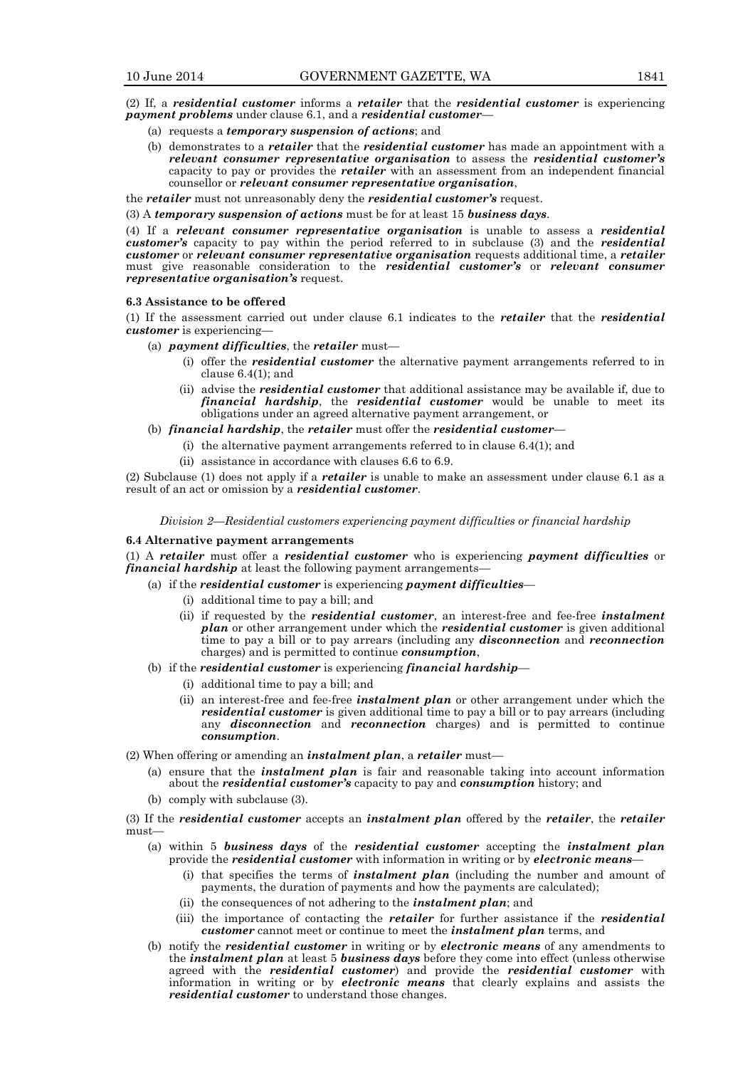(2) If, a ***residential customer*** informs a ***retailer*** that the ***residential customer*** is experiencing ***payment problems*** under clause 6.1, and a ***residential customer***—

- (a) requests a ***temporary suspension of actions***; and
- (b) demonstrates to a ***retailer*** that the ***residential customer*** has made an appointment with a ***relevant consumer representative organisation*** to assess the ***residential customer's*** capacity to pay or provides the ***retailer*** with an assessment from an independent financial counsellor or ***relevant consumer representative organisation***,

the ***retailer*** must not unreasonably deny the ***residential customer's*** request.

(3) A ***temporary suspension of actions*** must be for at least 15 ***business days***.

(4) If a ***relevant consumer representative organisation*** is unable to assess a ***residential customer's*** capacity to pay within the period referred to in subclause (3) and the ***residential customer*** or ***relevant consumer representative organisation*** requests additional time, a ***retailer*** must give reasonable consideration to the ***residential customer's*** or ***relevant consumer representative organisation's*** request.

**6.3 Assistance to be offered**

(1) If the assessment carried out under clause 6.1 indicates to the ***retailer*** that the ***residential customer*** is experiencing—

- (a) ***payment difficulties***, the ***retailer*** must—
  - (i) offer the ***residential customer*** the alternative payment arrangements referred to in clause 6.4(1); and
  - (ii) advise the ***residential customer*** that additional assistance may be available if, due to ***financial hardship***, the ***residential customer*** would be unable to meet its obligations under an agreed alternative payment arrangement, or
- (b) ***financial hardship***, the ***retailer*** must offer the ***residential customer***—
  - (i) the alternative payment arrangements referred to in clause 6.4(1); and
  - (ii) assistance in accordance with clauses 6.6 to 6.9.

(2) Subclause (1) does not apply if a ***retailer*** is unable to make an assessment under clause 6.1 as a result of an act or omission by a ***residential customer***.

*Division 2—Residential customers experiencing payment difficulties or financial hardship*

**6.4 Alternative payment arrangements**

(1) A ***retailer*** must offer a ***residential customer*** who is experiencing ***payment difficulties*** or ***financial hardship*** at least the following payment arrangements—

- (a) if the ***residential customer*** is experiencing ***payment difficulties***—
  - (i) additional time to pay a bill; and
  - (ii) if requested by the ***residential customer***, an interest-free and fee-free ***instalment plan*** or other arrangement under which the ***residential customer*** is given additional time to pay a bill or to pay arrears (including any ***disconnection*** and ***reconnection*** charges) and is permitted to continue ***consumption***,
- (b) if the ***residential customer*** is experiencing ***financial hardship***—
  - (i) additional time to pay a bill; and
  - (ii) an interest-free and fee-free ***instalment plan*** or other arrangement under which the ***residential customer*** is given additional time to pay a bill or to pay arrears (including any ***disconnection*** and ***reconnection*** charges) and is permitted to continue ***consumption***.

(2) When offering or amending an ***instalment plan***, a ***retailer*** must—

- (a) ensure that the ***instalment plan*** is fair and reasonable taking into account information about the ***residential customer's*** capacity to pay and ***consumption*** history; and
- (b) comply with subclause (3).

(3) If the ***residential customer*** accepts an ***instalment plan*** offered by the ***retailer***, the ***retailer*** must—

- (a) within 5 ***business days*** of the ***residential customer*** accepting the ***instalment plan*** provide the ***residential customer*** with information in writing or by ***electronic means***—
  - (i) that specifies the terms of ***instalment plan*** (including the number and amount of payments, the duration of payments and how the payments are calculated);
  - (ii) the consequences of not adhering to the ***instalment plan***; and
  - (iii) the importance of contacting the ***retailer*** for further assistance if the ***residential customer*** cannot meet or continue to meet the ***instalment plan*** terms, and
- (b) notify the ***residential customer*** in writing or by ***electronic means*** of any amendments to the ***instalment plan*** at least 5 ***business days*** before they come into effect (unless otherwise agreed with the ***residential customer***) and provide the ***residential customer*** with information in writing or by ***electronic means*** that clearly explains and assists the ***residential customer*** to understand those changes.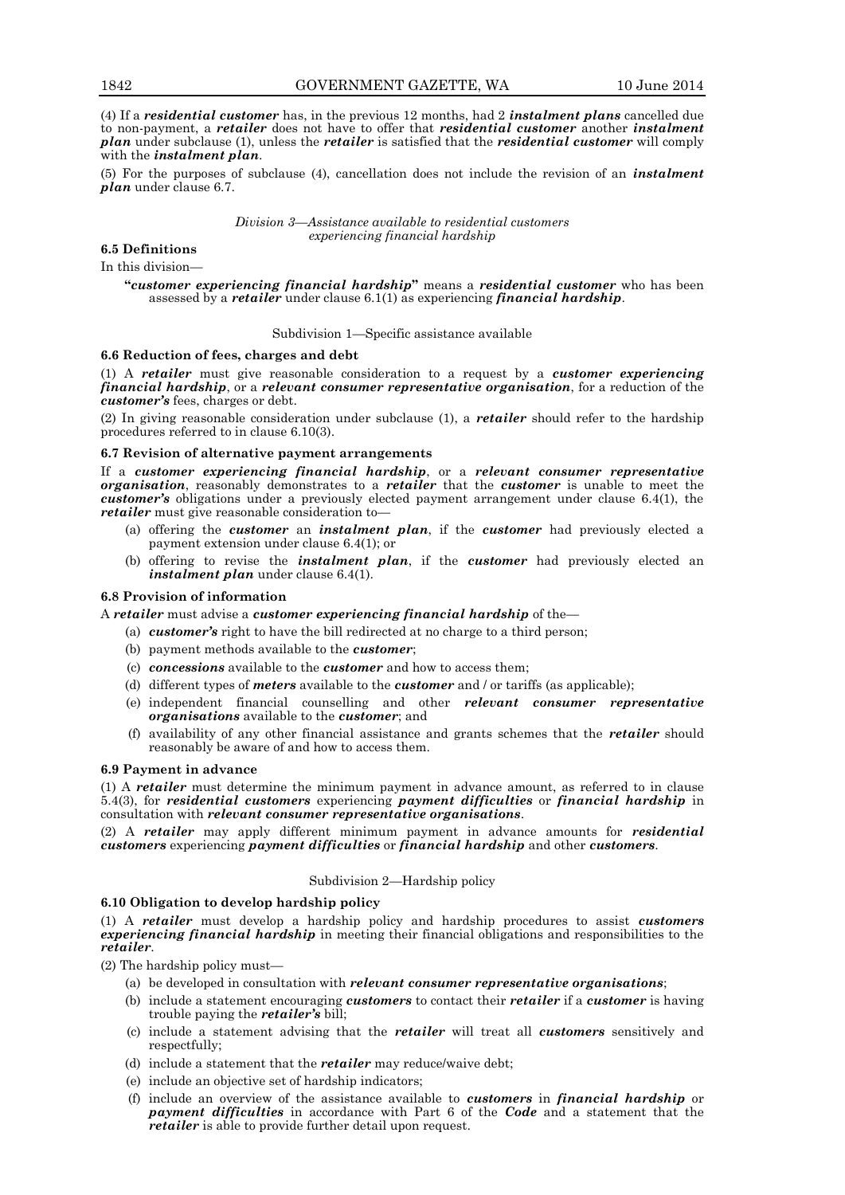(4) If a ***residential customer*** has, in the previous 12 months, had 2 ***instalment plans*** cancelled due to non-payment, a ***retailer*** does not have to offer that ***residential customer*** another ***instalment plan*** under subclause (1), unless the ***retailer*** is satisfied that the ***residential customer*** will comply with the ***instalment plan***.

(5) For the purposes of subclause (4), cancellation does not include the revision of an ***instalment plan*** under clause 6.7.

*Division 3—Assistance available to residential customers experiencing financial hardship*

**6.5 Definitions**

In this division—

"***customer experiencing financial hardship***" means a ***residential customer*** who has been assessed by a ***retailer*** under clause 6.1(1) as experiencing ***financial hardship***.

Subdivision 1—Specific assistance available

**6.6 Reduction of fees, charges and debt**

(1) A ***retailer*** must give reasonable consideration to a request by a ***customer experiencing financial hardship***, or a ***relevant consumer representative organisation***, for a reduction of the ***customer's*** fees, charges or debt.

(2) In giving reasonable consideration under subclause (1), a ***retailer*** should refer to the hardship procedures referred to in clause 6.10(3).

**6.7 Revision of alternative payment arrangements**

If a ***customer experiencing financial hardship***, or a ***relevant consumer representative organisation***, reasonably demonstrates to a ***retailer*** that the ***customer*** is unable to meet the ***customer's*** obligations under a previously elected payment arrangement under clause 6.4(1), the ***retailer*** must give reasonable consideration to—

- (a) offering the ***customer*** an ***instalment plan***, if the ***customer*** had previously elected a payment extension under clause 6.4(1); or
- (b) offering to revise the ***instalment plan***, if the ***customer*** had previously elected an ***instalment plan*** under clause 6.4(1).

**6.8 Provision of information**

A ***retailer*** must advise a ***customer experiencing financial hardship*** of the—

- (a) ***customer's*** right to have the bill redirected at no charge to a third person;
- (b) payment methods available to the ***customer***;
- (c) ***concessions*** available to the ***customer*** and how to access them;
- (d) different types of ***meters*** available to the ***customer*** and / or tariffs (as applicable);
- (e) independent financial counselling and other ***relevant consumer representative organisations*** available to the ***customer***; and
- (f) availability of any other financial assistance and grants schemes that the ***retailer*** should reasonably be aware of and how to access them.

**6.9 Payment in advance**

(1) A ***retailer*** must determine the minimum payment in advance amount, as referred to in clause 5.4(3), for ***residential customers*** experiencing ***payment difficulties*** or ***financial hardship*** in consultation with ***relevant consumer representative organisations***.

(2) A ***retailer*** may apply different minimum payment in advance amounts for ***residential customers*** experiencing ***payment difficulties*** or ***financial hardship*** and other ***customers***.

Subdivision 2—Hardship policy

**6.10 Obligation to develop hardship policy**

(1) A ***retailer*** must develop a hardship policy and hardship procedures to assist ***customers experiencing financial hardship*** in meeting their financial obligations and responsibilities to the ***retailer***.

(2) The hardship policy must—

- (a) be developed in consultation with ***relevant consumer representative organisations***;
- (b) include a statement encouraging ***customers*** to contact their ***retailer*** if a ***customer*** is having trouble paying the ***retailer's*** bill;
- (c) include a statement advising that the ***retailer*** will treat all ***customers*** sensitively and respectfully;
- (d) include a statement that the ***retailer*** may reduce/waive debt;
- (e) include an objective set of hardship indicators;
- (f) include an overview of the assistance available to ***customers*** in ***financial hardship*** or ***payment difficulties*** in accordance with Part 6 of the ***Code*** and a statement that the ***retailer*** is able to provide further detail upon request.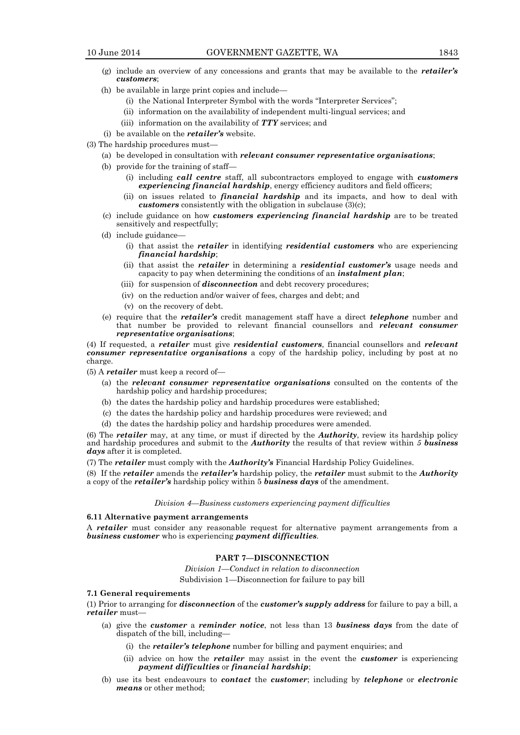(g) include an overview of any concessions and grants that may be available to the ***retailer's customers***;

(h) be available in large print copies and include—

(i) the National Interpreter Symbol with the words "Interpreter Services";

(ii) information on the availability of independent multi-lingual services; and

(iii) information on the availability of ***TTY*** services; and

(i) be available on the ***retailer's*** website.

(3) The hardship procedures must—

(a) be developed in consultation with ***relevant consumer representative organisations***;

(b) provide for the training of staff—

(i) including ***call centre*** staff, all subcontractors employed to engage with ***customers experiencing financial hardship***, energy efficiency auditors and field officers;

(ii) on issues related to ***financial hardship*** and its impacts, and how to deal with ***customers*** consistently with the obligation in subclause (3)(c);

(c) include guidance on how ***customers experiencing financial hardship*** are to be treated sensitively and respectfully;

(d) include guidance—

(i) that assist the ***retailer*** in identifying ***residential customers*** who are experiencing ***financial hardship***;

(ii) that assist the ***retailer*** in determining a ***residential customer's*** usage needs and capacity to pay when determining the conditions of an ***instalment plan***;

(iii) for suspension of ***disconnection*** and debt recovery procedures;

(iv) on the reduction and/or waiver of fees, charges and debt; and

(v) on the recovery of debt.

(e) require that the ***retailer's*** credit management staff have a direct ***telephone*** number and that number be provided to relevant financial counsellors and ***relevant consumer representative organisations***;

(4) If requested, a ***retailer*** must give ***residential customers***, financial counsellors and ***relevant consumer representative organisations*** a copy of the hardship policy, including by post at no charge.

(5) A ***retailer*** must keep a record of—

(a) the ***relevant consumer representative organisations*** consulted on the contents of the hardship policy and hardship procedures;

(b) the dates the hardship policy and hardship procedures were established;

(c) the dates the hardship policy and hardship procedures were reviewed; and

(d) the dates the hardship policy and hardship procedures were amended.

(6) The ***retailer*** may, at any time, or must if directed by the ***Authority***, review its hardship policy and hardship procedures and submit to the ***Authority*** the results of that review within *5* ***business days*** after it is completed.

(7) The ***retailer*** must comply with the ***Authority's*** Financial Hardship Policy Guidelines.

(8) If the ***retailer*** amends the ***retailer's*** hardship policy, the ***retailer*** must submit to the ***Authority*** a copy of the ***retailer's*** hardship policy within 5 ***business days*** of the amendment.

*Division 4—Business customers experiencing payment difficulties*

**6.11 Alternative payment arrangements**

A ***retailer*** must consider any reasonable request for alternative payment arrangements from a ***business customer*** who is experiencing ***payment difficulties***.

## PART 7—DISCONNECTION

*Division 1—Conduct in relation to disconnection*

Subdivision 1—Disconnection for failure to pay bill

**7.1 General requirements**

(1) Prior to arranging for ***disconnection*** of the ***customer's supply address*** for failure to pay a bill, a ***retailer*** must—

(a) give the ***customer*** a ***reminder notice***, not less than 13 ***business days*** from the date of dispatch of the bill, including—

(i) the ***retailer's telephone*** number for billing and payment enquiries; and

(ii) advice on how the ***retailer*** may assist in the event the ***customer*** is experiencing ***payment difficulties*** or ***financial hardship***;

(b) use its best endeavours to ***contact*** the ***customer***; including by ***telephone*** or ***electronic means*** or other method;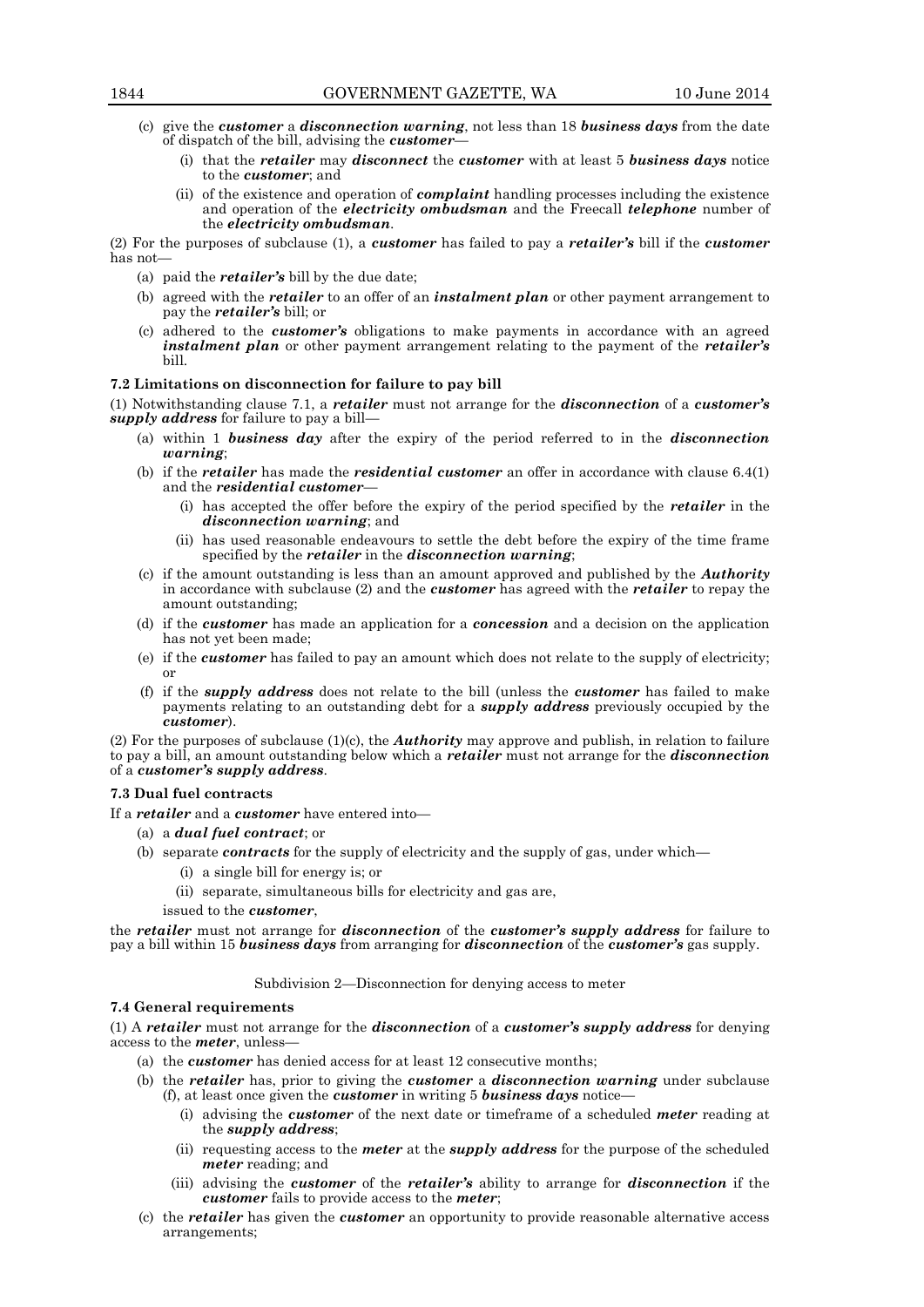(c) give the ***customer*** a ***disconnection warning***, not less than 18 ***business days*** from the date of dispatch of the bill, advising the ***customer***—

   (i) that the ***retailer*** may ***disconnect*** the ***customer*** with at least 5 ***business days*** notice to the ***customer***; and

   (ii) of the existence and operation of ***complaint*** handling processes including the existence and operation of the ***electricity ombudsman*** and the Freecall ***telephone*** number of the ***electricity ombudsman***.

(2) For the purposes of subclause (1), a ***customer*** has failed to pay a ***retailer's*** bill if the ***customer*** has not—

(a) paid the ***retailer's*** bill by the due date;

(b) agreed with the ***retailer*** to an offer of an ***instalment plan*** or other payment arrangement to pay the ***retailer's*** bill; or

(c) adhered to the ***customer's*** obligations to make payments in accordance with an agreed ***instalment plan*** or other payment arrangement relating to the payment of the ***retailer's*** bill.

**7.2 Limitations on disconnection for failure to pay bill**

(1) Notwithstanding clause 7.1, a ***retailer*** must not arrange for the ***disconnection*** of a ***customer's supply address*** for failure to pay a bill—

(a) within 1 ***business day*** after the expiry of the period referred to in the ***disconnection warning***;

(b) if the ***retailer*** has made the ***residential customer*** an offer in accordance with clause 6.4(1) and the ***residential customer***—

   (i) has accepted the offer before the expiry of the period specified by the ***retailer*** in the ***disconnection warning***; and

   (ii) has used reasonable endeavours to settle the debt before the expiry of the time frame specified by the ***retailer*** in the ***disconnection warning***;

(c) if the amount outstanding is less than an amount approved and published by the ***Authority*** in accordance with subclause (2) and the ***customer*** has agreed with the ***retailer*** to repay the amount outstanding;

(d) if the ***customer*** has made an application for a ***concession*** and a decision on the application has not yet been made;

(e) if the ***customer*** has failed to pay an amount which does not relate to the supply of electricity; or

(f) if the ***supply address*** does not relate to the bill (unless the ***customer*** has failed to make payments relating to an outstanding debt for a ***supply address*** previously occupied by the ***customer***).

(2) For the purposes of subclause (1)(c), the ***Authority*** may approve and publish, in relation to failure to pay a bill, an amount outstanding below which a ***retailer*** must not arrange for the ***disconnection*** of a ***customer's supply address***.

**7.3 Dual fuel contracts**

If a ***retailer*** and a ***customer*** have entered into—

(a) a ***dual fuel contract***; or

(b) separate ***contracts*** for the supply of electricity and the supply of gas, under which—

   (i) a single bill for energy is; or

   (ii) separate, simultaneous bills for electricity and gas are,

   issued to the ***customer***,

the ***retailer*** must not arrange for ***disconnection*** of the ***customer's supply address*** for failure to pay a bill within 15 ***business days*** from arranging for ***disconnection*** of the ***customer's*** gas supply.

Subdivision 2—Disconnection for denying access to meter

**7.4 General requirements**

(1) A ***retailer*** must not arrange for the ***disconnection*** of a ***customer's supply address*** for denying access to the ***meter***, unless—

(a) the ***customer*** has denied access for at least 12 consecutive months;

(b) the ***retailer*** has, prior to giving the ***customer*** a ***disconnection warning*** under subclause (f), at least once given the ***customer*** in writing 5 ***business days*** notice—

   (i) advising the ***customer*** of the next date or timeframe of a scheduled ***meter*** reading at the ***supply address***;

   (ii) requesting access to the ***meter*** at the ***supply address*** for the purpose of the scheduled ***meter*** reading; and

   (iii) advising the ***customer*** of the ***retailer's*** ability to arrange for ***disconnection*** if the ***customer*** fails to provide access to the ***meter***;

(c) the ***retailer*** has given the ***customer*** an opportunity to provide reasonable alternative access arrangements;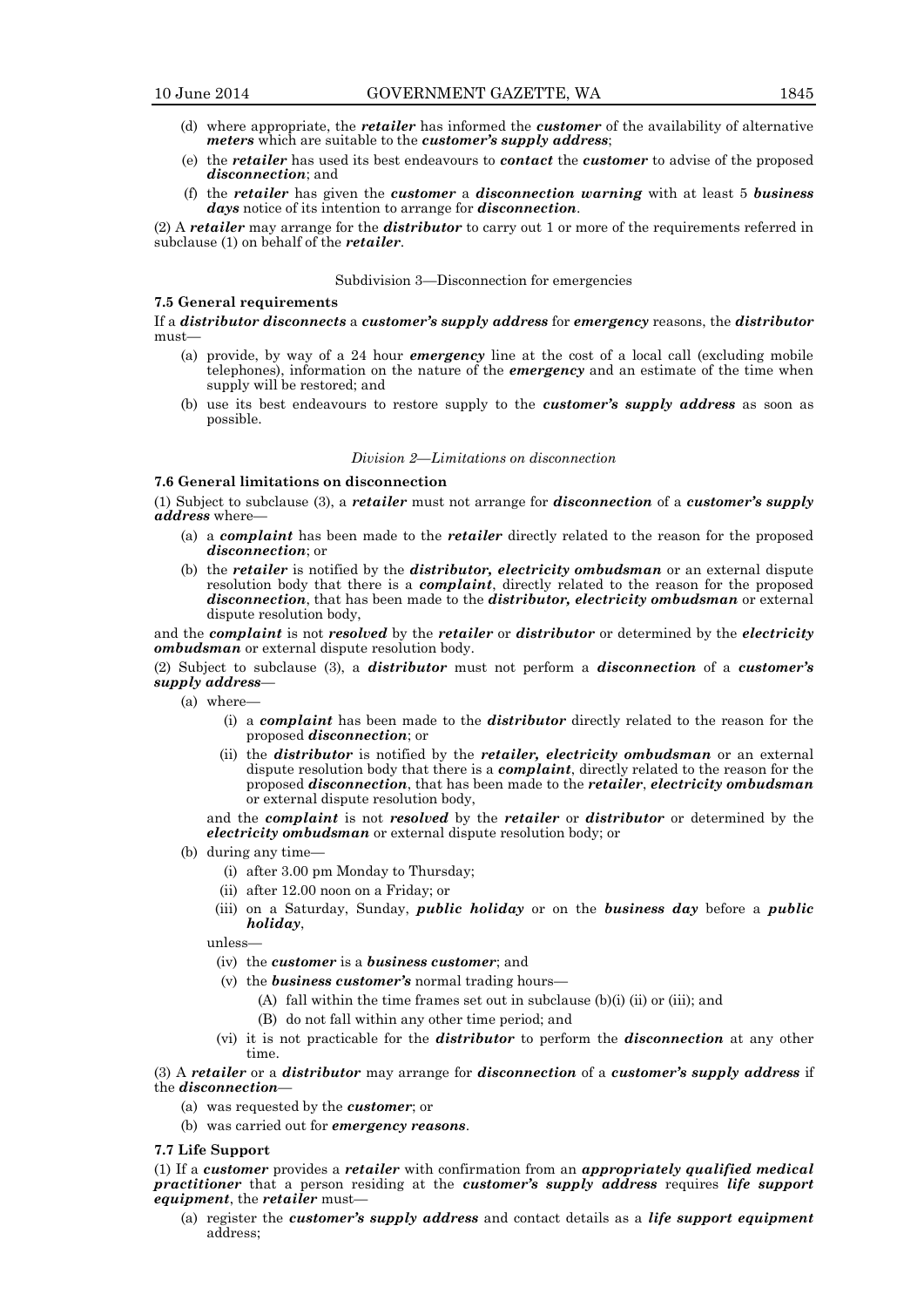(d) where appropriate, the ***retailer*** has informed the ***customer*** of the availability of alternative ***meters*** which are suitable to the ***customer's supply address***;

(e) the ***retailer*** has used its best endeavours to ***contact*** the ***customer*** to advise of the proposed ***disconnection***; and

(f) the ***retailer*** has given the ***customer*** a ***disconnection warning*** with at least 5 ***business days*** notice of its intention to arrange for ***disconnection***.

(2) A ***retailer*** may arrange for the ***distributor*** to carry out 1 or more of the requirements referred in subclause (1) on behalf of the ***retailer***.

Subdivision 3—Disconnection for emergencies

**7.5 General requirements**

If a ***distributor disconnects*** a ***customer's supply address*** for ***emergency*** reasons, the ***distributor*** must—

(a) provide, by way of a 24 hour ***emergency*** line at the cost of a local call (excluding mobile telephones), information on the nature of the ***emergency*** and an estimate of the time when supply will be restored; and

(b) use its best endeavours to restore supply to the ***customer's supply address*** as soon as possible.

*Division 2—Limitations on disconnection*

**7.6 General limitations on disconnection**

(1) Subject to subclause (3), a ***retailer*** must not arrange for ***disconnection*** of a ***customer's supply address*** where—

(a) a ***complaint*** has been made to the ***retailer*** directly related to the reason for the proposed ***disconnection***; or

(b) the ***retailer*** is notified by the ***distributor, electricity ombudsman*** or an external dispute resolution body that there is a ***complaint***, directly related to the reason for the proposed ***disconnection***, that has been made to the ***distributor, electricity ombudsman*** or external dispute resolution body,

and the ***complaint*** is not ***resolved*** by the ***retailer*** or ***distributor*** or determined by the ***electricity ombudsman*** or external dispute resolution body.

(2) Subject to subclause (3), a ***distributor*** must not perform a ***disconnection*** of a ***customer's supply address***—

(a) where—

(i) a ***complaint*** has been made to the ***distributor*** directly related to the reason for the proposed ***disconnection***; or

(ii) the ***distributor*** is notified by the ***retailer, electricity ombudsman*** or an external dispute resolution body that there is a ***complaint***, directly related to the reason for the proposed ***disconnection***, that has been made to the ***retailer***, ***electricity ombudsman*** or external dispute resolution body,

and the ***complaint*** is not ***resolved*** by the ***retailer*** or ***distributor*** or determined by the ***electricity ombudsman*** or external dispute resolution body; or

(b) during any time—

(i) after 3.00 pm Monday to Thursday;

(ii) after 12.00 noon on a Friday; or

(iii) on a Saturday, Sunday, ***public holiday*** or on the ***business day*** before a ***public holiday***,

unless—

(iv) the ***customer*** is a ***business customer***; and

(v) the ***business customer's*** normal trading hours—

(A) fall within the time frames set out in subclause (b)(i) (ii) or (iii); and

(B) do not fall within any other time period; and

(vi) it is not practicable for the ***distributor*** to perform the ***disconnection*** at any other time.

(3) A ***retailer*** or a ***distributor*** may arrange for ***disconnection*** of a ***customer's supply address*** if the ***disconnection***—

(a) was requested by the ***customer***; or

(b) was carried out for ***emergency reasons***.

**7.7 Life Support**

(1) If a ***customer*** provides a ***retailer*** with confirmation from an ***appropriately qualified medical practitioner*** that a person residing at the ***customer's supply address*** requires ***life support equipment***, the ***retailer*** must—

(a) register the ***customer's supply address*** and contact details as a ***life support equipment*** address;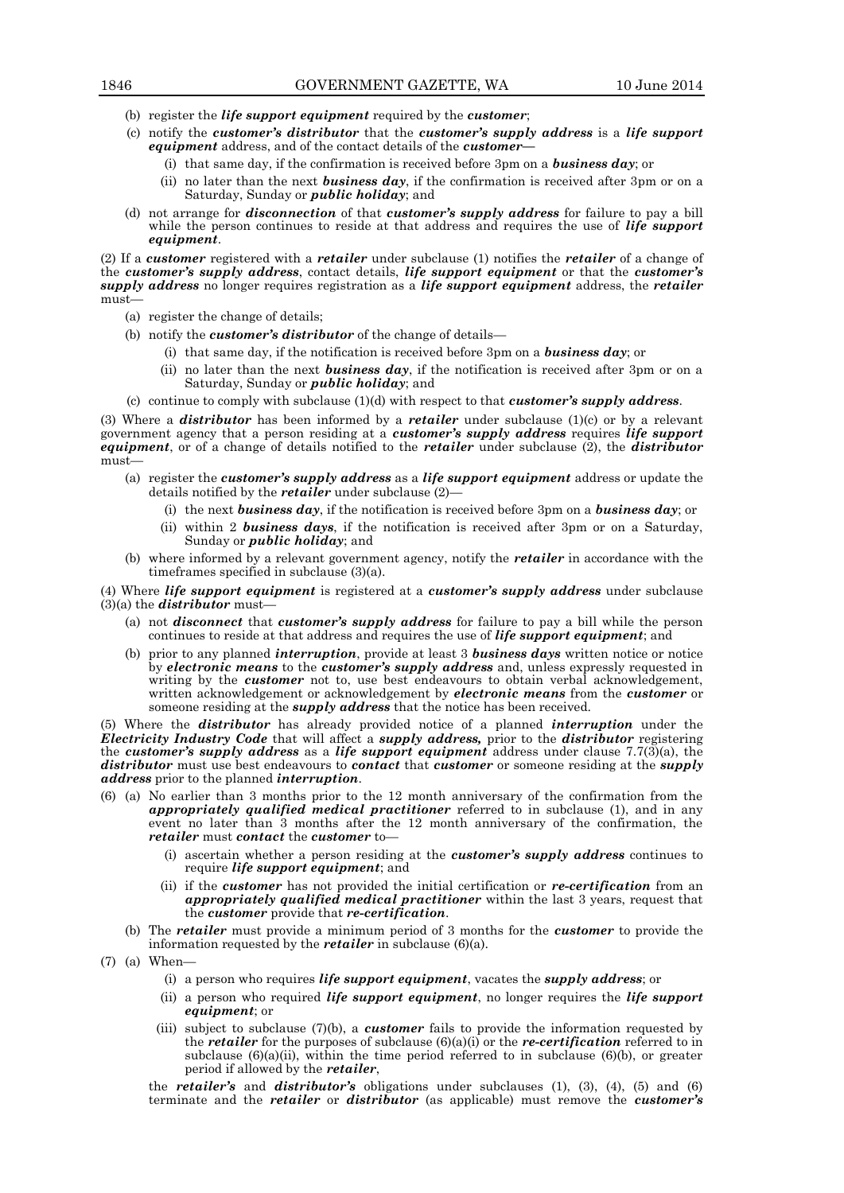(b) register the ***life support equipment*** required by the ***customer***;

(c) notify the ***customer's distributor*** that the ***customer's supply address*** is a ***life support equipment*** address, and of the contact details of the ***customer***—

(i) that same day, if the confirmation is received before 3pm on a ***business day***; or

(ii) no later than the next ***business day***, if the confirmation is received after 3pm or on a Saturday, Sunday or ***public holiday***; and

(d) not arrange for ***disconnection*** of that ***customer's supply address*** for failure to pay a bill while the person continues to reside at that address and requires the use of ***life support equipment***.

(2) If a ***customer*** registered with a ***retailer*** under subclause (1) notifies the ***retailer*** of a change of the ***customer's supply address***, contact details, ***life support equipment*** or that the ***customer's supply address*** no longer requires registration as a ***life support equipment*** address, the ***retailer*** must—

(a) register the change of details;

(b) notify the ***customer's distributor*** of the change of details—

(i) that same day, if the notification is received before 3pm on a ***business day***; or

(ii) no later than the next ***business day***, if the notification is received after 3pm or on a Saturday, Sunday or ***public holiday***; and

(c) continue to comply with subclause (1)(d) with respect to that ***customer's supply address***.

(3) Where a ***distributor*** has been informed by a ***retailer*** under subclause (1)(c) or by a relevant government agency that a person residing at a ***customer's supply address*** requires ***life support equipment***, or of a change of details notified to the ***retailer*** under subclause (2), the ***distributor*** must—

(a) register the ***customer's supply address*** as a ***life support equipment*** address or update the details notified by the ***retailer*** under subclause (2)—

(i) the next ***business day***, if the notification is received before 3pm on a ***business day***; or

(ii) within 2 ***business days***, if the notification is received after 3pm or on a Saturday, Sunday or ***public holiday***; and

(b) where informed by a relevant government agency, notify the ***retailer*** in accordance with the timeframes specified in subclause (3)(a).

(4) Where ***life support equipment*** is registered at a ***customer's supply address*** under subclause (3)(a) the ***distributor*** must—

(a) not ***disconnect*** that ***customer's supply address*** for failure to pay a bill while the person continues to reside at that address and requires the use of ***life support equipment***; and

(b) prior to any planned ***interruption***, provide at least 3 ***business days*** written notice or notice by ***electronic means*** to the ***customer's supply address*** and, unless expressly requested in writing by the ***customer*** not to, use best endeavours to obtain verbal acknowledgement, written acknowledgement or acknowledgement by ***electronic means*** from the ***customer*** or someone residing at the ***supply address*** that the notice has been received.

(5) Where the ***distributor*** has already provided notice of a planned ***interruption*** under the ***Electricity Industry Code*** that will affect a ***supply address,*** prior to the ***distributor*** registering the ***customer's supply address*** as a ***life support equipment*** address under clause 7.7(3)(a), the ***distributor*** must use best endeavours to ***contact*** that ***customer*** or someone residing at the ***supply address*** prior to the planned ***interruption***.

(6) (a) No earlier than 3 months prior to the 12 month anniversary of the confirmation from the ***appropriately qualified medical practitioner*** referred to in subclause (1), and in any event no later than 3 months after the 12 month anniversary of the confirmation, the ***retailer*** must ***contact*** the ***customer*** to—

(i) ascertain whether a person residing at the ***customer's supply address*** continues to require ***life support equipment***; and

(ii) if the ***customer*** has not provided the initial certification or ***re-certification*** from an ***appropriately qualified medical practitioner*** within the last 3 years, request that the ***customer*** provide that ***re-certification***.

(b) The ***retailer*** must provide a minimum period of 3 months for the ***customer*** to provide the information requested by the ***retailer*** in subclause (6)(a).

(7) (a) When—

(i) a person who requires ***life support equipment***, vacates the ***supply address***; or

(ii) a person who required ***life support equipment***, no longer requires the ***life support equipment***; or

(iii) subject to subclause (7)(b), a ***customer*** fails to provide the information requested by the ***retailer*** for the purposes of subclause (6)(a)(i) or the ***re-certification*** referred to in subclause (6)(a)(ii), within the time period referred to in subclause (6)(b), or greater period if allowed by the ***retailer***,

the ***retailer's*** and ***distributor's*** obligations under subclauses (1), (3), (4), (5) and (6) terminate and the ***retailer*** or ***distributor*** (as applicable) must remove the ***customer's***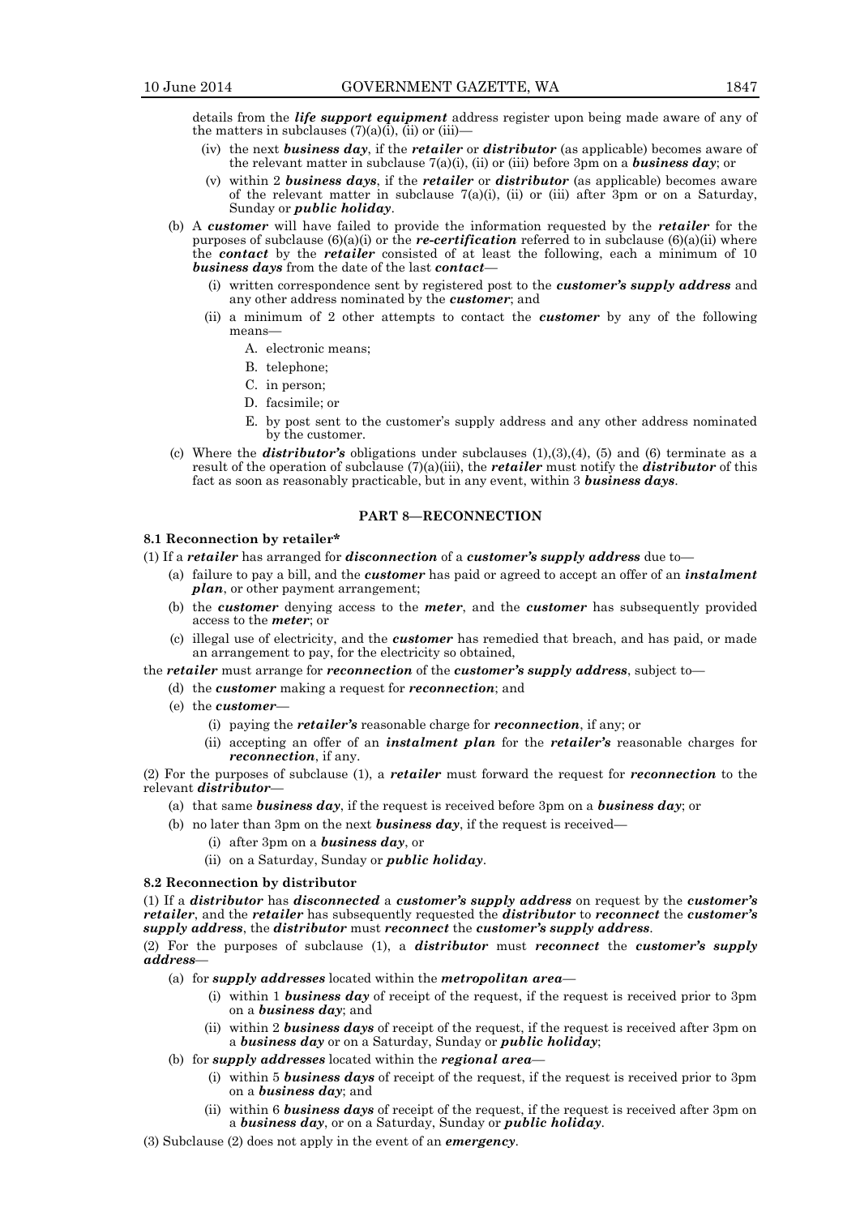details from the ***life support equipment*** address register upon being made aware of any of the matters in subclauses (7)(a)(i), (ii) or (iii)—

(iv) the next ***business day***, if the ***retailer*** or ***distributor*** (as applicable) becomes aware of the relevant matter in subclause 7(a)(i), (ii) or (iii) before 3pm on a ***business day***; or

(v) within 2 ***business days***, if the ***retailer*** or ***distributor*** (as applicable) becomes aware of the relevant matter in subclause 7(a)(i), (ii) or (iii) after 3pm or on a Saturday, Sunday or ***public holiday***.

(b) A ***customer*** will have failed to provide the information requested by the ***retailer*** for the purposes of subclause (6)(a)(i) or the ***re-certification*** referred to in subclause (6)(a)(ii) where the ***contact*** by the ***retailer*** consisted of at least the following, each a minimum of 10 ***business days*** from the date of the last ***contact***—

(i) written correspondence sent by registered post to the ***customer's supply address*** and any other address nominated by the ***customer***; and

(ii) a minimum of 2 other attempts to contact the ***customer*** by any of the following means—

A. electronic means;

B. telephone;

C. in person;

D. facsimile; or

E. by post sent to the customer's supply address and any other address nominated by the customer.

(c) Where the ***distributor's*** obligations under subclauses (1),(3),(4), (5) and (6) terminate as a result of the operation of subclause (7)(a)(iii), the ***retailer*** must notify the ***distributor*** of this fact as soon as reasonably practicable, but in any event, within 3 ***business days***.

## PART 8—RECONNECTION

### 8.1 Reconnection by retailer*

(1) If a ***retailer*** has arranged for ***disconnection*** of a ***customer's supply address*** due to—

(a) failure to pay a bill, and the ***customer*** has paid or agreed to accept an offer of an ***instalment plan***, or other payment arrangement;

(b) the ***customer*** denying access to the ***meter***, and the ***customer*** has subsequently provided access to the ***meter***; or

(c) illegal use of electricity, and the ***customer*** has remedied that breach, and has paid, or made an arrangement to pay, for the electricity so obtained,

the ***retailer*** must arrange for ***reconnection*** of the ***customer's supply address***, subject to—

(d) the ***customer*** making a request for ***reconnection***; and

(e) the ***customer***—

(i) paying the ***retailer's*** reasonable charge for ***reconnection***, if any; or

(ii) accepting an offer of an ***instalment plan*** for the ***retailer's*** reasonable charges for ***reconnection***, if any.

(2) For the purposes of subclause (1), a ***retailer*** must forward the request for ***reconnection*** to the relevant ***distributor***—

(a) that same ***business day***, if the request is received before 3pm on a ***business day***; or

(b) no later than 3pm on the next ***business day***, if the request is received—

(i) after 3pm on a ***business day***, or

(ii) on a Saturday, Sunday or ***public holiday***.

### 8.2 Reconnection by distributor

(1) If a ***distributor*** has ***disconnected*** a ***customer's supply address*** on request by the ***customer's retailer***, and the ***retailer*** has subsequently requested the ***distributor*** to ***reconnect*** the ***customer's supply address***, the ***distributor*** must ***reconnect*** the ***customer's supply address***.

(2) For the purposes of subclause (1), a ***distributor*** must ***reconnect*** the ***customer's supply address***—

(a) for ***supply addresses*** located within the ***metropolitan area***—

(i) within 1 ***business day*** of receipt of the request, if the request is received prior to 3pm on a ***business day***; and

(ii) within 2 ***business days*** of receipt of the request, if the request is received after 3pm on a ***business day*** or on a Saturday, Sunday or ***public holiday***;

(b) for ***supply addresses*** located within the ***regional area***—

(i) within 5 ***business days*** of receipt of the request, if the request is received prior to 3pm on a ***business day***; and

(ii) within 6 ***business days*** of receipt of the request, if the request is received after 3pm on a ***business day***, or on a Saturday, Sunday or ***public holiday***.

(3) Subclause (2) does not apply in the event of an ***emergency***.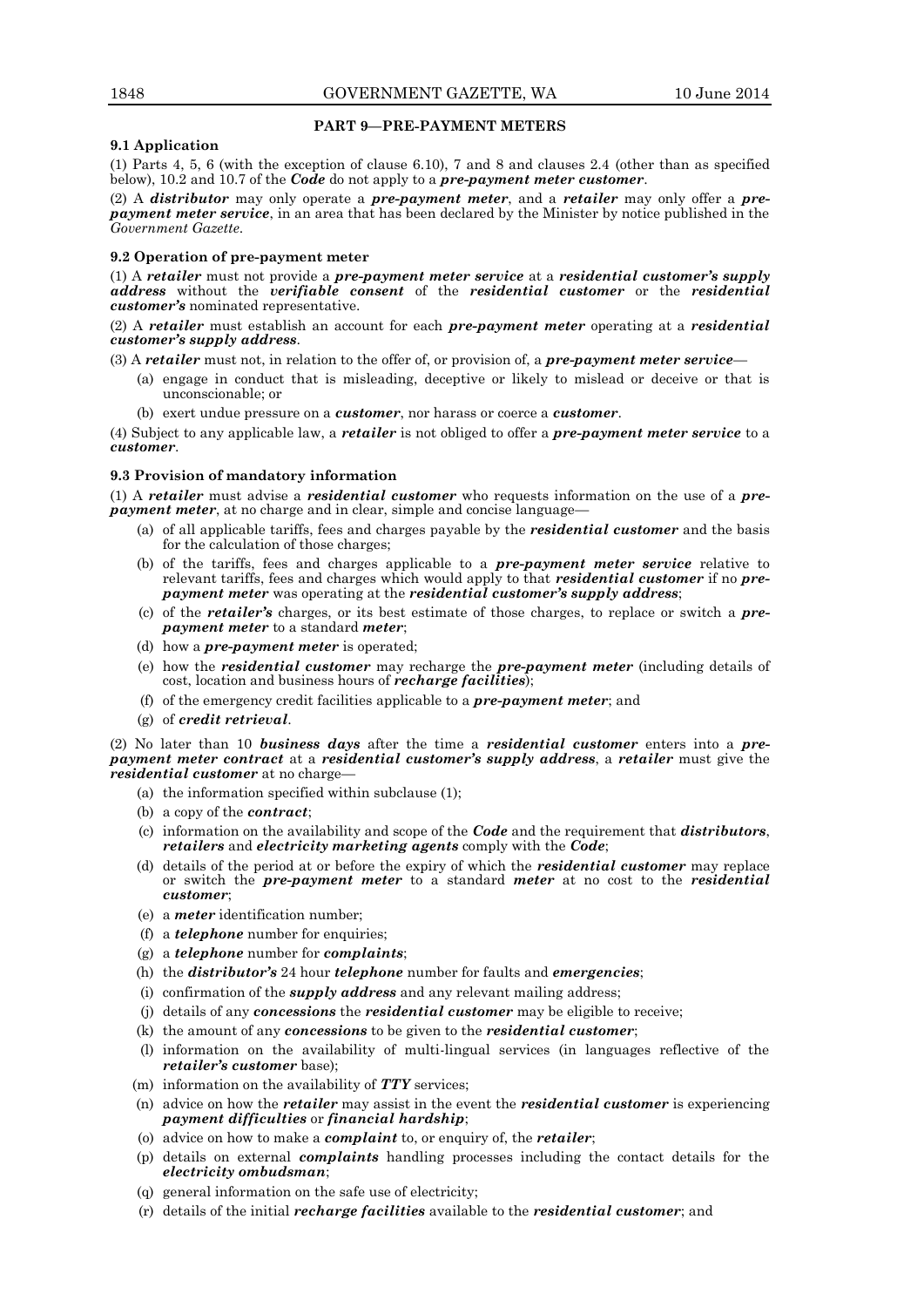## PART 9—PRE-PAYMENT METERS

### 9.1 Application

(1) Parts 4, 5, 6 (with the exception of clause 6.10), 7 and 8 and clauses 2.4 (other than as specified below), 10.2 and 10.7 of the ***Code*** do not apply to a ***pre-payment meter customer***.

(2) A ***distributor*** may only operate a ***pre-payment meter***, and a ***retailer*** may only offer a ***pre-payment meter service***, in an area that has been declared by the Minister by notice published in the *Government Gazette*.

### 9.2 Operation of pre-payment meter

(1) A ***retailer*** must not provide a ***pre-payment meter service*** at a ***residential customer's supply address*** without the ***verifiable consent*** of the ***residential customer*** or the ***residential customer's*** nominated representative.

(2) A ***retailer*** must establish an account for each ***pre-payment meter*** operating at a ***residential customer's supply address***.

(3) A ***retailer*** must not, in relation to the offer of, or provision of, a ***pre-payment meter service***—

- (a) engage in conduct that is misleading, deceptive or likely to mislead or deceive or that is unconscionable; or
- (b) exert undue pressure on a ***customer***, nor harass or coerce a ***customer***.

(4) Subject to any applicable law, a ***retailer*** is not obliged to offer a ***pre-payment meter service*** to a ***customer***.

### 9.3 Provision of mandatory information

(1) A ***retailer*** must advise a ***residential customer*** who requests information on the use of a ***pre-payment meter***, at no charge and in clear, simple and concise language—

- (a) of all applicable tariffs, fees and charges payable by the ***residential customer*** and the basis for the calculation of those charges;
- (b) of the tariffs, fees and charges applicable to a ***pre-payment meter service*** relative to relevant tariffs, fees and charges which would apply to that ***residential customer*** if no ***pre-payment meter*** was operating at the ***residential customer's supply address***;
- (c) of the ***retailer's*** charges, or its best estimate of those charges, to replace or switch a ***pre-payment meter*** to a standard ***meter***;
- (d) how a ***pre-payment meter*** is operated;
- (e) how the ***residential customer*** may recharge the ***pre-payment meter*** (including details of cost, location and business hours of ***recharge facilities***);
- (f) of the emergency credit facilities applicable to a ***pre-payment meter***; and
- (g) of ***credit retrieval***.

(2) No later than 10 ***business days*** after the time a ***residential customer*** enters into a ***pre-payment meter contract*** at a ***residential customer's supply address***, a ***retailer*** must give the ***residential customer*** at no charge—

- (a) the information specified within subclause (1);
- (b) a copy of the ***contract***;
- (c) information on the availability and scope of the ***Code*** and the requirement that ***distributors***, ***retailers*** and ***electricity marketing agents*** comply with the ***Code***;
- (d) details of the period at or before the expiry of which the ***residential customer*** may replace or switch the ***pre-payment meter*** to a standard ***meter*** at no cost to the ***residential customer***;
- (e) a ***meter*** identification number;
- (f) a ***telephone*** number for enquiries;
- (g) a ***telephone*** number for ***complaints***;
- (h) the ***distributor's*** 24 hour ***telephone*** number for faults and ***emergencies***;
- (i) confirmation of the ***supply address*** and any relevant mailing address;
- (j) details of any ***concessions*** the ***residential customer*** may be eligible to receive;
- (k) the amount of any ***concessions*** to be given to the ***residential customer***;
- (l) information on the availability of multi-lingual services (in languages reflective of the ***retailer's customer*** base);
- (m) information on the availability of ***TTY*** services;
- (n) advice on how the ***retailer*** may assist in the event the ***residential customer*** is experiencing ***payment difficulties*** or ***financial hardship***;
- (o) advice on how to make a ***complaint*** to, or enquiry of, the ***retailer***;
- (p) details on external ***complaints*** handling processes including the contact details for the ***electricity ombudsman***;
- (q) general information on the safe use of electricity;
- (r) details of the initial ***recharge facilities*** available to the ***residential customer***; and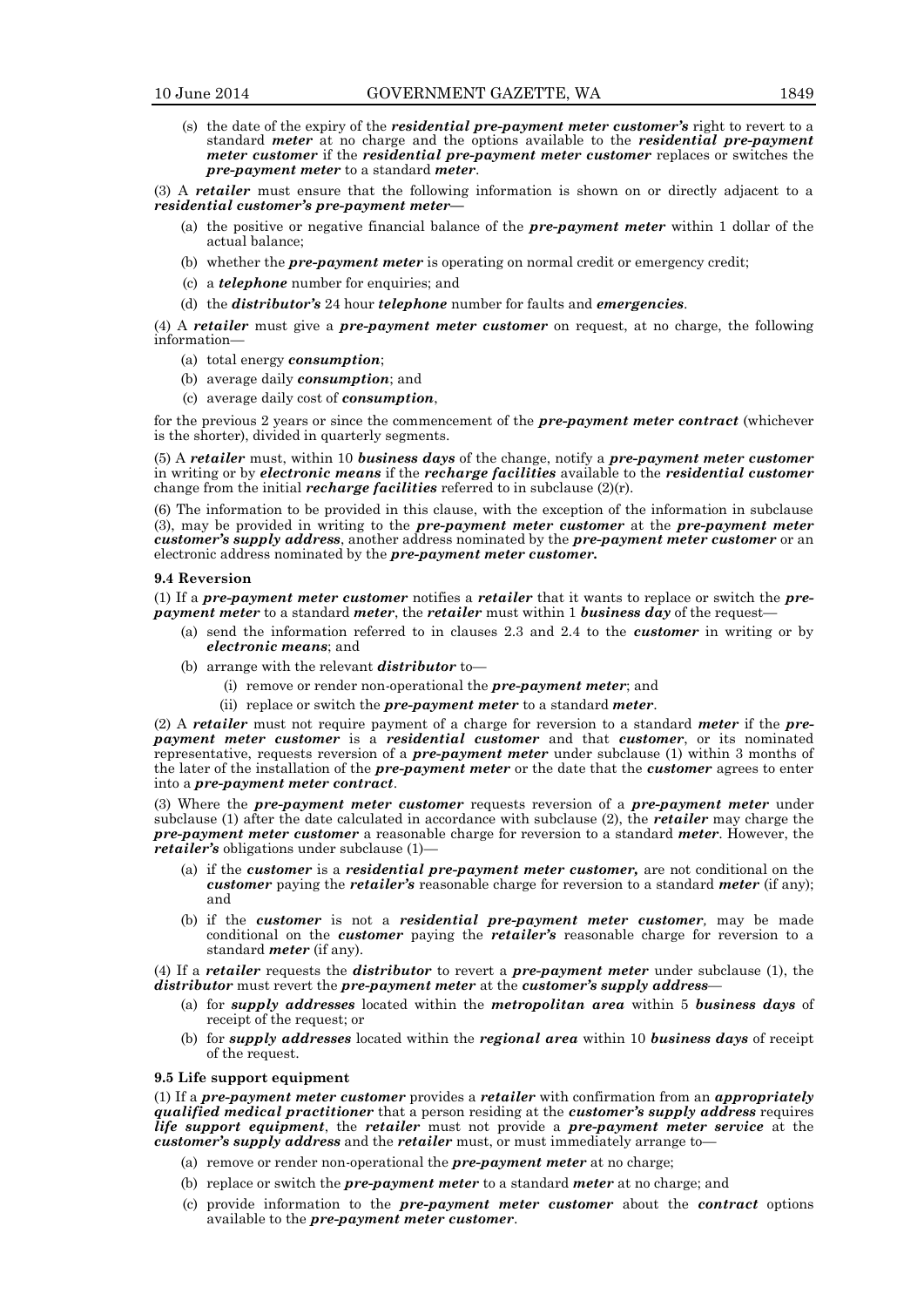(s) the date of the expiry of the ***residential pre-payment meter customer's*** right to revert to a standard ***meter*** at no charge and the options available to the ***residential pre-payment meter customer*** if the ***residential pre-payment meter customer*** replaces or switches the ***pre-payment meter*** to a standard ***meter***.

(3) A ***retailer*** must ensure that the following information is shown on or directly adjacent to a ***residential customer's pre-payment meter***—

(a) the positive or negative financial balance of the ***pre-payment meter*** within 1 dollar of the actual balance;

(b) whether the ***pre-payment meter*** is operating on normal credit or emergency credit;

(c) a ***telephone*** number for enquiries; and

(d) the ***distributor's*** 24 hour ***telephone*** number for faults and ***emergencies***.

(4) A ***retailer*** must give a ***pre-payment meter customer*** on request, at no charge, the following information—

(a) total energy ***consumption***;

(b) average daily ***consumption***; and

(c) average daily cost of ***consumption***,

for the previous 2 years or since the commencement of the ***pre-payment meter contract*** (whichever is the shorter), divided in quarterly segments.

(5) A ***retailer*** must, within 10 ***business days*** of the change, notify a ***pre-payment meter customer*** in writing or by ***electronic means*** if the ***recharge facilities*** available to the ***residential customer*** change from the initial ***recharge facilities*** referred to in subclause (2)(r).

(6) The information to be provided in this clause, with the exception of the information in subclause (3), may be provided in writing to the ***pre-payment meter customer*** at the ***pre-payment meter customer's supply address***, another address nominated by the ***pre-payment meter customer*** or an electronic address nominated by the ***pre-payment meter customer.***

**9.4 Reversion**

(1) If a ***pre-payment meter customer*** notifies a ***retailer*** that it wants to replace or switch the ***pre-payment meter*** to a standard ***meter***, the ***retailer*** must within 1 ***business day*** of the request—

(a) send the information referred to in clauses 2.3 and 2.4 to the ***customer*** in writing or by ***electronic means***; and

(b) arrange with the relevant ***distributor*** to—

(i) remove or render non-operational the ***pre-payment meter***; and

(ii) replace or switch the ***pre-payment meter*** to a standard ***meter***.

(2) A ***retailer*** must not require payment of a charge for reversion to a standard ***meter*** if the ***pre-payment meter customer*** is a ***residential customer*** and that ***customer***, or its nominated representative, requests reversion of a ***pre-payment meter*** under subclause (1) within 3 months of the later of the installation of the ***pre-payment meter*** or the date that the ***customer*** agrees to enter into a ***pre-payment meter contract***.

(3) Where the ***pre-payment meter customer*** requests reversion of a ***pre-payment meter*** under subclause (1) after the date calculated in accordance with subclause (2), the ***retailer*** may charge the ***pre-payment meter customer*** a reasonable charge for reversion to a standard ***meter***. However, the ***retailer's*** obligations under subclause (1)—

(a) if the ***customer*** is a ***residential pre-payment meter customer,*** are not conditional on the ***customer*** paying the ***retailer's*** reasonable charge for reversion to a standard ***meter*** (if any); and

(b) if the ***customer*** is not a ***residential pre-payment meter customer***, may be made conditional on the ***customer*** paying the ***retailer's*** reasonable charge for reversion to a standard ***meter*** (if any).

(4) If a ***retailer*** requests the ***distributor*** to revert a ***pre-payment meter*** under subclause (1), the ***distributor*** must revert the ***pre-payment meter*** at the ***customer's supply address***—

(a) for ***supply addresses*** located within the ***metropolitan area*** within 5 ***business days*** of receipt of the request; or

(b) for ***supply addresses*** located within the ***regional area*** within 10 ***business days*** of receipt of the request.

**9.5 Life support equipment**

(1) If a ***pre-payment meter customer*** provides a ***retailer*** with confirmation from an ***appropriately qualified medical practitioner*** that a person residing at the ***customer's supply address*** requires ***life support equipment***, the ***retailer*** must not provide a ***pre-payment meter service*** at the ***customer's supply address*** and the ***retailer*** must, or must immediately arrange to—

(a) remove or render non-operational the ***pre-payment meter*** at no charge;

(b) replace or switch the ***pre-payment meter*** to a standard ***meter*** at no charge; and

(c) provide information to the ***pre-payment meter customer*** about the ***contract*** options available to the ***pre-payment meter customer***.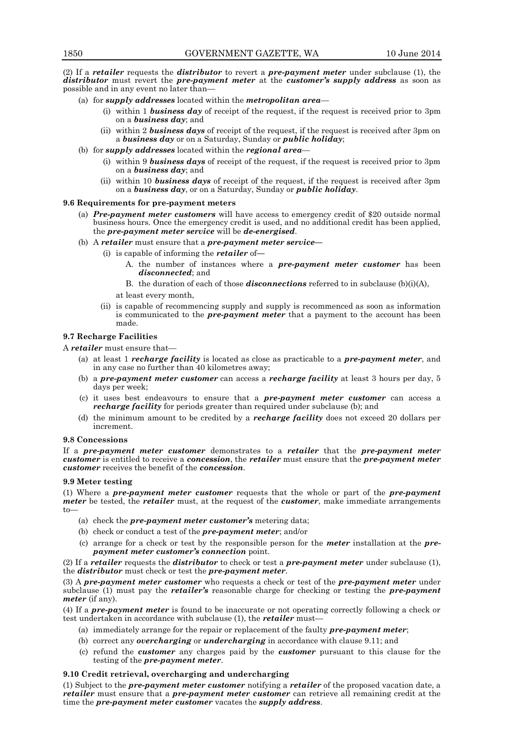(2) If a ***retailer*** requests the ***distributor*** to revert a ***pre-payment meter*** under subclause (1), the ***distributor*** must revert the ***pre-payment meter*** at the ***customer's supply address*** as soon as possible and in any event no later than—

- (a) for ***supply addresses*** located within the ***metropolitan area***—
  - (i) within 1 ***business day*** of receipt of the request, if the request is received prior to 3pm on a ***business day***; and
  - (ii) within 2 ***business days*** of receipt of the request, if the request is received after 3pm on a ***business day*** or on a Saturday, Sunday or ***public holiday***;
- (b) for ***supply addresses*** located within the ***regional area***—
  - (i) within 9 ***business days*** of receipt of the request, if the request is received prior to 3pm on a ***business day***; and
  - (ii) within 10 ***business days*** of receipt of the request, if the request is received after 3pm on a ***business day***, or on a Saturday, Sunday or ***public holiday***.

**9.6 Requirements for pre-payment meters**

- (a) ***Pre-payment meter customers*** will have access to emergency credit of $20 outside normal business hours. Once the emergency credit is used, and no additional credit has been applied, the ***pre-payment meter service*** will be ***de-energised***.
- (b) A ***retailer*** must ensure that a ***pre-payment meter service***—
  - (i) is capable of informing the ***retailer*** of—
    - A. the number of instances where a ***pre-payment meter customer*** has been ***disconnected***; and
    - B. the duration of each of those ***disconnections*** referred to in subclause (b)(i)(A),

    at least every month,
  - (ii) is capable of recommencing supply and supply is recommenced as soon as information is communicated to the ***pre-payment meter*** that a payment to the account has been made.

**9.7 Recharge Facilities**

A ***retailer*** must ensure that—

- (a) at least 1 ***recharge facility*** is located as close as practicable to a ***pre-payment meter***, and in any case no further than 40 kilometres away;
- (b) a ***pre-payment meter customer*** can access a ***recharge facility*** at least 3 hours per day, 5 days per week;
- (c) it uses best endeavours to ensure that a ***pre-payment meter customer*** can access a ***recharge facility*** for periods greater than required under subclause (b); and
- (d) the minimum amount to be credited by a ***recharge facility*** does not exceed 20 dollars per increment.

**9.8 Concessions**

If a ***pre-payment meter customer*** demonstrates to a ***retailer*** that the ***pre-payment meter customer*** is entitled to receive a ***concession***, the ***retailer*** must ensure that the ***pre-payment meter customer*** receives the benefit of the ***concession***.

**9.9 Meter testing**

(1) Where a ***pre-payment meter customer*** requests that the whole or part of the ***pre-payment meter*** be tested, the ***retailer*** must, at the request of the ***customer***, make immediate arrangements to—

- (a) check the ***pre-payment meter customer's*** metering data;
- (b) check or conduct a test of the ***pre-payment meter***; and/or
- (c) arrange for a check or test by the responsible person for the ***meter*** installation at the ***pre-payment meter customer's connection*** point.

(2) If a ***retailer*** requests the ***distributor*** to check or test a ***pre-payment meter*** under subclause (1), the ***distributor*** must check or test the ***pre-payment meter***.

(3) A ***pre-payment meter customer*** who requests a check or test of the ***pre-payment meter*** under subclause (1) must pay the ***retailer's*** reasonable charge for checking or testing the ***pre-payment meter*** (if any).

(4) If a ***pre-payment meter*** is found to be inaccurate or not operating correctly following a check or test undertaken in accordance with subclause (1), the ***retailer*** must—

- (a) immediately arrange for the repair or replacement of the faulty ***pre-payment meter***;
- (b) correct any ***overcharging*** or ***undercharging*** in accordance with clause 9.11; and
- (c) refund the ***customer*** any charges paid by the ***customer*** pursuant to this clause for the testing of the ***pre-payment meter***.

**9.10 Credit retrieval, overcharging and undercharging**

(1) Subject to the ***pre-payment meter customer*** notifying a ***retailer*** of the proposed vacation date, a ***retailer*** must ensure that a ***pre-payment meter customer*** can retrieve all remaining credit at the time the ***pre-payment meter customer*** vacates the ***supply address***.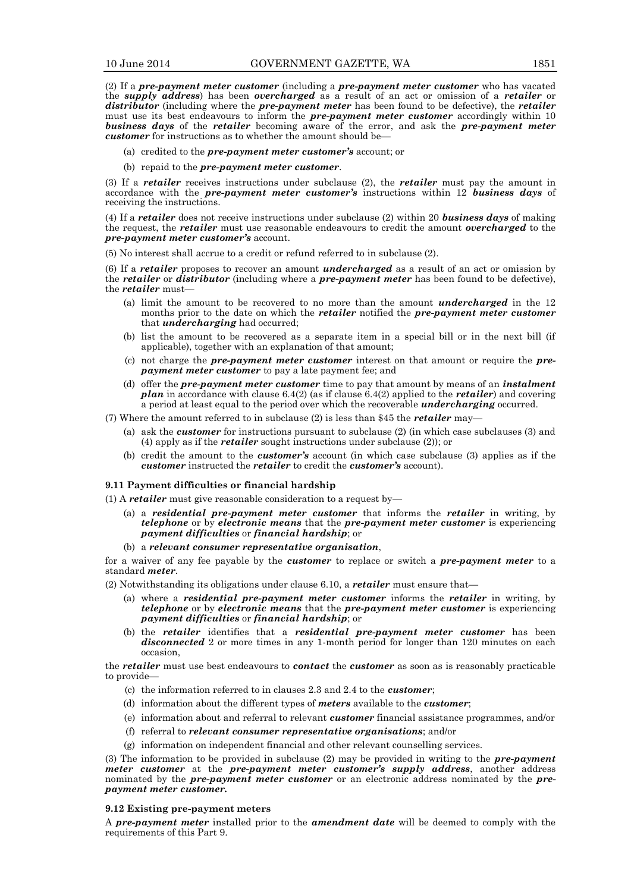(2) If a ***pre-payment meter customer*** (including a ***pre-payment meter customer*** who has vacated the ***supply address***) has been ***overcharged*** as a result of an act or omission of a ***retailer*** or ***distributor*** (including where the ***pre-payment meter*** has been found to be defective), the ***retailer*** must use its best endeavours to inform the ***pre-payment meter customer*** accordingly within 10 ***business days*** of the ***retailer*** becoming aware of the error, and ask the ***pre-payment meter customer*** for instructions as to whether the amount should be—

(a) credited to the ***pre-payment meter customer's*** account; or

(b) repaid to the ***pre-payment meter customer***.

(3) If a ***retailer*** receives instructions under subclause (2), the ***retailer*** must pay the amount in accordance with the ***pre-payment meter customer's*** instructions within 12 ***business days*** of receiving the instructions.

(4) If a ***retailer*** does not receive instructions under subclause (2) within 20 ***business days*** of making the request, the ***retailer*** must use reasonable endeavours to credit the amount ***overcharged*** to the ***pre-payment meter customer's*** account.

(5) No interest shall accrue to a credit or refund referred to in subclause (2).

(6) If a ***retailer*** proposes to recover an amount ***undercharged*** as a result of an act or omission by the ***retailer*** or ***distributor*** (including where a ***pre-payment meter*** has been found to be defective), the ***retailer*** must—

(a) limit the amount to be recovered to no more than the amount ***undercharged*** in the 12 months prior to the date on which the ***retailer*** notified the ***pre-payment meter customer*** that ***undercharging*** had occurred;

(b) list the amount to be recovered as a separate item in a special bill or in the next bill (if applicable), together with an explanation of that amount;

(c) not charge the ***pre-payment meter customer*** interest on that amount or require the ***pre-payment meter customer*** to pay a late payment fee; and

(d) offer the ***pre-payment meter customer*** time to pay that amount by means of an ***instalment plan*** in accordance with clause 6.4(2) (as if clause 6.4(2) applied to the ***retailer***) and covering a period at least equal to the period over which the recoverable ***undercharging*** occurred.

(7) Where the amount referred to in subclause (2) is less than $45 the ***retailer*** may—

(a) ask the ***customer*** for instructions pursuant to subclause (2) (in which case subclauses (3) and (4) apply as if the ***retailer*** sought instructions under subclause (2)); or

(b) credit the amount to the ***customer's*** account (in which case subclause (3) applies as if the ***customer*** instructed the ***retailer*** to credit the ***customer's*** account).

**9.11 Payment difficulties or financial hardship**

(1) A ***retailer*** must give reasonable consideration to a request by—

(a) a ***residential pre-payment meter customer*** that informs the ***retailer*** in writing, by ***telephone*** or by ***electronic means*** that the ***pre-payment meter customer*** is experiencing ***payment difficulties*** or ***financial hardship***; or

(b) a ***relevant consumer representative organisation***,

for a waiver of any fee payable by the ***customer*** to replace or switch a ***pre-payment meter*** to a standard ***meter***.

(2) Notwithstanding its obligations under clause 6.10, a ***retailer*** must ensure that—

(a) where a ***residential pre-payment meter customer*** informs the ***retailer*** in writing, by ***telephone*** or by ***electronic means*** that the ***pre-payment meter customer*** is experiencing ***payment difficulties*** or ***financial hardship***; or

(b) the ***retailer*** identifies that a ***residential pre-payment meter customer*** has been ***disconnected*** 2 or more times in any 1-month period for longer than 120 minutes on each occasion,

the ***retailer*** must use best endeavours to ***contact*** the ***customer*** as soon as is reasonably practicable to provide—

(c) the information referred to in clauses 2.3 and 2.4 to the ***customer***;

(d) information about the different types of ***meters*** available to the ***customer***;

(e) information about and referral to relevant ***customer*** financial assistance programmes, and/or

(f) referral to ***relevant consumer representative organisations***; and/or

(g) information on independent financial and other relevant counselling services.

(3) The information to be provided in subclause (2) may be provided in writing to the ***pre-payment meter customer*** at the ***pre-payment meter customer's supply address***, another address nominated by the ***pre-payment meter customer*** or an electronic address nominated by the ***pre-payment meter customer.***

**9.12 Existing pre-payment meters**

A ***pre-payment meter*** installed prior to the ***amendment date*** will be deemed to comply with the requirements of this Part 9.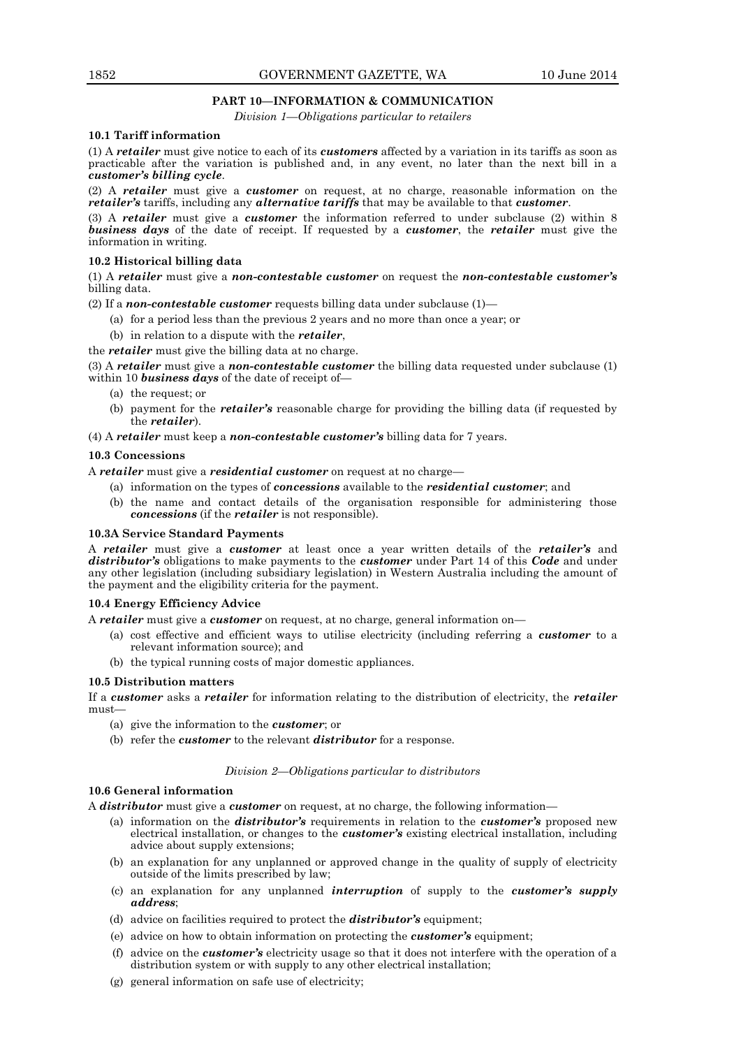## PART 10—INFORMATION & COMMUNICATION

*Division 1—Obligations particular to retailers*

### 10.1 Tariff information

(1) A ***retailer*** must give notice to each of its ***customers*** affected by a variation in its tariffs as soon as practicable after the variation is published and, in any event, no later than the next bill in a ***customer's billing cycle***.

(2) A ***retailer*** must give a ***customer*** on request, at no charge, reasonable information on the ***retailer's*** tariffs, including any ***alternative tariffs*** that may be available to that ***customer***.

(3) A ***retailer*** must give a ***customer*** the information referred to under subclause (2) within 8 ***business days*** of the date of receipt. If requested by a ***customer***, the ***retailer*** must give the information in writing.

### 10.2 Historical billing data

(1) A ***retailer*** must give a ***non-contestable customer*** on request the ***non-contestable customer's*** billing data.

(2) If a ***non-contestable customer*** requests billing data under subclause (1)—

- (a) for a period less than the previous 2 years and no more than once a year; or
- (b) in relation to a dispute with the ***retailer***,

the ***retailer*** must give the billing data at no charge.

(3) A ***retailer*** must give a ***non-contestable customer*** the billing data requested under subclause (1) within 10 ***business days*** of the date of receipt of—

- (a) the request; or
- (b) payment for the ***retailer's*** reasonable charge for providing the billing data (if requested by the ***retailer***).

(4) A ***retailer*** must keep a ***non-contestable customer's*** billing data for 7 years.

### 10.3 Concessions

A ***retailer*** must give a ***residential customer*** on request at no charge—

- (a) information on the types of ***concessions*** available to the ***residential customer***; and
- (b) the name and contact details of the organisation responsible for administering those ***concessions*** (if the ***retailer*** is not responsible).

### 10.3A Service Standard Payments

A ***retailer*** must give a ***customer*** at least once a year written details of the ***retailer's*** and ***distributor's*** obligations to make payments to the ***customer*** under Part 14 of this ***Code*** and under any other legislation (including subsidiary legislation) in Western Australia including the amount of the payment and the eligibility criteria for the payment.

### 10.4 Energy Efficiency Advice

A ***retailer*** must give a ***customer*** on request, at no charge, general information on—

- (a) cost effective and efficient ways to utilise electricity (including referring a ***customer*** to a relevant information source); and
- (b) the typical running costs of major domestic appliances.

### 10.5 Distribution matters

If a ***customer*** asks a ***retailer*** for information relating to the distribution of electricity, the ***retailer*** must—

- (a) give the information to the ***customer***; or
- (b) refer the ***customer*** to the relevant ***distributor*** for a response.

*Division 2—Obligations particular to distributors*

### 10.6 General information

A ***distributor*** must give a ***customer*** on request, at no charge, the following information—

- (a) information on the ***distributor's*** requirements in relation to the ***customer's*** proposed new electrical installation, or changes to the ***customer's*** existing electrical installation, including advice about supply extensions;
- (b) an explanation for any unplanned or approved change in the quality of supply of electricity outside of the limits prescribed by law;
- (c) an explanation for any unplanned ***interruption*** of supply to the ***customer's supply address***;
- (d) advice on facilities required to protect the ***distributor's*** equipment;
- (e) advice on how to obtain information on protecting the ***customer's*** equipment;
- (f) advice on the ***customer's*** electricity usage so that it does not interfere with the operation of a distribution system or with supply to any other electrical installation;
- (g) general information on safe use of electricity;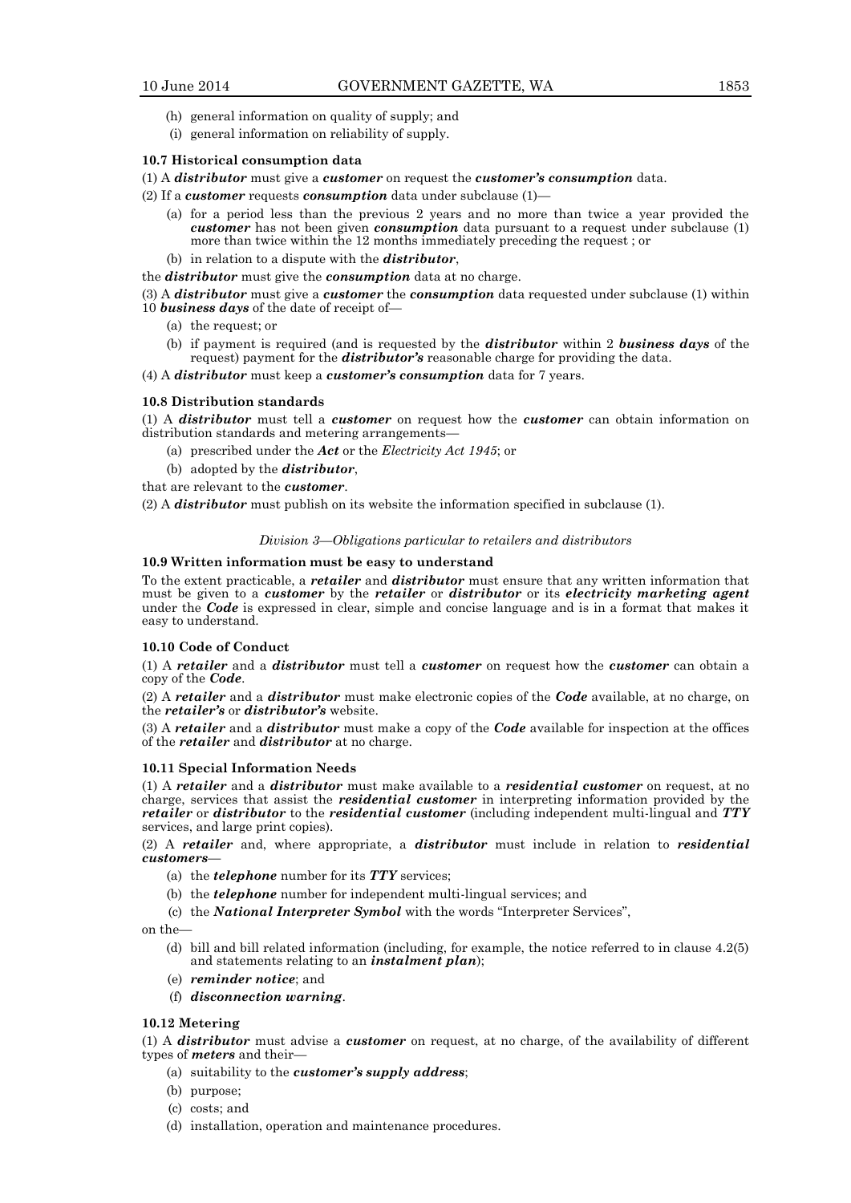(h) general information on quality of supply; and

(i) general information on reliability of supply.

**10.7 Historical consumption data**

(1) A ***distributor*** must give a ***customer*** on request the ***customer's consumption*** data.

(2) If a ***customer*** requests ***consumption*** data under subclause (1)—

(a) for a period less than the previous 2 years and no more than twice a year provided the ***customer*** has not been given ***consumption*** data pursuant to a request under subclause (1) more than twice within the 12 months immediately preceding the request ; or

(b) in relation to a dispute with the ***distributor***,

the ***distributor*** must give the ***consumption*** data at no charge.

(3) A ***distributor*** must give a ***customer*** the ***consumption*** data requested under subclause (1) within 10 ***business days*** of the date of receipt of—

(a) the request; or

(b) if payment is required (and is requested by the ***distributor*** within 2 ***business days*** of the request) payment for the ***distributor's*** reasonable charge for providing the data.

(4) A ***distributor*** must keep a ***customer's consumption*** data for 7 years.

**10.8 Distribution standards**

(1) A ***distributor*** must tell a ***customer*** on request how the ***customer*** can obtain information on distribution standards and metering arrangements—

(a) prescribed under the ***Act*** or the *Electricity Act 1945*; or

(b) adopted by the ***distributor***,

that are relevant to the ***customer***.

(2) A ***distributor*** must publish on its website the information specified in subclause (1).

*Division 3—Obligations particular to retailers and distributors*

**10.9 Written information must be easy to understand**

To the extent practicable, a ***retailer*** and ***distributor*** must ensure that any written information that must be given to a ***customer*** by the ***retailer*** or ***distributor*** or its ***electricity marketing agent*** under the ***Code*** is expressed in clear, simple and concise language and is in a format that makes it easy to understand.

**10.10 Code of Conduct**

(1) A ***retailer*** and a ***distributor*** must tell a ***customer*** on request how the ***customer*** can obtain a copy of the ***Code***.

(2) A ***retailer*** and a ***distributor*** must make electronic copies of the ***Code*** available, at no charge, on the ***retailer's*** or ***distributor's*** website.

(3) A ***retailer*** and a ***distributor*** must make a copy of the ***Code*** available for inspection at the offices of the ***retailer*** and ***distributor*** at no charge.

**10.11 Special Information Needs**

(1) A ***retailer*** and a ***distributor*** must make available to a ***residential customer*** on request, at no charge, services that assist the ***residential customer*** in interpreting information provided by the ***retailer*** or ***distributor*** to the ***residential customer*** (including independent multi-lingual and ***TTY*** services, and large print copies).

(2) A ***retailer*** and, where appropriate, a ***distributor*** must include in relation to ***residential customers***—

(a) the ***telephone*** number for its ***TTY*** services;

(b) the ***telephone*** number for independent multi-lingual services; and

(c) the ***National Interpreter Symbol*** with the words "Interpreter Services",

on the—

(d) bill and bill related information (including, for example, the notice referred to in clause 4.2(5) and statements relating to an ***instalment plan***);

(e) ***reminder notice***; and

(f) ***disconnection warning***.

**10.12 Metering**

(1) A ***distributor*** must advise a ***customer*** on request, at no charge, of the availability of different types of ***meters*** and their—

(a) suitability to the ***customer's supply address***;

(b) purpose;

(c) costs; and

(d) installation, operation and maintenance procedures.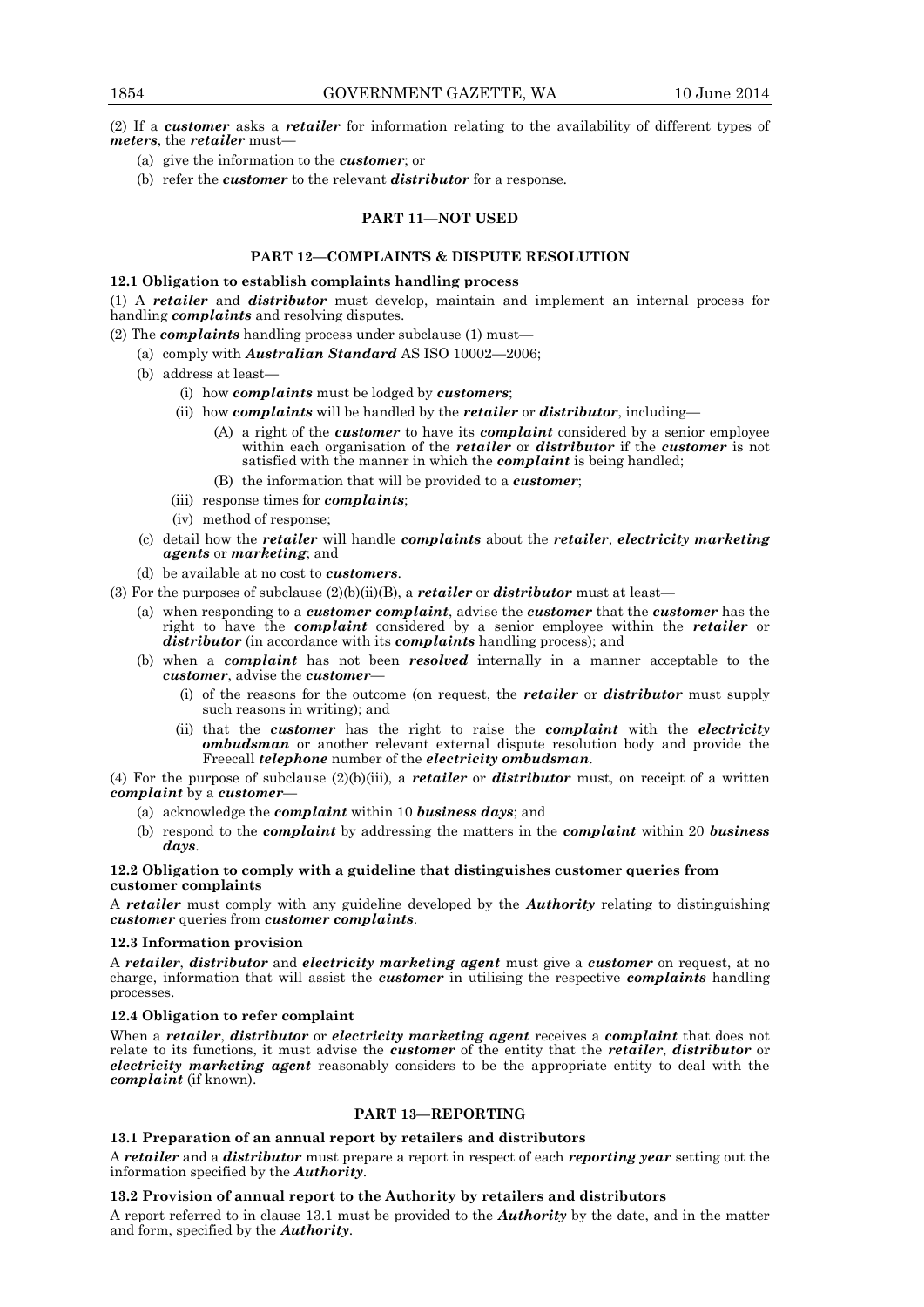(2) If a ***customer*** asks a ***retailer*** for information relating to the availability of different types of ***meters***, the ***retailer*** must—

- (a) give the information to the ***customer***; or
- (b) refer the ***customer*** to the relevant ***distributor*** for a response.

## PART 11—NOT USED

## PART 12—COMPLAINTS & DISPUTE RESOLUTION

### 12.1 Obligation to establish complaints handling process

(1) A ***retailer*** and ***distributor*** must develop, maintain and implement an internal process for handling ***complaints*** and resolving disputes.

(2) The ***complaints*** handling process under subclause (1) must—

- (a) comply with ***Australian Standard*** AS ISO 10002—2006;
- (b) address at least—
  - (i) how ***complaints*** must be lodged by ***customers***;
  - (ii) how ***complaints*** will be handled by the ***retailer*** or ***distributor***, including—
    - (A) a right of the ***customer*** to have its ***complaint*** considered by a senior employee within each organisation of the ***retailer*** or ***distributor*** if the ***customer*** is not satisfied with the manner in which the ***complaint*** is being handled;
    - (B) the information that will be provided to a ***customer***;
  - (iii) response times for ***complaints***;
  - (iv) method of response;
- (c) detail how the ***retailer*** will handle ***complaints*** about the ***retailer***, ***electricity marketing agents*** or ***marketing***; and
- (d) be available at no cost to ***customers***.

(3) For the purposes of subclause (2)(b)(ii)(B), a ***retailer*** or ***distributor*** must at least—

- (a) when responding to a ***customer complaint***, advise the ***customer*** that the ***customer*** has the right to have the ***complaint*** considered by a senior employee within the ***retailer*** or ***distributor*** (in accordance with its ***complaints*** handling process); and
- (b) when a ***complaint*** has not been ***resolved*** internally in a manner acceptable to the ***customer***, advise the ***customer***—
  - (i) of the reasons for the outcome (on request, the ***retailer*** or ***distributor*** must supply such reasons in writing); and
  - (ii) that the ***customer*** has the right to raise the ***complaint*** with the ***electricity ombudsman*** or another relevant external dispute resolution body and provide the Freecall ***telephone*** number of the ***electricity ombudsman***.

(4) For the purpose of subclause (2)(b)(iii), a ***retailer*** or ***distributor*** must, on receipt of a written ***complaint*** by a ***customer***—

- (a) acknowledge the ***complaint*** within 10 ***business days***; and
- (b) respond to the ***complaint*** by addressing the matters in the ***complaint*** within 20 ***business days***.

### 12.2 Obligation to comply with a guideline that distinguishes customer queries from customer complaints

A ***retailer*** must comply with any guideline developed by the ***Authority*** relating to distinguishing ***customer*** queries from ***customer complaints***.

### 12.3 Information provision

A ***retailer***, ***distributor*** and ***electricity marketing agent*** must give a ***customer*** on request, at no charge, information that will assist the ***customer*** in utilising the respective ***complaints*** handling processes.

### 12.4 Obligation to refer complaint

When a ***retailer***, ***distributor*** or ***electricity marketing agent*** receives a ***complaint*** that does not relate to its functions, it must advise the ***customer*** of the entity that the ***retailer***, ***distributor*** or ***electricity marketing agent*** reasonably considers to be the appropriate entity to deal with the ***complaint*** (if known).

## PART 13—REPORTING

### 13.1 Preparation of an annual report by retailers and distributors

A ***retailer*** and a ***distributor*** must prepare a report in respect of each ***reporting year*** setting out the information specified by the ***Authority***.

### 13.2 Provision of annual report to the Authority by retailers and distributors

A report referred to in clause 13.1 must be provided to the ***Authority*** by the date, and in the matter and form, specified by the ***Authority***.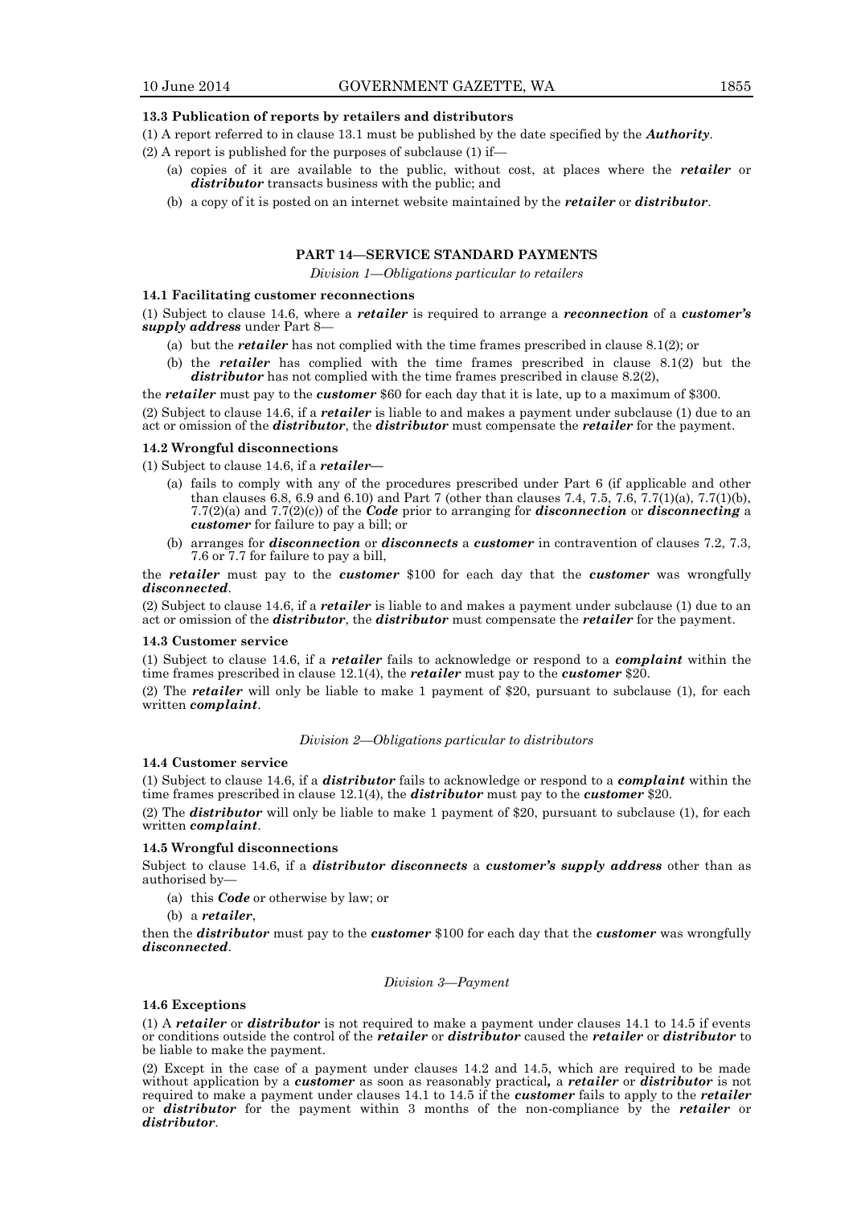**13.3 Publication of reports by retailers and distributors**

(1) A report referred to in clause 13.1 must be published by the date specified by the ***Authority***.

(2) A report is published for the purposes of subclause (1) if—

(a) copies of it are available to the public, without cost, at places where the ***retailer*** or ***distributor*** transacts business with the public; and

(b) a copy of it is posted on an internet website maintained by the ***retailer*** or ***distributor***.

## PART 14—SERVICE STANDARD PAYMENTS

*Division 1—Obligations particular to retailers*

**14.1 Facilitating customer reconnections**

(1) Subject to clause 14.6, where a ***retailer*** is required to arrange a ***reconnection*** of a ***customer's supply address*** under Part 8—

(a) but the ***retailer*** has not complied with the time frames prescribed in clause 8.1(2); or

(b) the ***retailer*** has complied with the time frames prescribed in clause 8.1(2) but the ***distributor*** has not complied with the time frames prescribed in clause 8.2(2),

the ***retailer*** must pay to the ***customer*** $60 for each day that it is late, up to a maximum of $300.

(2) Subject to clause 14.6, if a ***retailer*** is liable to and makes a payment under subclause (1) due to an act or omission of the ***distributor***, the ***distributor*** must compensate the ***retailer*** for the payment.

**14.2 Wrongful disconnections**

(1) Subject to clause 14.6, if a ***retailer***—

(a) fails to comply with any of the procedures prescribed under Part 6 (if applicable and other than clauses 6.8, 6.9 and 6.10) and Part 7 (other than clauses 7.4, 7.5, 7.6, 7.7(1)(a), 7.7(1)(b), 7.7(2)(a) and 7.7(2)(c)) of the ***Code*** prior to arranging for ***disconnection*** or ***disconnecting*** a ***customer*** for failure to pay a bill; or

(b) arranges for ***disconnection*** or ***disconnects*** a ***customer*** in contravention of clauses 7.2, 7.3, 7.6 or 7.7 for failure to pay a bill,

the ***retailer*** must pay to the ***customer*** $100 for each day that the ***customer*** was wrongfully ***disconnected***.

(2) Subject to clause 14.6, if a ***retailer*** is liable to and makes a payment under subclause (1) due to an act or omission of the ***distributor***, the ***distributor*** must compensate the ***retailer*** for the payment.

**14.3 Customer service**

(1) Subject to clause 14.6, if a ***retailer*** fails to acknowledge or respond to a ***complaint*** within the time frames prescribed in clause 12.1(4), the ***retailer*** must pay to the ***customer*** $20.

(2) The ***retailer*** will only be liable to make 1 payment of $20, pursuant to subclause (1), for each written ***complaint***.

*Division 2—Obligations particular to distributors*

**14.4 Customer service**

(1) Subject to clause 14.6, if a ***distributor*** fails to acknowledge or respond to a ***complaint*** within the time frames prescribed in clause 12.1(4), the ***distributor*** must pay to the ***customer*** $20.

(2) The ***distributor*** will only be liable to make 1 payment of $20, pursuant to subclause (1), for each written ***complaint***.

**14.5 Wrongful disconnections**

Subject to clause 14.6, if a ***distributor disconnects*** a ***customer's supply address*** other than as authorised by—

(a) this ***Code*** or otherwise by law; or

(b) a ***retailer***,

then the ***distributor*** must pay to the ***customer*** $100 for each day that the ***customer*** was wrongfully ***disconnected***.

*Division 3—Payment*

**14.6 Exceptions**

(1) A ***retailer*** or ***distributor*** is not required to make a payment under clauses 14.1 to 14.5 if events or conditions outside the control of the ***retailer*** or ***distributor*** caused the ***retailer*** or ***distributor*** to be liable to make the payment.

(2) Except in the case of a payment under clauses 14.2 and 14.5, which are required to be made without application by a ***customer*** as soon as reasonably practical**,** a ***retailer*** or ***distributor*** is not required to make a payment under clauses 14.1 to 14.5 if the ***customer*** fails to apply to the ***retailer*** or ***distributor*** for the payment within 3 months of the non-compliance by the ***retailer*** or ***distributor***.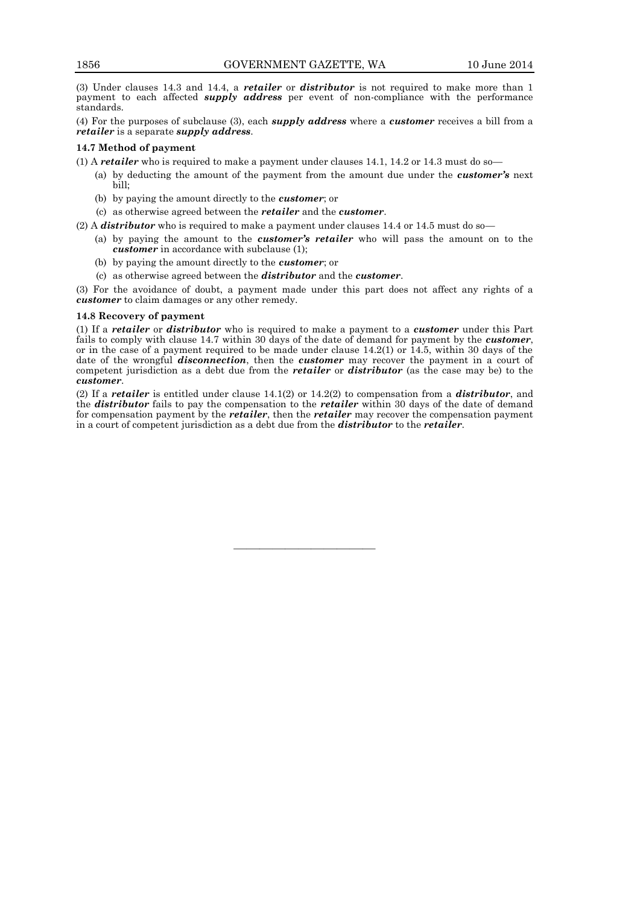(3) Under clauses 14.3 and 14.4, a ***retailer*** or ***distributor*** is not required to make more than 1 payment to each affected ***supply address*** per event of non-compliance with the performance standards.

(4) For the purposes of subclause (3), each ***supply address*** where a ***customer*** receives a bill from a ***retailer*** is a separate ***supply address***.

**14.7 Method of payment**

(1) A ***retailer*** who is required to make a payment under clauses 14.1, 14.2 or 14.3 must do so—

- (a) by deducting the amount of the payment from the amount due under the ***customer's*** next bill;
- (b) by paying the amount directly to the ***customer***; or
- (c) as otherwise agreed between the ***retailer*** and the ***customer***.

(2) A ***distributor*** who is required to make a payment under clauses 14.4 or 14.5 must do so—

- (a) by paying the amount to the ***customer's retailer*** who will pass the amount on to the ***customer*** in accordance with subclause (1);
- (b) by paying the amount directly to the ***customer***; or
- (c) as otherwise agreed between the ***distributor*** and the ***customer***.

(3) For the avoidance of doubt, a payment made under this part does not affect any rights of a ***customer*** to claim damages or any other remedy.

**14.8 Recovery of payment**

(1) If a ***retailer*** or ***distributor*** who is required to make a payment to a ***customer*** under this Part fails to comply with clause 14.7 within 30 days of the date of demand for payment by the ***customer***, or in the case of a payment required to be made under clause 14.2(1) or 14.5, within 30 days of the date of the wrongful ***disconnection***, then the ***customer*** may recover the payment in a court of competent jurisdiction as a debt due from the ***retailer*** or ***distributor*** (as the case may be) to the ***customer***.

(2) If a ***retailer*** is entitled under clause 14.1(2) or 14.2(2) to compensation from a ***distributor***, and the ***distributor*** fails to pay the compensation to the ***retailer*** within 30 days of the date of demand for compensation payment by the ***retailer***, then the ***retailer*** may recover the compensation payment in a court of competent jurisdiction as a debt due from the ***distributor*** to the ***retailer***.

---